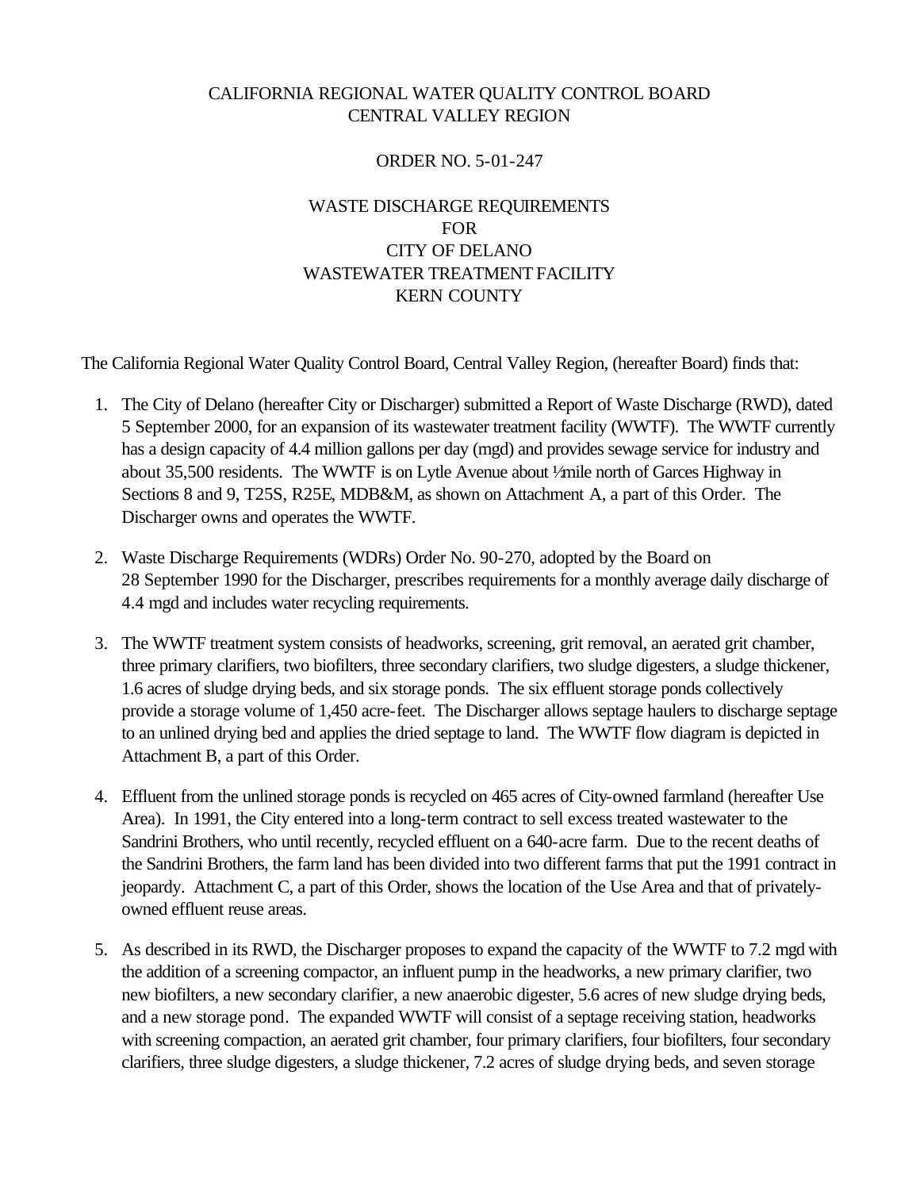CALIFORNIA REGIONAL WATER QUALITY CONTROL BOARD
CENTRAL VALLEY REGION

ORDER NO. 5-01-247

WASTE DISCHARGE REQUIREMENTS
FOR
CITY OF DELANO
WASTEWATER TREATMENT FACILITY
KERN COUNTY

The California Regional Water Quality Control Board, Central Valley Region, (hereafter Board) finds that:

1. The City of Delano (hereafter City or Discharger) submitted a Report of Waste Discharge (RWD), dated 5 September 2000, for an expansion of its wastewater treatment facility (WWTF). The WWTF currently has a design capacity of 4.4 million gallons per day (mgd) and provides sewage service for industry and about 35,500 residents. The WWTF is on Lytle Avenue about ½ mile north of Garces Highway in Sections 8 and 9, T25S, R25E, MDB&M, as shown on Attachment A, a part of this Order. The Discharger owns and operates the WWTF.

2. Waste Discharge Requirements (WDRs) Order No. 90-270, adopted by the Board on 28 September 1990 for the Discharger, prescribes requirements for a monthly average daily discharge of 4.4 mgd and includes water recycling requirements.

3. The WWTF treatment system consists of headworks, screening, grit removal, an aerated grit chamber, three primary clarifiers, two biofilters, three secondary clarifiers, two sludge digesters, a sludge thickener, 1.6 acres of sludge drying beds, and six storage ponds. The six effluent storage ponds collectively provide a storage volume of 1,450 acre-feet. The Discharger allows septage haulers to discharge septage to an unlined drying bed and applies the dried septage to land. The WWTF flow diagram is depicted in Attachment B, a part of this Order.

4. Effluent from the unlined storage ponds is recycled on 465 acres of City-owned farmland (hereafter Use Area). In 1991, the City entered into a long-term contract to sell excess treated wastewater to the Sandrini Brothers, who until recently, recycled effluent on a 640-acre farm. Due to the recent deaths of the Sandrini Brothers, the farm land has been divided into two different farms that put the 1991 contract in jeopardy. Attachment C, a part of this Order, shows the location of the Use Area and that of privately-owned effluent reuse areas.

5. As described in its RWD, the Discharger proposes to expand the capacity of the WWTF to 7.2 mgd with the addition of a screening compactor, an influent pump in the headworks, a new primary clarifier, two new biofilters, a new secondary clarifier, a new anaerobic digester, 5.6 acres of new sludge drying beds, and a new storage pond. The expanded WWTF will consist of a septage receiving station, headworks with screening compaction, an aerated grit chamber, four primary clarifiers, four biofilters, four secondary clarifiers, three sludge digesters, a sludge thickener, 7.2 acres of sludge drying beds, and seven storage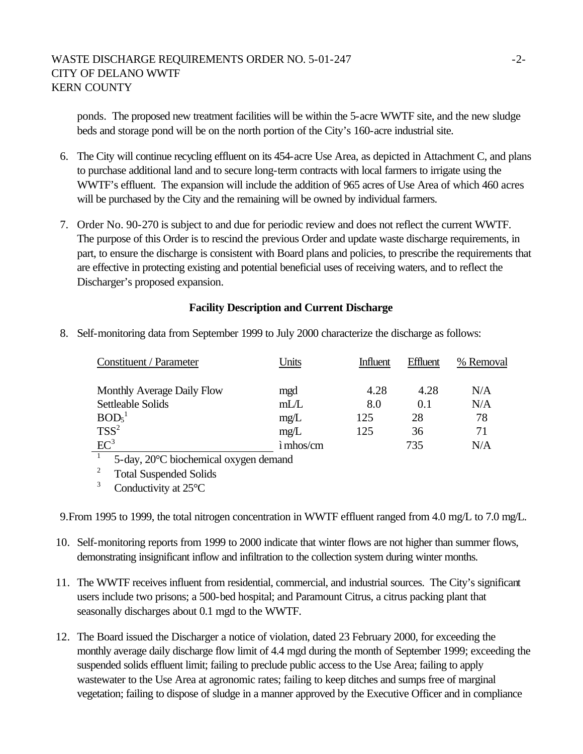ponds. The proposed new treatment facilities will be within the 5-acre WWTF site, and the new sludge beds and storage pond will be on the north portion of the City's 160-acre industrial site.

6. The City will continue recycling effluent on its 454-acre Use Area, as depicted in Attachment C, and plans to purchase additional land and to secure long-term contracts with local farmers to irrigate using the WWTF's effluent. The expansion will include the addition of 965 acres of Use Area of which 460 acres will be purchased by the City and the remaining will be owned by individual farmers.

7. Order No. 90-270 is subject to and due for periodic review and does not reflect the current WWTF. The purpose of this Order is to rescind the previous Order and update waste discharge requirements, in part, to ensure the discharge is consistent with Board plans and policies, to prescribe the requirements that are effective in protecting existing and potential beneficial uses of receiving waters, and to reflect the Discharger's proposed expansion.

**Facility Description and Current Discharge**

8. Self-monitoring data from September 1999 to July 2000 characterize the discharge as follows:

| Constituent / Parameter | Units | Influent | Effluent | % Removal |
|---|---|---|---|---|
| Monthly Average Daily Flow | mgd | 4.28 | 4.28 | N/A |
| Settleable Solids | mL/L | 8.0 | 0.1 | N/A |
| $BOD_5$[1] | mg/L | 125 | 28 | 78 |
| TSS[2] | mg/L | 125 | 36 | 71 |
| EC[3] | μmhos/cm | | 735 | N/A |

[1] 5-day, 20°C biochemical oxygen demand

[2] Total Suspended Solids

[3] Conductivity at 25°C

9. From 1995 to 1999, the total nitrogen concentration in WWTF effluent ranged from 4.0 mg/L to 7.0 mg/L.

10. Self-monitoring reports from 1999 to 2000 indicate that winter flows are not higher than summer flows, demonstrating insignificant inflow and infiltration to the collection system during winter months.

11. The WWTF receives influent from residential, commercial, and industrial sources. The City's significant users include two prisons; a 500-bed hospital; and Paramount Citrus, a citrus packing plant that seasonally discharges about 0.1 mgd to the WWTF.

12. The Board issued the Discharger a notice of violation, dated 23 February 2000, for exceeding the monthly average daily discharge flow limit of 4.4 mgd during the month of September 1999; exceeding the suspended solids effluent limit; failing to preclude public access to the Use Area; failing to apply wastewater to the Use Area at agronomic rates; failing to keep ditches and sumps free of marginal vegetation; failing to dispose of sludge in a manner approved by the Executive Officer and in compliance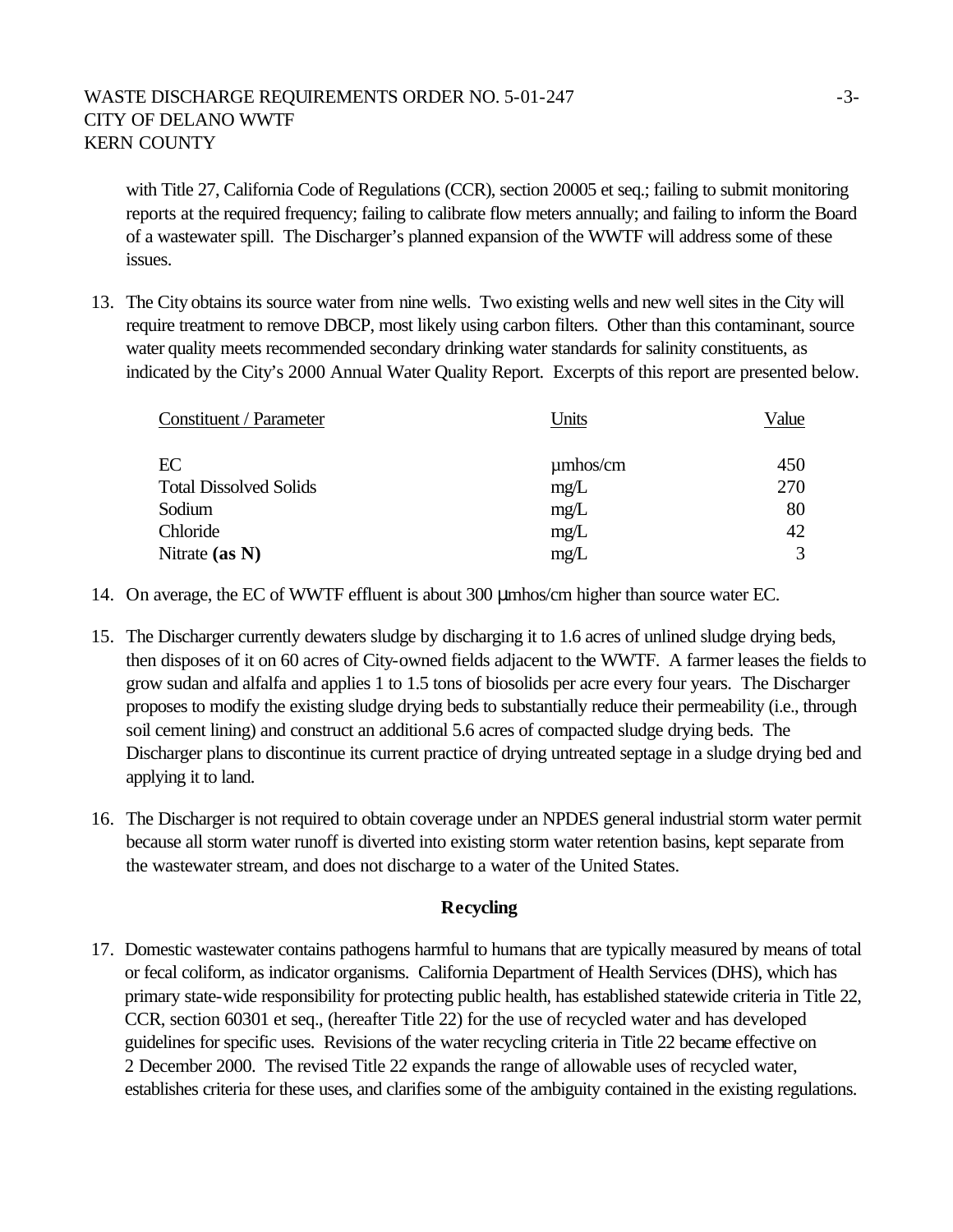with Title 27, California Code of Regulations (CCR), section 20005 et seq.; failing to submit monitoring reports at the required frequency; failing to calibrate flow meters annually; and failing to inform the Board of a wastewater spill. The Discharger's planned expansion of the WWTF will address some of these issues.

13. The City obtains its source water from nine wells. Two existing wells and new well sites in the City will require treatment to remove DBCP, most likely using carbon filters. Other than this contaminant, source water quality meets recommended secondary drinking water standards for salinity constituents, as indicated by the City's 2000 Annual Water Quality Report. Excerpts of this report are presented below.

| Constituent / Parameter | Units | Value |
|---|---|---|
| EC | µmhos/cm | 450 |
| Total Dissolved Solids | mg/L | 270 |
| Sodium | mg/L | 80 |
| Chloride | mg/L | 42 |
| Nitrate **(as N)** | mg/L | 3 |

14. On average, the EC of WWTF effluent is about 300 µmhos/cm higher than source water EC.

15. The Discharger currently dewaters sludge by discharging it to 1.6 acres of unlined sludge drying beds, then disposes of it on 60 acres of City-owned fields adjacent to the WWTF. A farmer leases the fields to grow sudan and alfalfa and applies 1 to 1.5 tons of biosolids per acre every four years. The Discharger proposes to modify the existing sludge drying beds to substantially reduce their permeability (i.e., through soil cement lining) and construct an additional 5.6 acres of compacted sludge drying beds. The Discharger plans to discontinue its current practice of drying untreated septage in a sludge drying bed and applying it to land.

16. The Discharger is not required to obtain coverage under an NPDES general industrial storm water permit because all storm water runoff is diverted into existing storm water retention basins, kept separate from the wastewater stream, and does not discharge to a water of the United States.

## Recycling

17. Domestic wastewater contains pathogens harmful to humans that are typically measured by means of total or fecal coliform, as indicator organisms. California Department of Health Services (DHS), which has primary state-wide responsibility for protecting public health, has established statewide criteria in Title 22, CCR, section 60301 et seq., (hereafter Title 22) for the use of recycled water and has developed guidelines for specific uses. Revisions of the water recycling criteria in Title 22 became effective on 2 December 2000. The revised Title 22 expands the range of allowable uses of recycled water, establishes criteria for these uses, and clarifies some of the ambiguity contained in the existing regulations.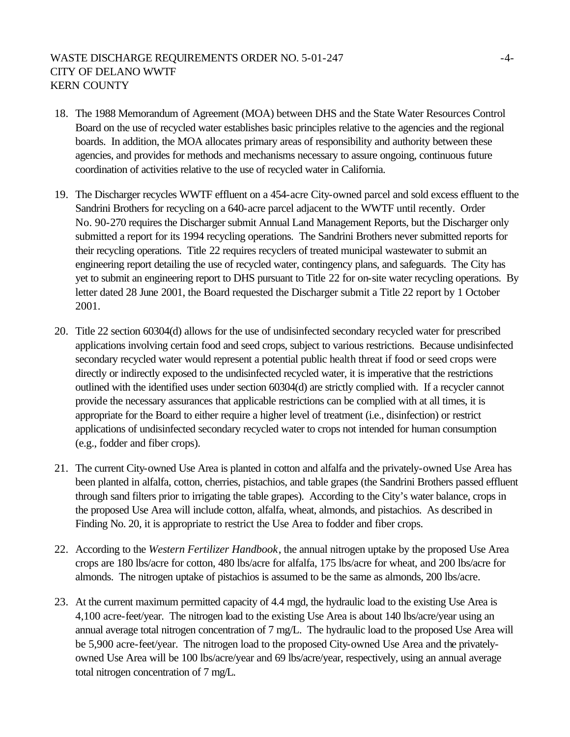18. The 1988 Memorandum of Agreement (MOA) between DHS and the State Water Resources Control Board on the use of recycled water establishes basic principles relative to the agencies and the regional boards. In addition, the MOA allocates primary areas of responsibility and authority between these agencies, and provides for methods and mechanisms necessary to assure ongoing, continuous future coordination of activities relative to the use of recycled water in California.

19. The Discharger recycles WWTF effluent on a 454-acre City-owned parcel and sold excess effluent to the Sandrini Brothers for recycling on a 640-acre parcel adjacent to the WWTF until recently. Order No. 90-270 requires the Discharger submit Annual Land Management Reports, but the Discharger only submitted a report for its 1994 recycling operations. The Sandrini Brothers never submitted reports for their recycling operations. Title 22 requires recyclers of treated municipal wastewater to submit an engineering report detailing the use of recycled water, contingency plans, and safeguards. The City has yet to submit an engineering report to DHS pursuant to Title 22 for on-site water recycling operations. By letter dated 28 June 2001, the Board requested the Discharger submit a Title 22 report by 1 October 2001.

20. Title 22 section 60304(d) allows for the use of undisinfected secondary recycled water for prescribed applications involving certain food and seed crops, subject to various restrictions. Because undisinfected secondary recycled water would represent a potential public health threat if food or seed crops were directly or indirectly exposed to the undisinfected recycled water, it is imperative that the restrictions outlined with the identified uses under section 60304(d) are strictly complied with. If a recycler cannot provide the necessary assurances that applicable restrictions can be complied with at all times, it is appropriate for the Board to either require a higher level of treatment (i.e., disinfection) or restrict applications of undisinfected secondary recycled water to crops not intended for human consumption (e.g., fodder and fiber crops).

21. The current City-owned Use Area is planted in cotton and alfalfa and the privately-owned Use Area has been planted in alfalfa, cotton, cherries, pistachios, and table grapes (the Sandrini Brothers passed effluent through sand filters prior to irrigating the table grapes). According to the City's water balance, crops in the proposed Use Area will include cotton, alfalfa, wheat, almonds, and pistachios. As described in Finding No. 20, it is appropriate to restrict the Use Area to fodder and fiber crops.

22. According to the *Western Fertilizer Handbook*, the annual nitrogen uptake by the proposed Use Area crops are 180 lbs/acre for cotton, 480 lbs/acre for alfalfa, 175 lbs/acre for wheat, and 200 lbs/acre for almonds. The nitrogen uptake of pistachios is assumed to be the same as almonds, 200 lbs/acre.

23. At the current maximum permitted capacity of 4.4 mgd, the hydraulic load to the existing Use Area is 4,100 acre-feet/year. The nitrogen load to the existing Use Area is about 140 lbs/acre/year using an annual average total nitrogen concentration of 7 mg/L. The hydraulic load to the proposed Use Area will be 5,900 acre-feet/year. The nitrogen load to the proposed City-owned Use Area and the privately-owned Use Area will be 100 lbs/acre/year and 69 lbs/acre/year, respectively, using an annual average total nitrogen concentration of 7 mg/L.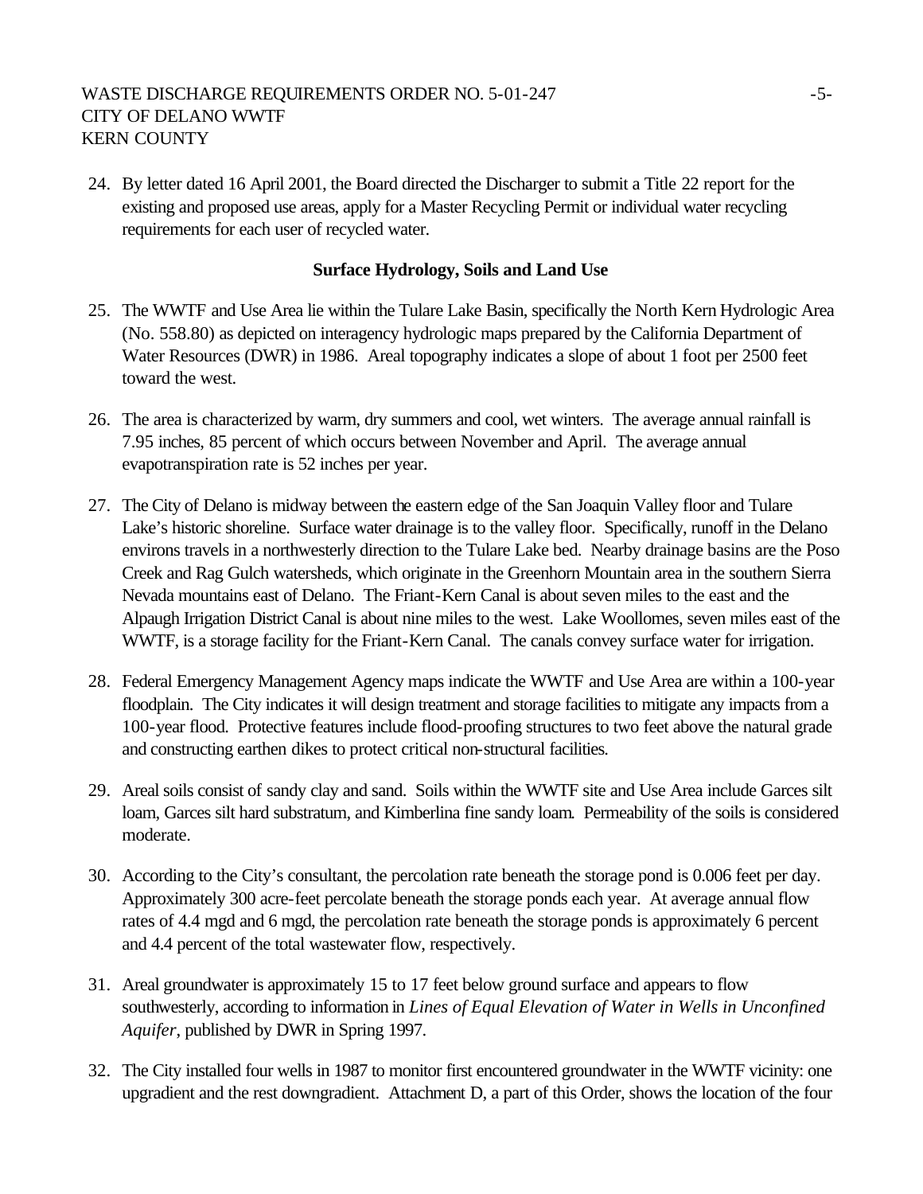24. By letter dated 16 April 2001, the Board directed the Discharger to submit a Title 22 report for the existing and proposed use areas, apply for a Master Recycling Permit or individual water recycling requirements for each user of recycled water.

**Surface Hydrology, Soils and Land Use**

25. The WWTF and Use Area lie within the Tulare Lake Basin, specifically the North Kern Hydrologic Area (No. 558.80) as depicted on interagency hydrologic maps prepared by the California Department of Water Resources (DWR) in 1986. Areal topography indicates a slope of about 1 foot per 2500 feet toward the west.

26. The area is characterized by warm, dry summers and cool, wet winters. The average annual rainfall is 7.95 inches, 85 percent of which occurs between November and April. The average annual evapotranspiration rate is 52 inches per year.

27. The City of Delano is midway between the eastern edge of the San Joaquin Valley floor and Tulare Lake's historic shoreline. Surface water drainage is to the valley floor. Specifically, runoff in the Delano environs travels in a northwesterly direction to the Tulare Lake bed. Nearby drainage basins are the Poso Creek and Rag Gulch watersheds, which originate in the Greenhorn Mountain area in the southern Sierra Nevada mountains east of Delano. The Friant-Kern Canal is about seven miles to the east and the Alpaugh Irrigation District Canal is about nine miles to the west. Lake Woollomes, seven miles east of the WWTF, is a storage facility for the Friant-Kern Canal. The canals convey surface water for irrigation.

28. Federal Emergency Management Agency maps indicate the WWTF and Use Area are within a 100-year floodplain. The City indicates it will design treatment and storage facilities to mitigate any impacts from a 100-year flood. Protective features include flood-proofing structures to two feet above the natural grade and constructing earthen dikes to protect critical non-structural facilities.

29. Areal soils consist of sandy clay and sand. Soils within the WWTF site and Use Area include Garces silt loam, Garces silt hard substratum, and Kimberlina fine sandy loam. Permeability of the soils is considered moderate.

30. According to the City's consultant, the percolation rate beneath the storage pond is 0.006 feet per day. Approximately 300 acre-feet percolate beneath the storage ponds each year. At average annual flow rates of 4.4 mgd and 6 mgd, the percolation rate beneath the storage ponds is approximately 6 percent and 4.4 percent of the total wastewater flow, respectively.

31. Areal groundwater is approximately 15 to 17 feet below ground surface and appears to flow southwesterly, according to information in *Lines of Equal Elevation of Water in Wells in Unconfined Aquifer*, published by DWR in Spring 1997.

32. The City installed four wells in 1987 to monitor first encountered groundwater in the WWTF vicinity: one upgradient and the rest downgradient. Attachment D, a part of this Order, shows the location of the four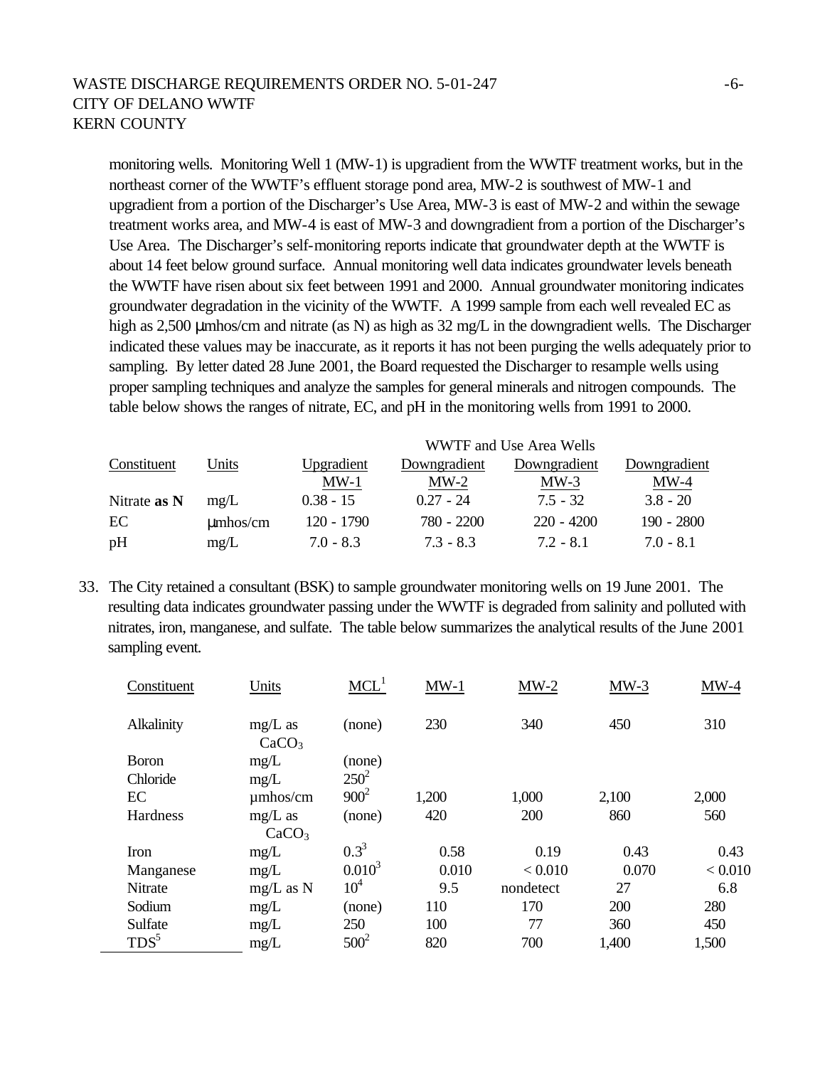monitoring wells. Monitoring Well 1 (MW-1) is upgradient from the WWTF treatment works, but in the northeast corner of the WWTF's effluent storage pond area, MW-2 is southwest of MW-1 and upgradient from a portion of the Discharger's Use Area, MW-3 is east of MW-2 and within the sewage treatment works area, and MW-4 is east of MW-3 and downgradient from a portion of the Discharger's Use Area. The Discharger's self-monitoring reports indicate that groundwater depth at the WWTF is about 14 feet below ground surface. Annual monitoring well data indicates groundwater levels beneath the WWTF have risen about six feet between 1991 and 2000. Annual groundwater monitoring indicates groundwater degradation in the vicinity of the WWTF. A 1999 sample from each well revealed EC as high as 2,500 μmhos/cm and nitrate (as N) as high as 32 mg/L in the downgradient wells. The Discharger indicated these values may be inaccurate, as it reports it has not been purging the wells adequately prior to sampling. By letter dated 28 June 2001, the Board requested the Discharger to resample wells using proper sampling techniques and analyze the samples for general minerals and nitrogen compounds. The table below shows the ranges of nitrate, EC, and pH in the monitoring wells from 1991 to 2000.

| | | WWTF and Use Area Wells | | | |
|---|---|---|---|---|---|
| Constituent | Units | Upgradient MW-1 | Downgradient MW-2 | Downgradient MW-3 | Downgradient MW-4 |
| Nitrate **as N** | mg/L | 0.38 - 15 | 0.27 - 24 | 7.5 - 32 | 3.8 - 20 |
| EC | μmhos/cm | 120 - 1790 | 780 - 2200 | 220 - 4200 | 190 - 2800 |
| pH | mg/L | 7.0 - 8.3 | 7.3 - 8.3 | 7.2 - 8.1 | 7.0 - 8.1 |

33. The City retained a consultant (BSK) to sample groundwater monitoring wells on 19 June 2001. The resulting data indicates groundwater passing under the WWTF is degraded from salinity and polluted with nitrates, iron, manganese, and sulfate. The table below summarizes the analytical results of the June 2001 sampling event.

| Constituent | Units | MCL[1] | MW-1 | MW-2 | MW-3 | MW-4 |
|---|---|---|---|---|---|---|
| Alkalinity | mg/L as $CaCO_3$ | (none) | 230 | 340 | 450 | 310 |
| Boron | mg/L | (none) | | | | |
| Chloride | mg/L | 250[2] | | | | |
| EC | μmhos/cm | 900[2] | 1,200 | 1,000 | 2,100 | 2,000 |
| Hardness | mg/L as $CaCO_3$ | (none) | 420 | 200 | 860 | 560 |
| Iron | mg/L | 0.3[3] | 0.58 | 0.19 | 0.43 | 0.43 |
| Manganese | mg/L | 0.010[3] | 0.010 | < 0.010 | 0.070 | < 0.010 |
| Nitrate | mg/L as N | 10[4] | 9.5 | nondetect | 27 | 6.8 |
| Sodium | mg/L | (none) | 110 | 170 | 200 | 280 |
| Sulfate | mg/L | 250 | 100 | 77 | 360 | 450 |
| TDS[5] | mg/L | 500[2] | 820 | 700 | 1,400 | 1,500 |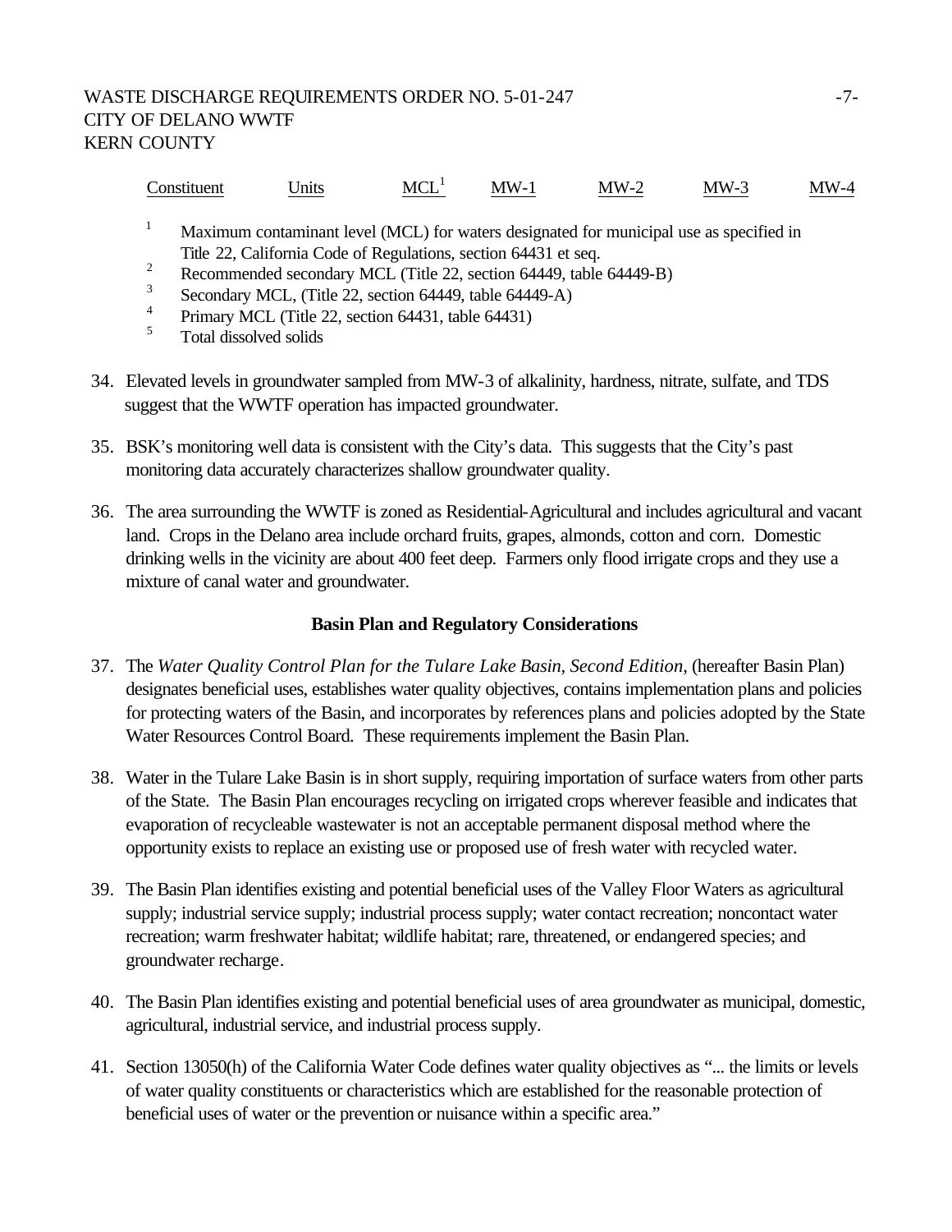| Constituent | Units | MCL[1] | MW-1 | MW-2 | MW-3 | MW-4 |
|---|---|---|---|---|---|---|

[1] Maximum contaminant level (MCL) for waters designated for municipal use as specified in Title 22, California Code of Regulations, section 64431 et seq.

[2] Recommended secondary MCL (Title 22, section 64449, table 64449-B)

[3] Secondary MCL, (Title 22, section 64449, table 64449-A)

[4] Primary MCL (Title 22, section 64431, table 64431)

[5] Total dissolved solids

34. Elevated levels in groundwater sampled from MW-3 of alkalinity, hardness, nitrate, sulfate, and TDS suggest that the WWTF operation has impacted groundwater.

35. BSK's monitoring well data is consistent with the City's data. This suggests that the City's past monitoring data accurately characterizes shallow groundwater quality.

36. The area surrounding the WWTF is zoned as Residential-Agricultural and includes agricultural and vacant land. Crops in the Delano area include orchard fruits, grapes, almonds, cotton and corn. Domestic drinking wells in the vicinity are about 400 feet deep. Farmers only flood irrigate crops and they use a mixture of canal water and groundwater.

### Basin Plan and Regulatory Considerations

37. The *Water Quality Control Plan for the Tulare Lake Basin, Second Edition*, (hereafter Basin Plan) designates beneficial uses, establishes water quality objectives, contains implementation plans and policies for protecting waters of the Basin, and incorporates by references plans and policies adopted by the State Water Resources Control Board. These requirements implement the Basin Plan.

38. Water in the Tulare Lake Basin is in short supply, requiring importation of surface waters from other parts of the State. The Basin Plan encourages recycling on irrigated crops wherever feasible and indicates that evaporation of recycleable wastewater is not an acceptable permanent disposal method where the opportunity exists to replace an existing use or proposed use of fresh water with recycled water.

39. The Basin Plan identifies existing and potential beneficial uses of the Valley Floor Waters as agricultural supply; industrial service supply; industrial process supply; water contact recreation; noncontact water recreation; warm freshwater habitat; wildlife habitat; rare, threatened, or endangered species; and groundwater recharge.

40. The Basin Plan identifies existing and potential beneficial uses of area groundwater as municipal, domestic, agricultural, industrial service, and industrial process supply.

41. Section 13050(h) of the California Water Code defines water quality objectives as "... the limits or levels of water quality constituents or characteristics which are established for the reasonable protection of beneficial uses of water or the prevention or nuisance within a specific area."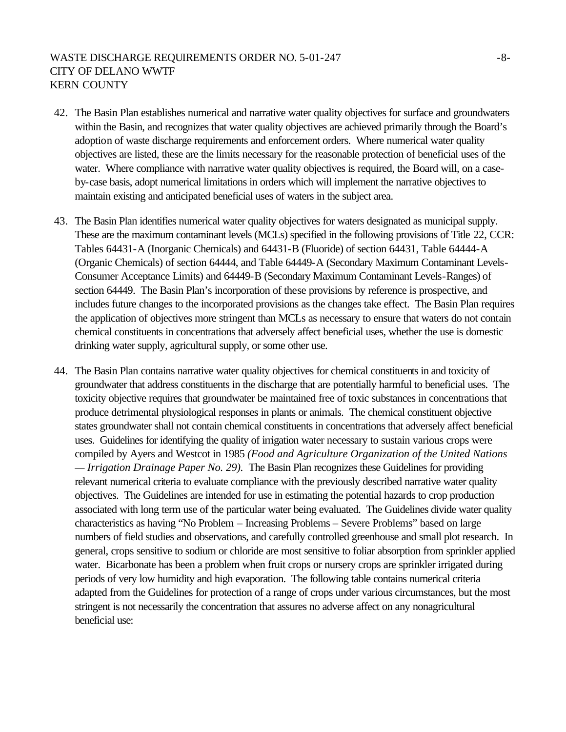42. The Basin Plan establishes numerical and narrative water quality objectives for surface and groundwaters within the Basin, and recognizes that water quality objectives are achieved primarily through the Board's adoption of waste discharge requirements and enforcement orders. Where numerical water quality objectives are listed, these are the limits necessary for the reasonable protection of beneficial uses of the water. Where compliance with narrative water quality objectives is required, the Board will, on a case-by-case basis, adopt numerical limitations in orders which will implement the narrative objectives to maintain existing and anticipated beneficial uses of waters in the subject area.

43. The Basin Plan identifies numerical water quality objectives for waters designated as municipal supply. These are the maximum contaminant levels (MCLs) specified in the following provisions of Title 22, CCR: Tables 64431-A (Inorganic Chemicals) and 64431-B (Fluoride) of section 64431, Table 64444-A (Organic Chemicals) of section 64444, and Table 64449-A (Secondary Maximum Contaminant Levels-Consumer Acceptance Limits) and 64449-B (Secondary Maximum Contaminant Levels-Ranges) of section 64449. The Basin Plan's incorporation of these provisions by reference is prospective, and includes future changes to the incorporated provisions as the changes take effect. The Basin Plan requires the application of objectives more stringent than MCLs as necessary to ensure that waters do not contain chemical constituents in concentrations that adversely affect beneficial uses, whether the use is domestic drinking water supply, agricultural supply, or some other use.

44. The Basin Plan contains narrative water quality objectives for chemical constituents in and toxicity of groundwater that address constituents in the discharge that are potentially harmful to beneficial uses. The toxicity objective requires that groundwater be maintained free of toxic substances in concentrations that produce detrimental physiological responses in plants or animals. The chemical constituent objective states groundwater shall not contain chemical constituents in concentrations that adversely affect beneficial uses. Guidelines for identifying the quality of irrigation water necessary to sustain various crops were compiled by Ayers and Westcot in 1985 *(Food and Agriculture Organization of the United Nations — Irrigation Drainage Paper No. 29)*. The Basin Plan recognizes these Guidelines for providing relevant numerical criteria to evaluate compliance with the previously described narrative water quality objectives. The Guidelines are intended for use in estimating the potential hazards to crop production associated with long term use of the particular water being evaluated. The Guidelines divide water quality characteristics as having "No Problem – Increasing Problems – Severe Problems" based on large numbers of field studies and observations, and carefully controlled greenhouse and small plot research. In general, crops sensitive to sodium or chloride are most sensitive to foliar absorption from sprinkler applied water. Bicarbonate has been a problem when fruit crops or nursery crops are sprinkler irrigated during periods of very low humidity and high evaporation. The following table contains numerical criteria adapted from the Guidelines for protection of a range of crops under various circumstances, but the most stringent is not necessarily the concentration that assures no adverse affect on any nonagricultural beneficial use: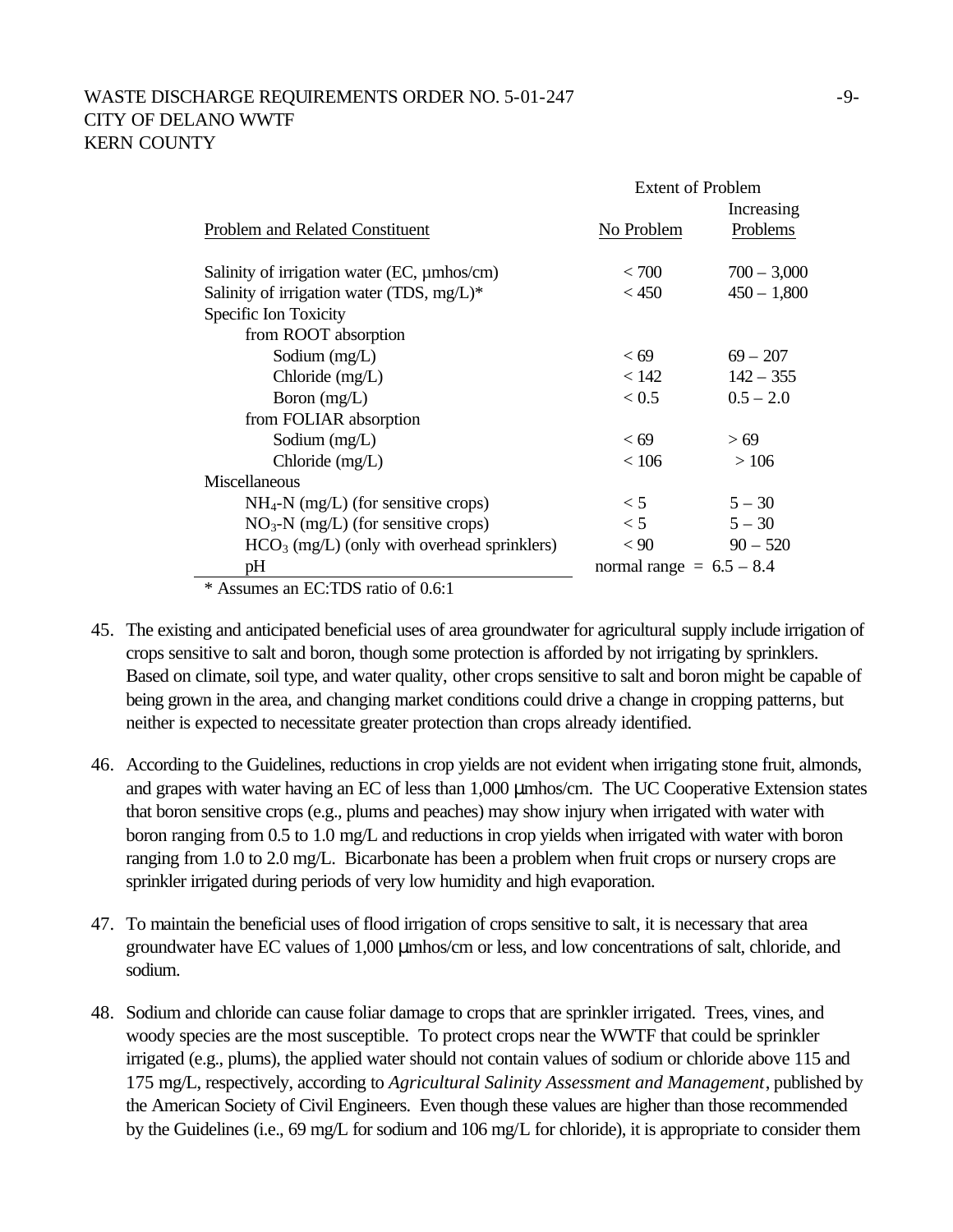| Problem and Related Constituent | Extent of Problem: No Problem | Extent of Problem: Increasing Problems |
|---|---|---|
| Salinity of irrigation water (EC, µmhos/cm) | < 700 | 700 – 3,000 |
| Salinity of irrigation water (TDS, mg/L)* | < 450 | 450 – 1,800 |
| Specific Ion Toxicity | | |
| from ROOT absorption | | |
| Sodium (mg/L) | < 69 | 69 – 207 |
| Chloride (mg/L) | < 142 | 142 – 355 |
| Boron (mg/L) | < 0.5 | 0.5 – 2.0 |
| from FOLIAR absorption | | |
| Sodium (mg/L) | < 69 | > 69 |
| Chloride (mg/L) | < 106 | > 106 |
| Miscellaneous | | |
| $NH_4$-N (mg/L) (for sensitive crops) | < 5 | 5 – 30 |
| $NO_3$-N (mg/L) (for sensitive crops) | < 5 | 5 – 30 |
| $HCO_3$ (mg/L) (only with overhead sprinklers) | < 90 | 90 – 520 |
| pH | normal range = 6.5 – 8.4 | |

\* Assumes an EC:TDS ratio of 0.6:1

45. The existing and anticipated beneficial uses of area groundwater for agricultural supply include irrigation of crops sensitive to salt and boron, though some protection is afforded by not irrigating by sprinklers. Based on climate, soil type, and water quality, other crops sensitive to salt and boron might be capable of being grown in the area, and changing market conditions could drive a change in cropping patterns, but neither is expected to necessitate greater protection than crops already identified.

46. According to the Guidelines, reductions in crop yields are not evident when irrigating stone fruit, almonds, and grapes with water having an EC of less than 1,000 µmhos/cm. The UC Cooperative Extension states that boron sensitive crops (e.g., plums and peaches) may show injury when irrigated with water with boron ranging from 0.5 to 1.0 mg/L and reductions in crop yields when irrigated with water with boron ranging from 1.0 to 2.0 mg/L. Bicarbonate has been a problem when fruit crops or nursery crops are sprinkler irrigated during periods of very low humidity and high evaporation.

47. To maintain the beneficial uses of flood irrigation of crops sensitive to salt, it is necessary that area groundwater have EC values of 1,000 µmhos/cm or less, and low concentrations of salt, chloride, and sodium.

48. Sodium and chloride can cause foliar damage to crops that are sprinkler irrigated. Trees, vines, and woody species are the most susceptible. To protect crops near the WWTF that could be sprinkler irrigated (e.g., plums), the applied water should not contain values of sodium or chloride above 115 and 175 mg/L, respectively, according to *Agricultural Salinity Assessment and Management*, published by the American Society of Civil Engineers. Even though these values are higher than those recommended by the Guidelines (i.e., 69 mg/L for sodium and 106 mg/L for chloride), it is appropriate to consider them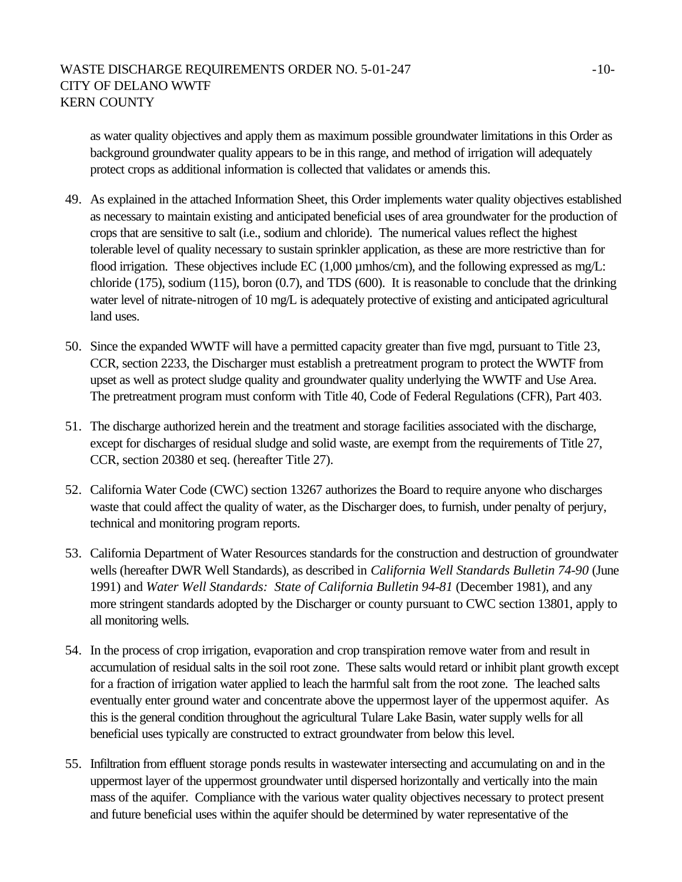as water quality objectives and apply them as maximum possible groundwater limitations in this Order as background groundwater quality appears to be in this range, and method of irrigation will adequately protect crops as additional information is collected that validates or amends this.

49. As explained in the attached Information Sheet, this Order implements water quality objectives established as necessary to maintain existing and anticipated beneficial uses of area groundwater for the production of crops that are sensitive to salt (i.e., sodium and chloride). The numerical values reflect the highest tolerable level of quality necessary to sustain sprinkler application, as these are more restrictive than for flood irrigation. These objectives include EC (1,000 µmhos/cm), and the following expressed as mg/L: chloride (175), sodium (115), boron (0.7), and TDS (600). It is reasonable to conclude that the drinking water level of nitrate-nitrogen of 10 mg/L is adequately protective of existing and anticipated agricultural land uses.

50. Since the expanded WWTF will have a permitted capacity greater than five mgd, pursuant to Title 23, CCR, section 2233, the Discharger must establish a pretreatment program to protect the WWTF from upset as well as protect sludge quality and groundwater quality underlying the WWTF and Use Area. The pretreatment program must conform with Title 40, Code of Federal Regulations (CFR), Part 403.

51. The discharge authorized herein and the treatment and storage facilities associated with the discharge, except for discharges of residual sludge and solid waste, are exempt from the requirements of Title 27, CCR, section 20380 et seq. (hereafter Title 27).

52. California Water Code (CWC) section 13267 authorizes the Board to require anyone who discharges waste that could affect the quality of water, as the Discharger does, to furnish, under penalty of perjury, technical and monitoring program reports.

53. California Department of Water Resources standards for the construction and destruction of groundwater wells (hereafter DWR Well Standards), as described in *California Well Standards Bulletin 74-90* (June 1991) and *Water Well Standards: State of California Bulletin 94-81* (December 1981), and any more stringent standards adopted by the Discharger or county pursuant to CWC section 13801, apply to all monitoring wells.

54. In the process of crop irrigation, evaporation and crop transpiration remove water from and result in accumulation of residual salts in the soil root zone. These salts would retard or inhibit plant growth except for a fraction of irrigation water applied to leach the harmful salt from the root zone. The leached salts eventually enter ground water and concentrate above the uppermost layer of the uppermost aquifer. As this is the general condition throughout the agricultural Tulare Lake Basin, water supply wells for all beneficial uses typically are constructed to extract groundwater from below this level.

55. Infiltration from effluent storage ponds results in wastewater intersecting and accumulating on and in the uppermost layer of the uppermost groundwater until dispersed horizontally and vertically into the main mass of the aquifer. Compliance with the various water quality objectives necessary to protect present and future beneficial uses within the aquifer should be determined by water representative of the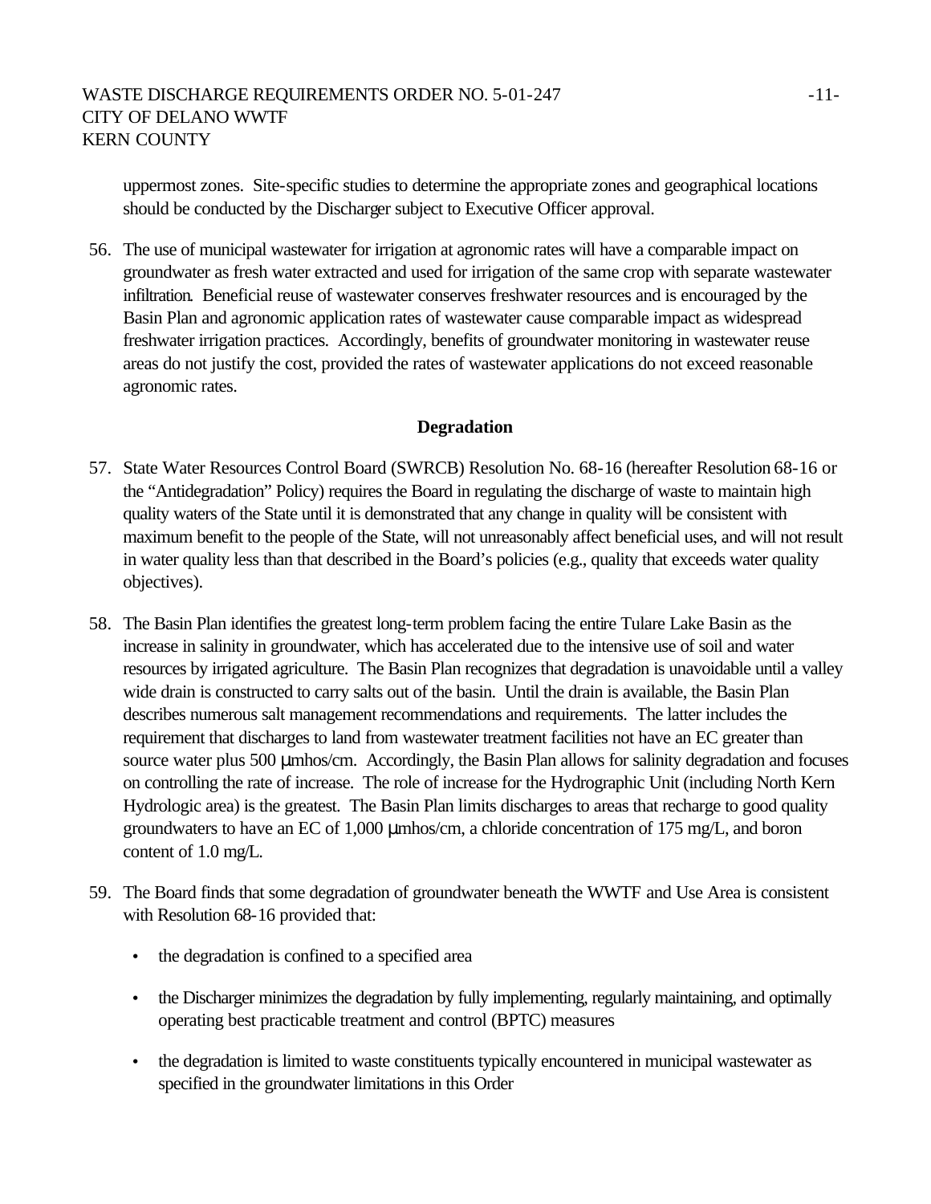uppermost zones. Site-specific studies to determine the appropriate zones and geographical locations should be conducted by the Discharger subject to Executive Officer approval.

56. The use of municipal wastewater for irrigation at agronomic rates will have a comparable impact on groundwater as fresh water extracted and used for irrigation of the same crop with separate wastewater infiltration. Beneficial reuse of wastewater conserves freshwater resources and is encouraged by the Basin Plan and agronomic application rates of wastewater cause comparable impact as widespread freshwater irrigation practices. Accordingly, benefits of groundwater monitoring in wastewater reuse areas do not justify the cost, provided the rates of wastewater applications do not exceed reasonable agronomic rates.

## Degradation

57. State Water Resources Control Board (SWRCB) Resolution No. 68-16 (hereafter Resolution 68-16 or the "Antidegradation" Policy) requires the Board in regulating the discharge of waste to maintain high quality waters of the State until it is demonstrated that any change in quality will be consistent with maximum benefit to the people of the State, will not unreasonably affect beneficial uses, and will not result in water quality less than that described in the Board's policies (e.g., quality that exceeds water quality objectives).

58. The Basin Plan identifies the greatest long-term problem facing the entire Tulare Lake Basin as the increase in salinity in groundwater, which has accelerated due to the intensive use of soil and water resources by irrigated agriculture. The Basin Plan recognizes that degradation is unavoidable until a valley wide drain is constructed to carry salts out of the basin. Until the drain is available, the Basin Plan describes numerous salt management recommendations and requirements. The latter includes the requirement that discharges to land from wastewater treatment facilities not have an EC greater than source water plus 500 µmhos/cm. Accordingly, the Basin Plan allows for salinity degradation and focuses on controlling the rate of increase. The role of increase for the Hydrographic Unit (including North Kern Hydrologic area) is the greatest. The Basin Plan limits discharges to areas that recharge to good quality groundwaters to have an EC of 1,000 µmhos/cm, a chloride concentration of 175 mg/L, and boron content of 1.0 mg/L.

59. The Board finds that some degradation of groundwater beneath the WWTF and Use Area is consistent with Resolution 68-16 provided that:

   - the degradation is confined to a specified area
   - the Discharger minimizes the degradation by fully implementing, regularly maintaining, and optimally operating best practicable treatment and control (BPTC) measures
   - the degradation is limited to waste constituents typically encountered in municipal wastewater as specified in the groundwater limitations in this Order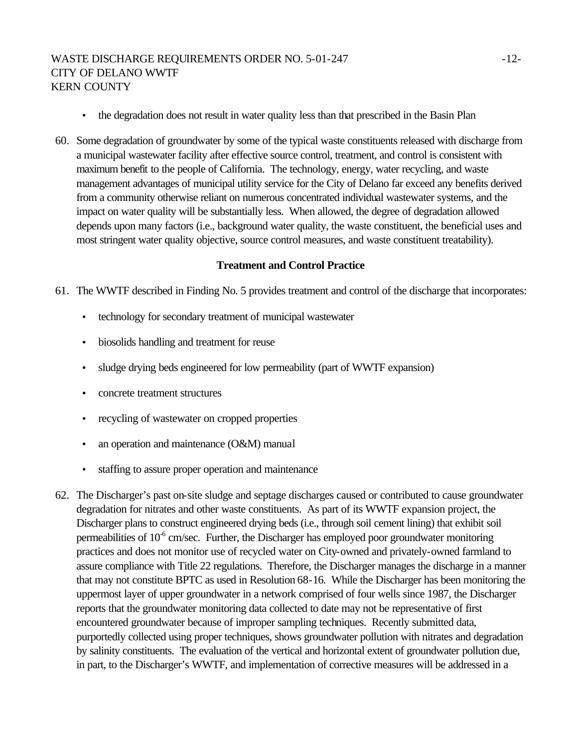- the degradation does not result in water quality less than that prescribed in the Basin Plan

60. Some degradation of groundwater by some of the typical waste constituents released with discharge from a municipal wastewater facility after effective source control, treatment, and control is consistent with maximum benefit to the people of California. The technology, energy, water recycling, and waste management advantages of municipal utility service for the City of Delano far exceed any benefits derived from a community otherwise reliant on numerous concentrated individual wastewater systems, and the impact on water quality will be substantially less. When allowed, the degree of degradation allowed depends upon many factors (i.e., background water quality, the waste constituent, the beneficial uses and most stringent water quality objective, source control measures, and waste constituent treatability).

**Treatment and Control Practice**

61. The WWTF described in Finding No. 5 provides treatment and control of the discharge that incorporates:

    - technology for secondary treatment of municipal wastewater
    - biosolids handling and treatment for reuse
    - sludge drying beds engineered for low permeability (part of WWTF expansion)
    - concrete treatment structures
    - recycling of wastewater on cropped properties
    - an operation and maintenance (O&M) manual
    - staffing to assure proper operation and maintenance

62. The Discharger's past on-site sludge and septage discharges caused or contributed to cause groundwater degradation for nitrates and other waste constituents. As part of its WWTF expansion project, the Discharger plans to construct engineered drying beds (i.e., through soil cement lining) that exhibit soil permeabilities of $10^{-6}$ cm/sec. Further, the Discharger has employed poor groundwater monitoring practices and does not monitor use of recycled water on City-owned and privately-owned farmland to assure compliance with Title 22 regulations. Therefore, the Discharger manages the discharge in a manner that may not constitute BPTC as used in Resolution 68-16. While the Discharger has been monitoring the uppermost layer of upper groundwater in a network comprised of four wells since 1987, the Discharger reports that the groundwater monitoring data collected to date may not be representative of first encountered groundwater because of improper sampling techniques. Recently submitted data, purportedly collected using proper techniques, shows groundwater pollution with nitrates and degradation by salinity constituents. The evaluation of the vertical and horizontal extent of groundwater pollution due, in part, to the Discharger's WWTF, and implementation of corrective measures will be addressed in a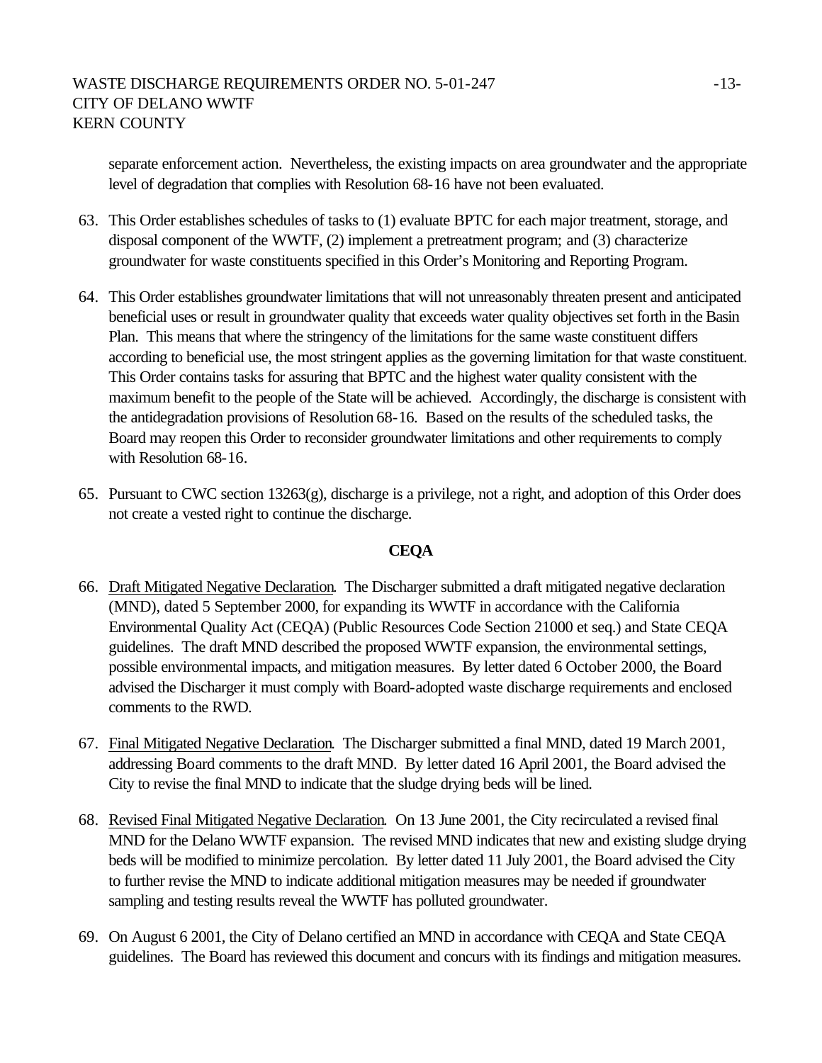separate enforcement action. Nevertheless, the existing impacts on area groundwater and the appropriate level of degradation that complies with Resolution 68-16 have not been evaluated.

63. This Order establishes schedules of tasks to (1) evaluate BPTC for each major treatment, storage, and disposal component of the WWTF, (2) implement a pretreatment program; and (3) characterize groundwater for waste constituents specified in this Order's Monitoring and Reporting Program.

64. This Order establishes groundwater limitations that will not unreasonably threaten present and anticipated beneficial uses or result in groundwater quality that exceeds water quality objectives set forth in the Basin Plan. This means that where the stringency of the limitations for the same waste constituent differs according to beneficial use, the most stringent applies as the governing limitation for that waste constituent. This Order contains tasks for assuring that BPTC and the highest water quality consistent with the maximum benefit to the people of the State will be achieved. Accordingly, the discharge is consistent with the antidegradation provisions of Resolution 68-16. Based on the results of the scheduled tasks, the Board may reopen this Order to reconsider groundwater limitations and other requirements to comply with Resolution 68-16.

65. Pursuant to CWC section 13263(g), discharge is a privilege, not a right, and adoption of this Order does not create a vested right to continue the discharge.

**CEQA**

66. Draft Mitigated Negative Declaration. The Discharger submitted a draft mitigated negative declaration (MND), dated 5 September 2000, for expanding its WWTF in accordance with the California Environmental Quality Act (CEQA) (Public Resources Code Section 21000 et seq.) and State CEQA guidelines. The draft MND described the proposed WWTF expansion, the environmental settings, possible environmental impacts, and mitigation measures. By letter dated 6 October 2000, the Board advised the Discharger it must comply with Board-adopted waste discharge requirements and enclosed comments to the RWD.

67. Final Mitigated Negative Declaration. The Discharger submitted a final MND, dated 19 March 2001, addressing Board comments to the draft MND. By letter dated 16 April 2001, the Board advised the City to revise the final MND to indicate that the sludge drying beds will be lined.

68. Revised Final Mitigated Negative Declaration. On 13 June 2001, the City recirculated a revised final MND for the Delano WWTF expansion. The revised MND indicates that new and existing sludge drying beds will be modified to minimize percolation. By letter dated 11 July 2001, the Board advised the City to further revise the MND to indicate additional mitigation measures may be needed if groundwater sampling and testing results reveal the WWTF has polluted groundwater.

69. On August 6 2001, the City of Delano certified an MND in accordance with CEQA and State CEQA guidelines. The Board has reviewed this document and concurs with its findings and mitigation measures.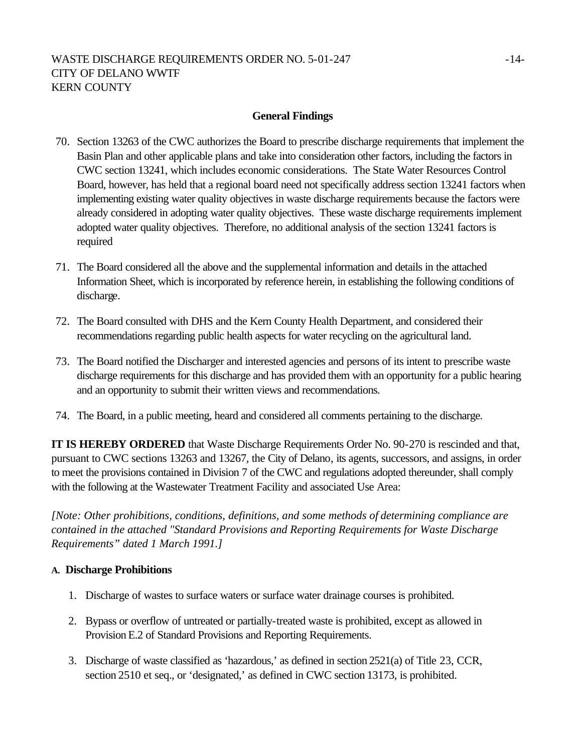### General Findings

70. Section 13263 of the CWC authorizes the Board to prescribe discharge requirements that implement the Basin Plan and other applicable plans and take into consideration other factors, including the factors in CWC section 13241, which includes economic considerations. The State Water Resources Control Board, however, has held that a regional board need not specifically address section 13241 factors when implementing existing water quality objectives in waste discharge requirements because the factors were already considered in adopting water quality objectives. These waste discharge requirements implement adopted water quality objectives. Therefore, no additional analysis of the section 13241 factors is required

71. The Board considered all the above and the supplemental information and details in the attached Information Sheet, which is incorporated by reference herein, in establishing the following conditions of discharge.

72. The Board consulted with DHS and the Kern County Health Department, and considered their recommendations regarding public health aspects for water recycling on the agricultural land.

73. The Board notified the Discharger and interested agencies and persons of its intent to prescribe waste discharge requirements for this discharge and has provided them with an opportunity for a public hearing and an opportunity to submit their written views and recommendations.

74. The Board, in a public meeting, heard and considered all comments pertaining to the discharge.

**IT IS HEREBY ORDERED** that Waste Discharge Requirements Order No. 90-270 is rescinded and that, pursuant to CWC sections 13263 and 13267, the City of Delano, its agents, successors, and assigns, in order to meet the provisions contained in Division 7 of the CWC and regulations adopted thereunder, shall comply with the following at the Wastewater Treatment Facility and associated Use Area:

*[Note: Other prohibitions, conditions, definitions, and some methods of determining compliance are contained in the attached "Standard Provisions and Reporting Requirements for Waste Discharge Requirements" dated 1 March 1991.]*

**A. Discharge Prohibitions**

1. Discharge of wastes to surface waters or surface water drainage courses is prohibited.

2. Bypass or overflow of untreated or partially-treated waste is prohibited, except as allowed in Provision E.2 of Standard Provisions and Reporting Requirements.

3. Discharge of waste classified as 'hazardous,' as defined in section 2521(a) of Title 23, CCR, section 2510 et seq., or 'designated,' as defined in CWC section 13173, is prohibited.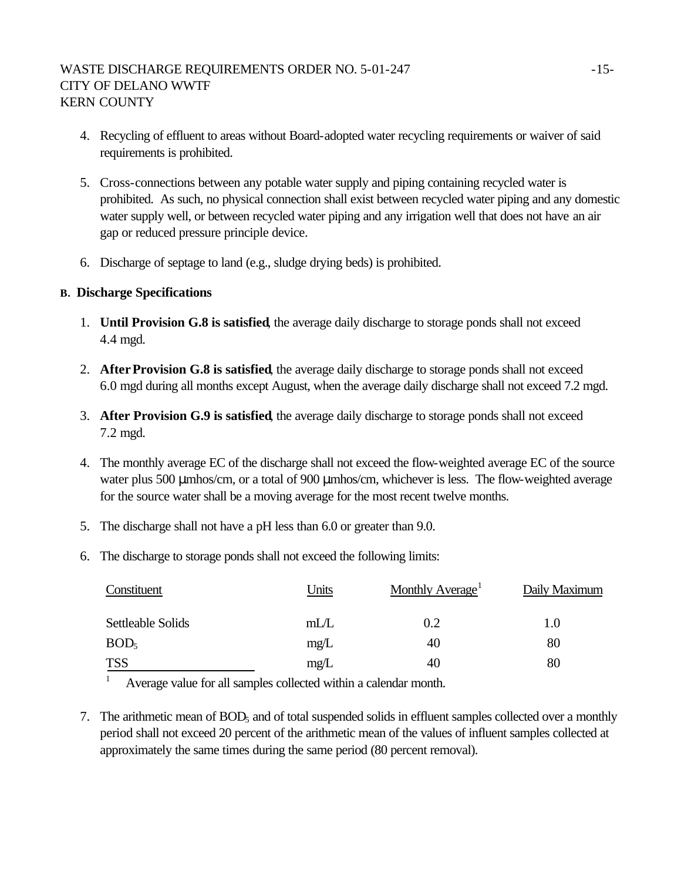4. Recycling of effluent to areas without Board-adopted water recycling requirements or waiver of said requirements is prohibited.

5. Cross-connections between any potable water supply and piping containing recycled water is prohibited. As such, no physical connection shall exist between recycled water piping and any domestic water supply well, or between recycled water piping and any irrigation well that does not have an air gap or reduced pressure principle device.

6. Discharge of septage to land (e.g., sludge drying beds) is prohibited.

**B. Discharge Specifications**

1. **Until Provision G.8 is satisfied**, the average daily discharge to storage ponds shall not exceed 4.4 mgd.

2. **After Provision G.8 is satisfied**, the average daily discharge to storage ponds shall not exceed 6.0 mgd during all months except August, when the average daily discharge shall not exceed 7.2 mgd.

3. **After Provision G.9 is satisfied**, the average daily discharge to storage ponds shall not exceed 7.2 mgd.

4. The monthly average EC of the discharge shall not exceed the flow-weighted average EC of the source water plus 500 µmhos/cm, or a total of 900 µmhos/cm, whichever is less. The flow-weighted average for the source water shall be a moving average for the most recent twelve months.

5. The discharge shall not have a pH less than 6.0 or greater than 9.0.

6. The discharge to storage ponds shall not exceed the following limits:

| Constituent | Units | Monthly Average[1] | Daily Maximum |
|---|---|---|---|
| Settleable Solids | mL/L | 0.2 | 1.0 |
| $BOD_5$ | mg/L | 40 | 80 |
| TSS | mg/L | 40 | 80 |

[1] Average value for all samples collected within a calendar month.

7. The arithmetic mean of $BOD_5$ and of total suspended solids in effluent samples collected over a monthly period shall not exceed 20 percent of the arithmetic mean of the values of influent samples collected at approximately the same times during the same period (80 percent removal).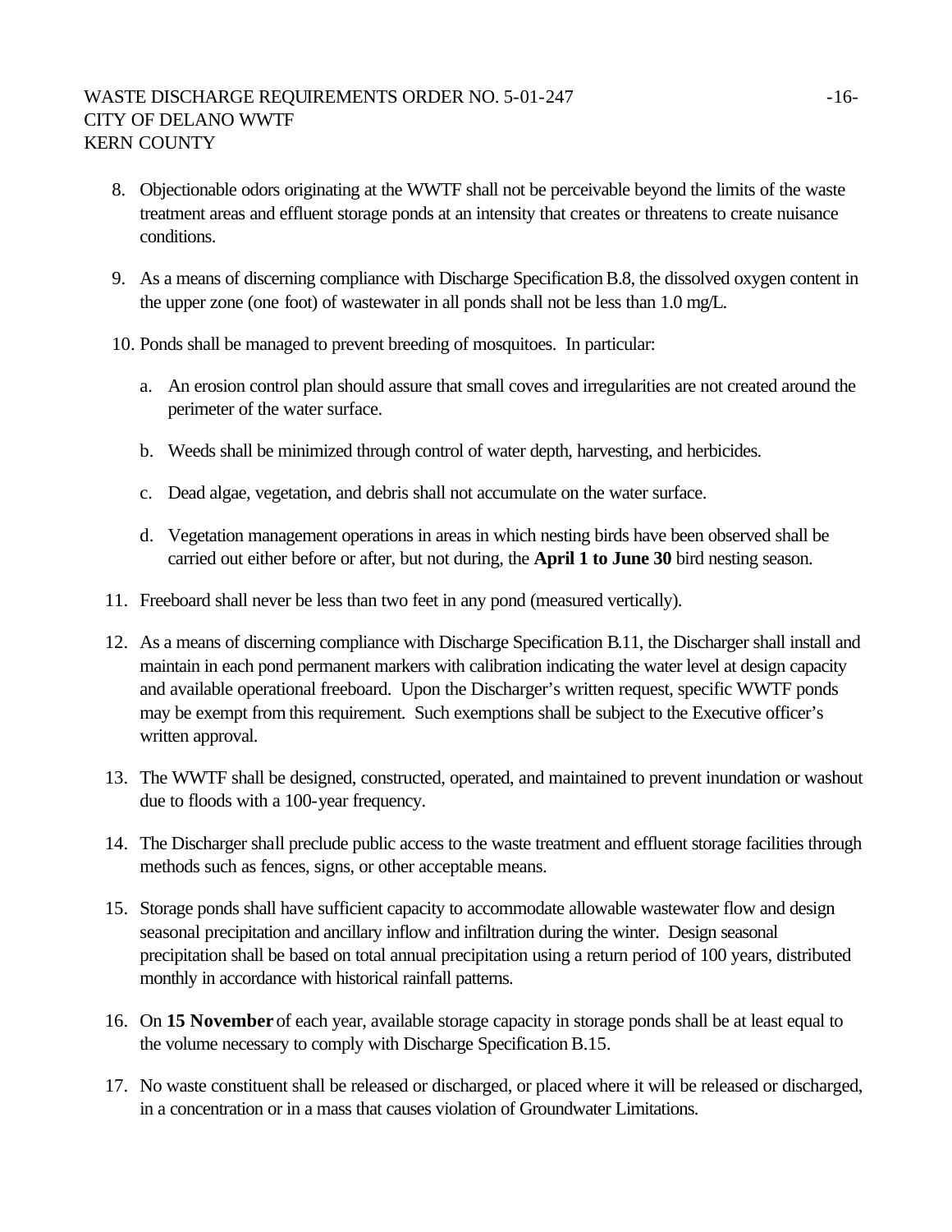8. Objectionable odors originating at the WWTF shall not be perceivable beyond the limits of the waste treatment areas and effluent storage ponds at an intensity that creates or threatens to create nuisance conditions.

9. As a means of discerning compliance with Discharge Specification B.8, the dissolved oxygen content in the upper zone (one foot) of wastewater in all ponds shall not be less than 1.0 mg/L.

10. Ponds shall be managed to prevent breeding of mosquitoes. In particular:

    a. An erosion control plan should assure that small coves and irregularities are not created around the perimeter of the water surface.

    b. Weeds shall be minimized through control of water depth, harvesting, and herbicides.

    c. Dead algae, vegetation, and debris shall not accumulate on the water surface.

    d. Vegetation management operations in areas in which nesting birds have been observed shall be carried out either before or after, but not during, the **April 1 to June 30** bird nesting season.

11. Freeboard shall never be less than two feet in any pond (measured vertically).

12. As a means of discerning compliance with Discharge Specification B.11, the Discharger shall install and maintain in each pond permanent markers with calibration indicating the water level at design capacity and available operational freeboard. Upon the Discharger's written request, specific WWTF ponds may be exempt from this requirement. Such exemptions shall be subject to the Executive officer's written approval.

13. The WWTF shall be designed, constructed, operated, and maintained to prevent inundation or washout due to floods with a 100-year frequency.

14. The Discharger shall preclude public access to the waste treatment and effluent storage facilities through methods such as fences, signs, or other acceptable means.

15. Storage ponds shall have sufficient capacity to accommodate allowable wastewater flow and design seasonal precipitation and ancillary inflow and infiltration during the winter. Design seasonal precipitation shall be based on total annual precipitation using a return period of 100 years, distributed monthly in accordance with historical rainfall patterns.

16. On **15 November** of each year, available storage capacity in storage ponds shall be at least equal to the volume necessary to comply with Discharge Specification B.15.

17. No waste constituent shall be released or discharged, or placed where it will be released or discharged, in a concentration or in a mass that causes violation of Groundwater Limitations.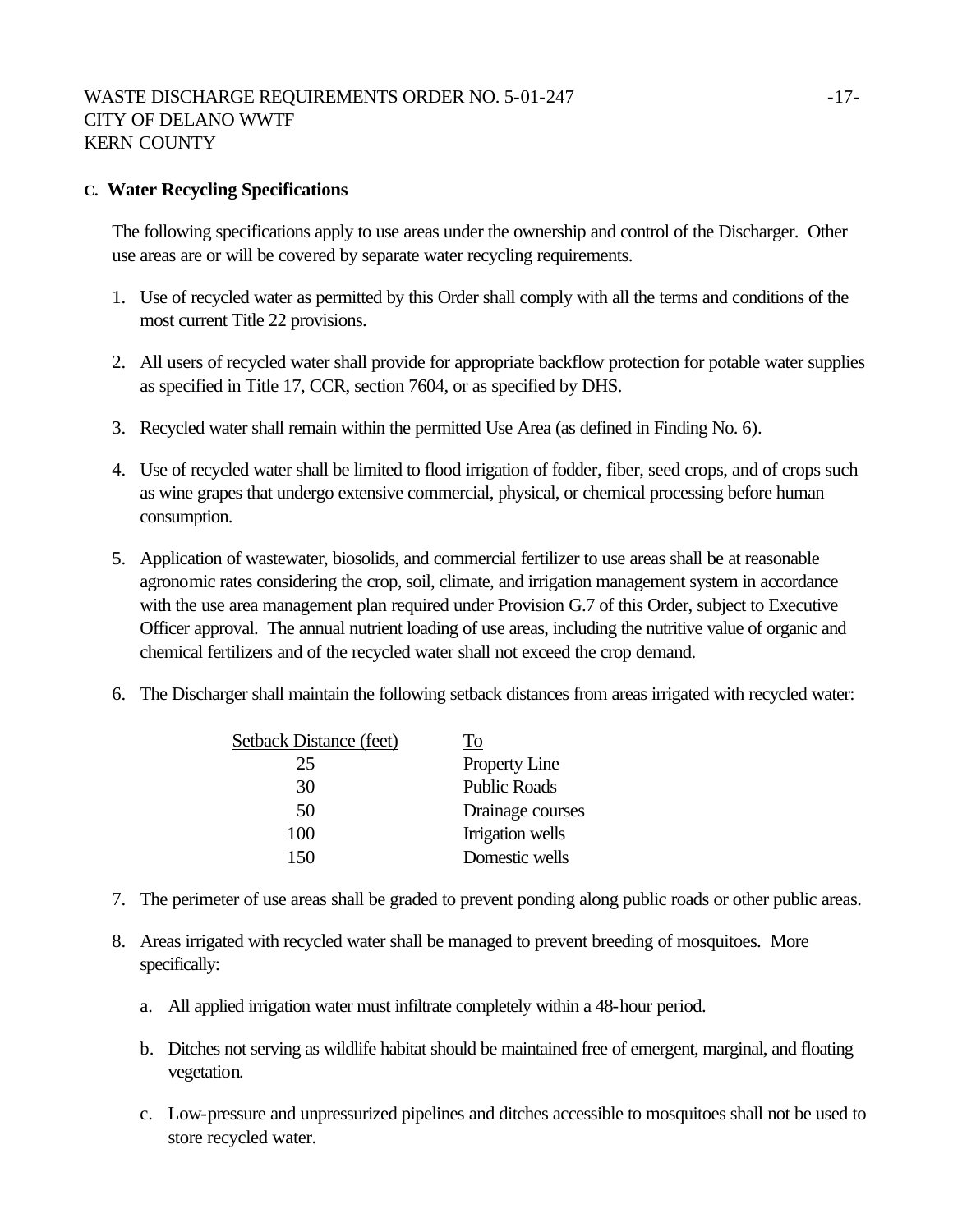## C. Water Recycling Specifications

The following specifications apply to use areas under the ownership and control of the Discharger. Other use areas are or will be covered by separate water recycling requirements.

1. Use of recycled water as permitted by this Order shall comply with all the terms and conditions of the most current Title 22 provisions.

2. All users of recycled water shall provide for appropriate backflow protection for potable water supplies as specified in Title 17, CCR, section 7604, or as specified by DHS.

3. Recycled water shall remain within the permitted Use Area (as defined in Finding No. 6).

4. Use of recycled water shall be limited to flood irrigation of fodder, fiber, seed crops, and of crops such as wine grapes that undergo extensive commercial, physical, or chemical processing before human consumption.

5. Application of wastewater, biosolids, and commercial fertilizer to use areas shall be at reasonable agronomic rates considering the crop, soil, climate, and irrigation management system in accordance with the use area management plan required under Provision G.7 of this Order, subject to Executive Officer approval. The annual nutrient loading of use areas, including the nutritive value of organic and chemical fertilizers and of the recycled water shall not exceed the crop demand.

6. The Discharger shall maintain the following setback distances from areas irrigated with recycled water:

| Setback Distance (feet) | To |
|---|---|
| 25 | Property Line |
| 30 | Public Roads |
| 50 | Drainage courses |
| 100 | Irrigation wells |
| 150 | Domestic wells |

7. The perimeter of use areas shall be graded to prevent ponding along public roads or other public areas.

8. Areas irrigated with recycled water shall be managed to prevent breeding of mosquitoes. More specifically:

   a. All applied irrigation water must infiltrate completely within a 48-hour period.

   b. Ditches not serving as wildlife habitat should be maintained free of emergent, marginal, and floating vegetation.

   c. Low-pressure and unpressurized pipelines and ditches accessible to mosquitoes shall not be used to store recycled water.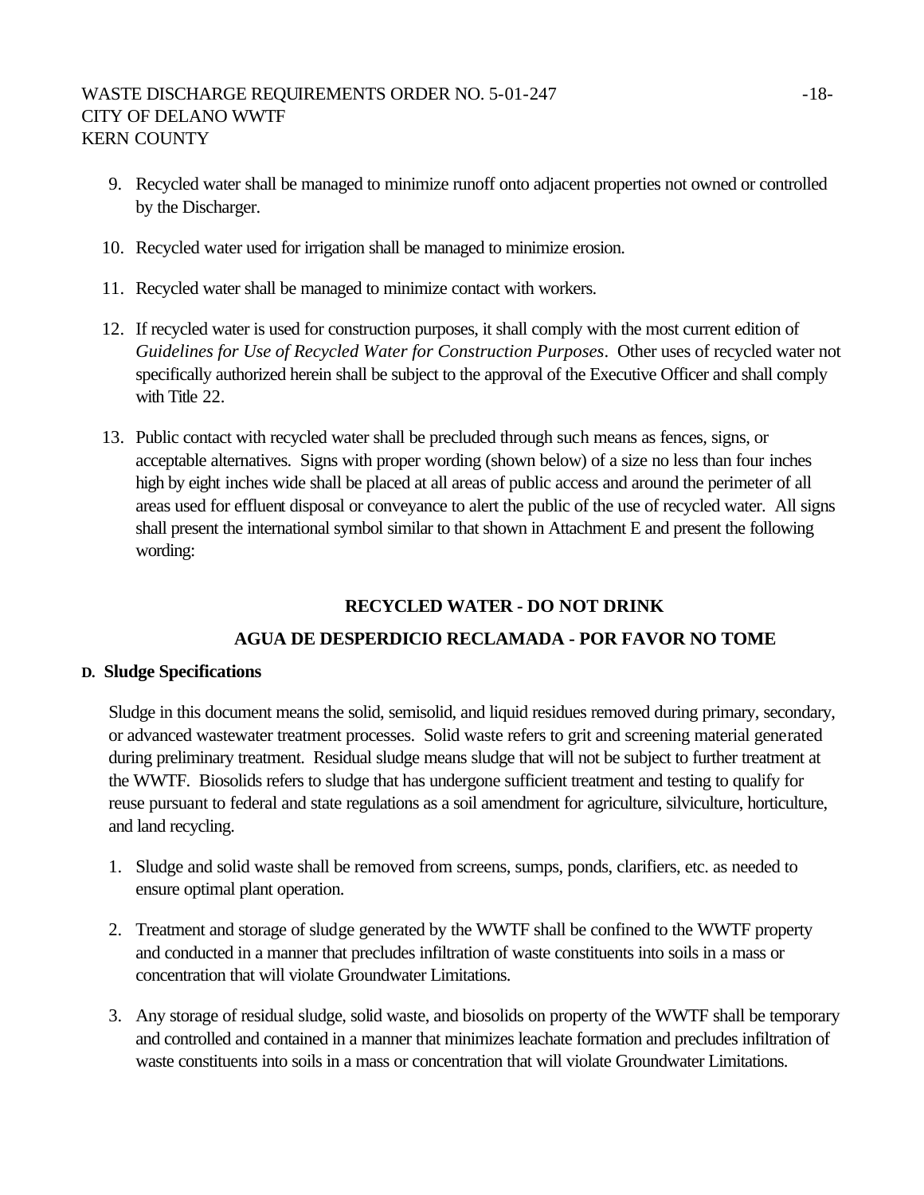9. Recycled water shall be managed to minimize runoff onto adjacent properties not owned or controlled by the Discharger.

10. Recycled water used for irrigation shall be managed to minimize erosion.

11. Recycled water shall be managed to minimize contact with workers.

12. If recycled water is used for construction purposes, it shall comply with the most current edition of *Guidelines for Use of Recycled Water for Construction Purposes*. Other uses of recycled water not specifically authorized herein shall be subject to the approval of the Executive Officer and shall comply with Title 22.

13. Public contact with recycled water shall be precluded through such means as fences, signs, or acceptable alternatives. Signs with proper wording (shown below) of a size no less than four inches high by eight inches wide shall be placed at all areas of public access and around the perimeter of all areas used for effluent disposal or conveyance to alert the public of the use of recycled water. All signs shall present the international symbol similar to that shown in Attachment E and present the following wording:

**RECYCLED WATER - DO NOT DRINK**

**AGUA DE DESPERDICIO RECLAMADA - POR FAVOR NO TOME**

**D. Sludge Specifications**

Sludge in this document means the solid, semisolid, and liquid residues removed during primary, secondary, or advanced wastewater treatment processes. Solid waste refers to grit and screening material generated during preliminary treatment. Residual sludge means sludge that will not be subject to further treatment at the WWTF. Biosolids refers to sludge that has undergone sufficient treatment and testing to qualify for reuse pursuant to federal and state regulations as a soil amendment for agriculture, silviculture, horticulture, and land recycling.

1. Sludge and solid waste shall be removed from screens, sumps, ponds, clarifiers, etc. as needed to ensure optimal plant operation.

2. Treatment and storage of sludge generated by the WWTF shall be confined to the WWTF property and conducted in a manner that precludes infiltration of waste constituents into soils in a mass or concentration that will violate Groundwater Limitations.

3. Any storage of residual sludge, solid waste, and biosolids on property of the WWTF shall be temporary and controlled and contained in a manner that minimizes leachate formation and precludes infiltration of waste constituents into soils in a mass or concentration that will violate Groundwater Limitations.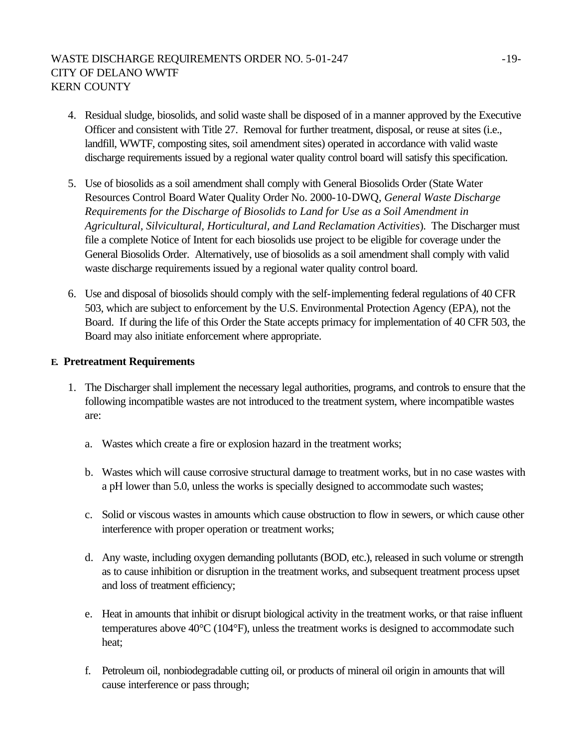4. Residual sludge, biosolids, and solid waste shall be disposed of in a manner approved by the Executive Officer and consistent with Title 27. Removal for further treatment, disposal, or reuse at sites (i.e., landfill, WWTF, composting sites, soil amendment sites) operated in accordance with valid waste discharge requirements issued by a regional water quality control board will satisfy this specification.

5. Use of biosolids as a soil amendment shall comply with General Biosolids Order (State Water Resources Control Board Water Quality Order No. 2000-10-DWQ, *General Waste Discharge Requirements for the Discharge of Biosolids to Land for Use as a Soil Amendment in Agricultural, Silvicultural, Horticultural, and Land Reclamation Activities*). The Discharger must file a complete Notice of Intent for each biosolids use project to be eligible for coverage under the General Biosolids Order. Alternatively, use of biosolids as a soil amendment shall comply with valid waste discharge requirements issued by a regional water quality control board.

6. Use and disposal of biosolids should comply with the self-implementing federal regulations of 40 CFR 503, which are subject to enforcement by the U.S. Environmental Protection Agency (EPA), not the Board. If during the life of this Order the State accepts primacy for implementation of 40 CFR 503, the Board may also initiate enforcement where appropriate.

**E. Pretreatment Requirements**

1. The Discharger shall implement the necessary legal authorities, programs, and controls to ensure that the following incompatible wastes are not introduced to the treatment system, where incompatible wastes are:

   a. Wastes which create a fire or explosion hazard in the treatment works;

   b. Wastes which will cause corrosive structural damage to treatment works, but in no case wastes with a pH lower than 5.0, unless the works is specially designed to accommodate such wastes;

   c. Solid or viscous wastes in amounts which cause obstruction to flow in sewers, or which cause other interference with proper operation or treatment works;

   d. Any waste, including oxygen demanding pollutants (BOD, etc.), released in such volume or strength as to cause inhibition or disruption in the treatment works, and subsequent treatment process upset and loss of treatment efficiency;

   e. Heat in amounts that inhibit or disrupt biological activity in the treatment works, or that raise influent temperatures above 40°C (104°F), unless the treatment works is designed to accommodate such heat;

   f. Petroleum oil, nonbiodegradable cutting oil, or products of mineral oil origin in amounts that will cause interference or pass through;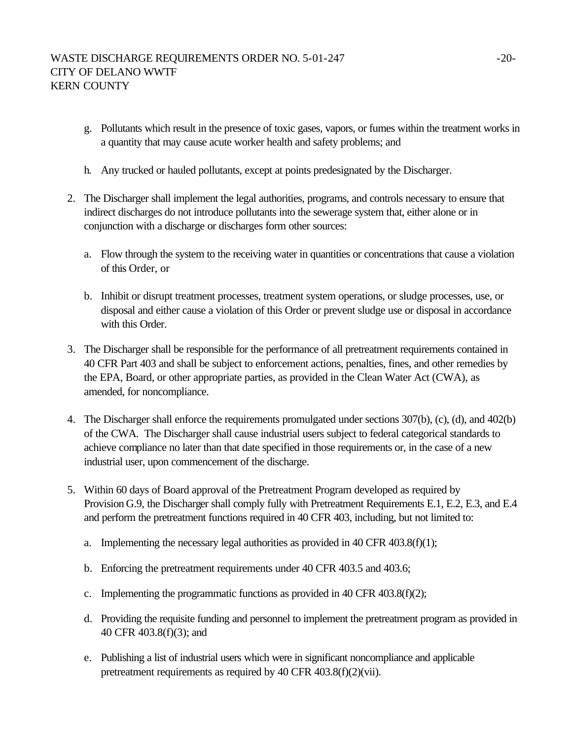g. Pollutants which result in the presence of toxic gases, vapors, or fumes within the treatment works in a quantity that may cause acute worker health and safety problems; and

h. Any trucked or hauled pollutants, except at points predesignated by the Discharger.

2. The Discharger shall implement the legal authorities, programs, and controls necessary to ensure that indirect discharges do not introduce pollutants into the sewerage system that, either alone or in conjunction with a discharge or discharges form other sources:

   a. Flow through the system to the receiving water in quantities or concentrations that cause a violation of this Order, or

   b. Inhibit or disrupt treatment processes, treatment system operations, or sludge processes, use, or disposal and either cause a violation of this Order or prevent sludge use or disposal in accordance with this Order.

3. The Discharger shall be responsible for the performance of all pretreatment requirements contained in 40 CFR Part 403 and shall be subject to enforcement actions, penalties, fines, and other remedies by the EPA, Board, or other appropriate parties, as provided in the Clean Water Act (CWA), as amended, for noncompliance.

4. The Discharger shall enforce the requirements promulgated under sections 307(b), (c), (d), and 402(b) of the CWA. The Discharger shall cause industrial users subject to federal categorical standards to achieve compliance no later than that date specified in those requirements or, in the case of a new industrial user, upon commencement of the discharge.

5. Within 60 days of Board approval of the Pretreatment Program developed as required by Provision G.9, the Discharger shall comply fully with Pretreatment Requirements E.1, E.2, E.3, and E.4 and perform the pretreatment functions required in 40 CFR 403, including, but not limited to:

   a. Implementing the necessary legal authorities as provided in 40 CFR 403.8(f)(1);

   b. Enforcing the pretreatment requirements under 40 CFR 403.5 and 403.6;

   c. Implementing the programmatic functions as provided in 40 CFR 403.8(f)(2);

   d. Providing the requisite funding and personnel to implement the pretreatment program as provided in 40 CFR 403.8(f)(3); and

   e. Publishing a list of industrial users which were in significant noncompliance and applicable pretreatment requirements as required by 40 CFR 403.8(f)(2)(vii).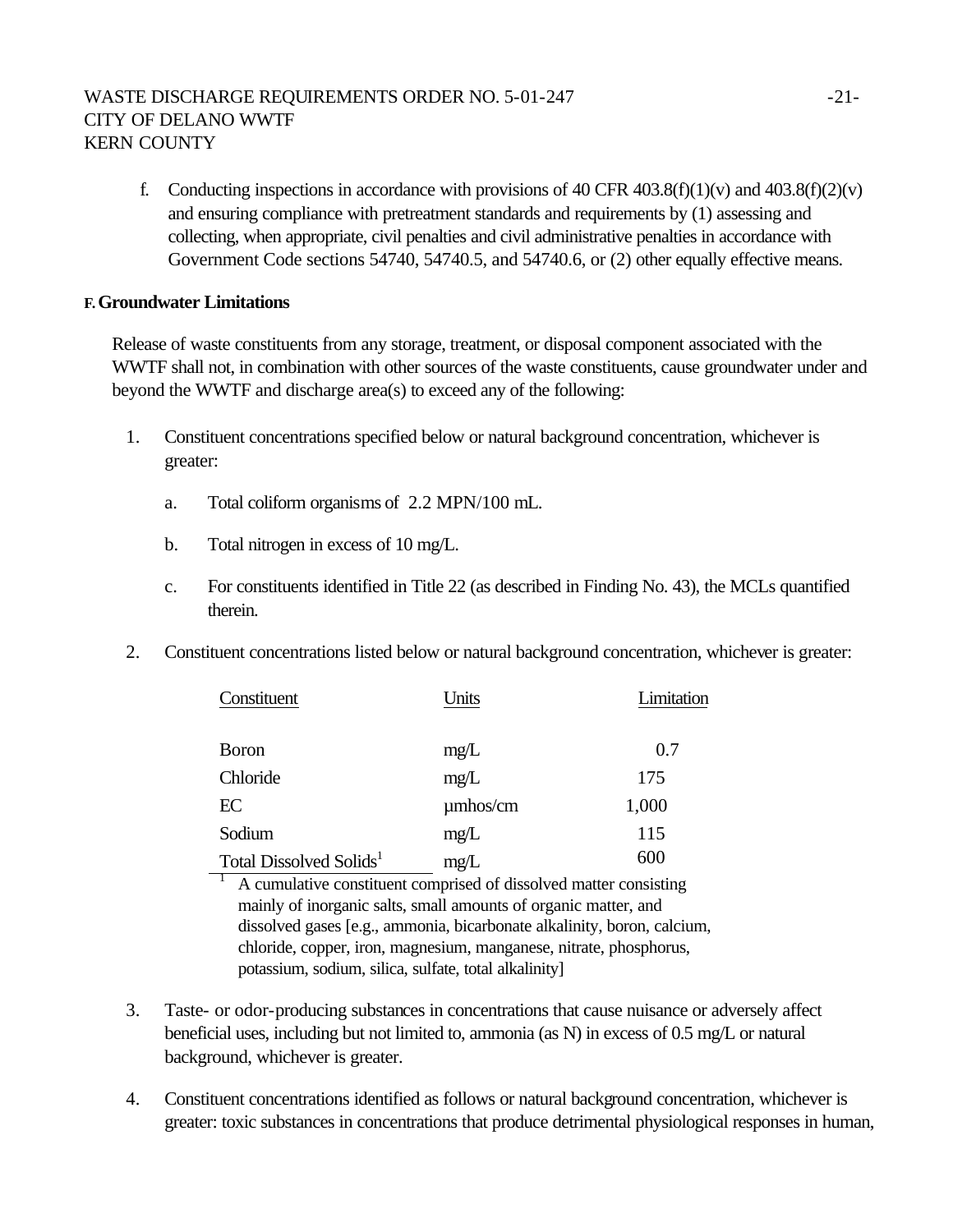f. Conducting inspections in accordance with provisions of 40 CFR 403.8(f)(1)(v) and 403.8(f)(2)(v) and ensuring compliance with pretreatment standards and requirements by (1) assessing and collecting, when appropriate, civil penalties and civil administrative penalties in accordance with Government Code sections 54740, 54740.5, and 54740.6, or (2) other equally effective means.

**F. Groundwater Limitations**

Release of waste constituents from any storage, treatment, or disposal component associated with the WWTF shall not, in combination with other sources of the waste constituents, cause groundwater under and beyond the WWTF and discharge area(s) to exceed any of the following:

1. Constituent concentrations specified below or natural background concentration, whichever is greater:

   a. Total coliform organisms of 2.2 MPN/100 mL.

   b. Total nitrogen in excess of 10 mg/L.

   c. For constituents identified in Title 22 (as described in Finding No. 43), the MCLs quantified therein.

2. Constituent concentrations listed below or natural background concentration, whichever is greater:

| Constituent | Units | Limitation |
|---|---|---|
| Boron | mg/L | 0.7 |
| Chloride | mg/L | 175 |
| EC | µmhos/cm | 1,000 |
| Sodium | mg/L | 115 |
| Total Dissolved Solids[1] | mg/L | 600 |

[1] A cumulative constituent comprised of dissolved matter consisting mainly of inorganic salts, small amounts of organic matter, and dissolved gases [e.g., ammonia, bicarbonate alkalinity, boron, calcium, chloride, copper, iron, magnesium, manganese, nitrate, phosphorus, potassium, sodium, silica, sulfate, total alkalinity]

3. Taste- or odor-producing substances in concentrations that cause nuisance or adversely affect beneficial uses, including but not limited to, ammonia (as N) in excess of 0.5 mg/L or natural background, whichever is greater.

4. Constituent concentrations identified as follows or natural background concentration, whichever is greater: toxic substances in concentrations that produce detrimental physiological responses in human,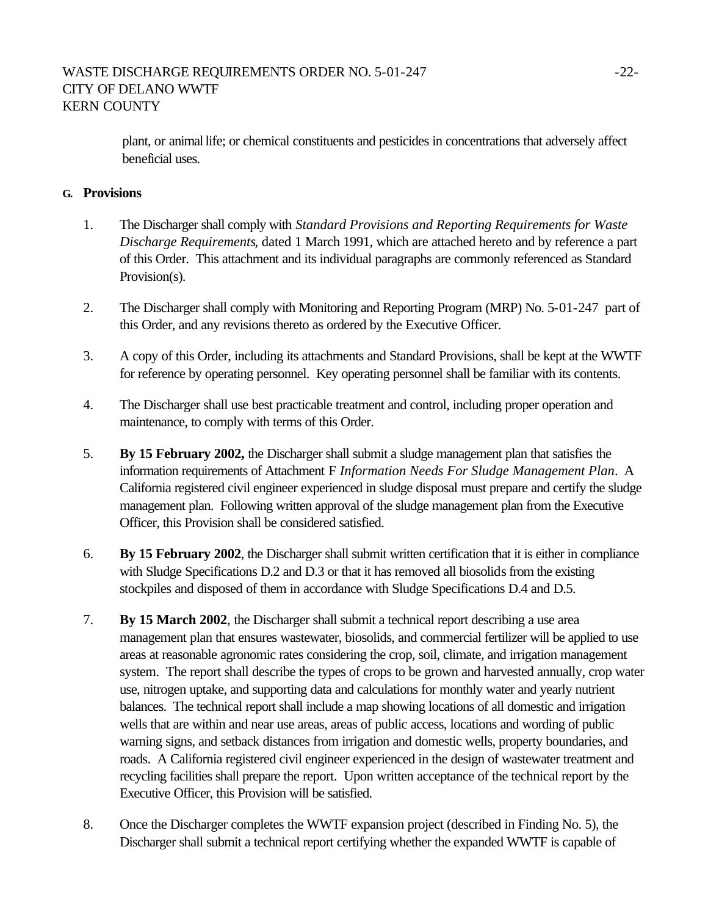plant, or animal life; or chemical constituents and pesticides in concentrations that adversely affect beneficial uses.

**G. Provisions**

1. The Discharger shall comply with *Standard Provisions and Reporting Requirements for Waste Discharge Requirements*, dated 1 March 1991, which are attached hereto and by reference a part of this Order. This attachment and its individual paragraphs are commonly referenced as Standard Provision(s).

2. The Discharger shall comply with Monitoring and Reporting Program (MRP) No. 5-01-247 part of this Order, and any revisions thereto as ordered by the Executive Officer.

3. A copy of this Order, including its attachments and Standard Provisions, shall be kept at the WWTF for reference by operating personnel. Key operating personnel shall be familiar with its contents.

4. The Discharger shall use best practicable treatment and control, including proper operation and maintenance, to comply with terms of this Order.

5. **By 15 February 2002,** the Discharger shall submit a sludge management plan that satisfies the information requirements of Attachment F *Information Needs For Sludge Management Plan*. A California registered civil engineer experienced in sludge disposal must prepare and certify the sludge management plan. Following written approval of the sludge management plan from the Executive Officer, this Provision shall be considered satisfied.

6. **By 15 February 2002**, the Discharger shall submit written certification that it is either in compliance with Sludge Specifications D.2 and D.3 or that it has removed all biosolids from the existing stockpiles and disposed of them in accordance with Sludge Specifications D.4 and D.5.

7. **By 15 March 2002**, the Discharger shall submit a technical report describing a use area management plan that ensures wastewater, biosolids, and commercial fertilizer will be applied to use areas at reasonable agronomic rates considering the crop, soil, climate, and irrigation management system. The report shall describe the types of crops to be grown and harvested annually, crop water use, nitrogen uptake, and supporting data and calculations for monthly water and yearly nutrient balances. The technical report shall include a map showing locations of all domestic and irrigation wells that are within and near use areas, areas of public access, locations and wording of public warning signs, and setback distances from irrigation and domestic wells, property boundaries, and roads. A California registered civil engineer experienced in the design of wastewater treatment and recycling facilities shall prepare the report. Upon written acceptance of the technical report by the Executive Officer, this Provision will be satisfied.

8. Once the Discharger completes the WWTF expansion project (described in Finding No. 5), the Discharger shall submit a technical report certifying whether the expanded WWTF is capable of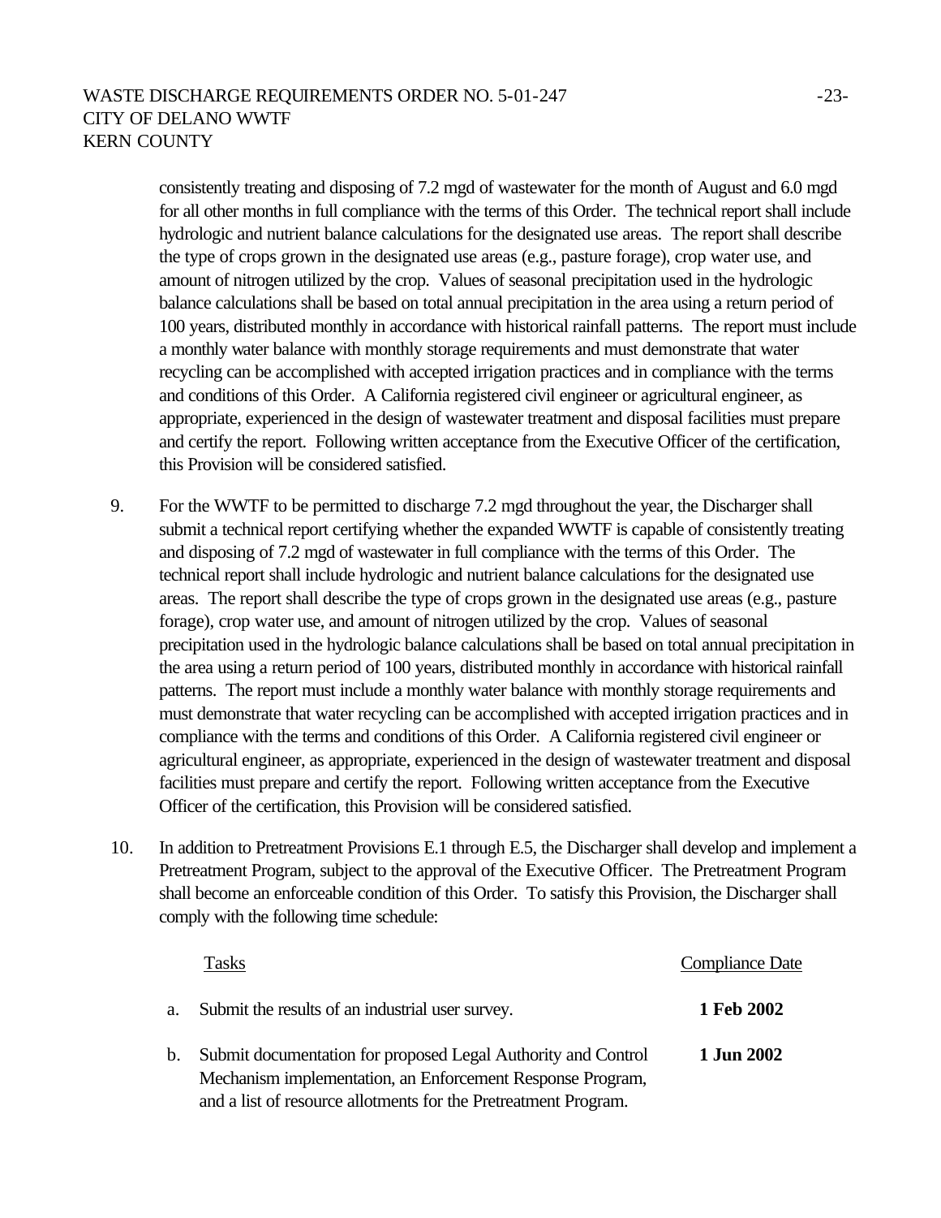consistently treating and disposing of 7.2 mgd of wastewater for the month of August and 6.0 mgd for all other months in full compliance with the terms of this Order. The technical report shall include hydrologic and nutrient balance calculations for the designated use areas. The report shall describe the type of crops grown in the designated use areas (e.g., pasture forage), crop water use, and amount of nitrogen utilized by the crop. Values of seasonal precipitation used in the hydrologic balance calculations shall be based on total annual precipitation in the area using a return period of 100 years, distributed monthly in accordance with historical rainfall patterns. The report must include a monthly water balance with monthly storage requirements and must demonstrate that water recycling can be accomplished with accepted irrigation practices and in compliance with the terms and conditions of this Order. A California registered civil engineer or agricultural engineer, as appropriate, experienced in the design of wastewater treatment and disposal facilities must prepare and certify the report. Following written acceptance from the Executive Officer of the certification, this Provision will be considered satisfied.

9. For the WWTF to be permitted to discharge 7.2 mgd throughout the year, the Discharger shall submit a technical report certifying whether the expanded WWTF is capable of consistently treating and disposing of 7.2 mgd of wastewater in full compliance with the terms of this Order. The technical report shall include hydrologic and nutrient balance calculations for the designated use areas. The report shall describe the type of crops grown in the designated use areas (e.g., pasture forage), crop water use, and amount of nitrogen utilized by the crop. Values of seasonal precipitation used in the hydrologic balance calculations shall be based on total annual precipitation in the area using a return period of 100 years, distributed monthly in accordance with historical rainfall patterns. The report must include a monthly water balance with monthly storage requirements and must demonstrate that water recycling can be accomplished with accepted irrigation practices and in compliance with the terms and conditions of this Order. A California registered civil engineer or agricultural engineer, as appropriate, experienced in the design of wastewater treatment and disposal facilities must prepare and certify the report. Following written acceptance from the Executive Officer of the certification, this Provision will be considered satisfied.

10. In addition to Pretreatment Provisions E.1 through E.5, the Discharger shall develop and implement a Pretreatment Program, subject to the approval of the Executive Officer. The Pretreatment Program shall become an enforceable condition of this Order. To satisfy this Provision, the Discharger shall comply with the following time schedule:

| | Tasks | Compliance Date |
|---|---|---|
| a. | Submit the results of an industrial user survey. | **1 Feb 2002** |
| b. | Submit documentation for proposed Legal Authority and Control Mechanism implementation, an Enforcement Response Program, and a list of resource allotments for the Pretreatment Program. | **1 Jun 2002** |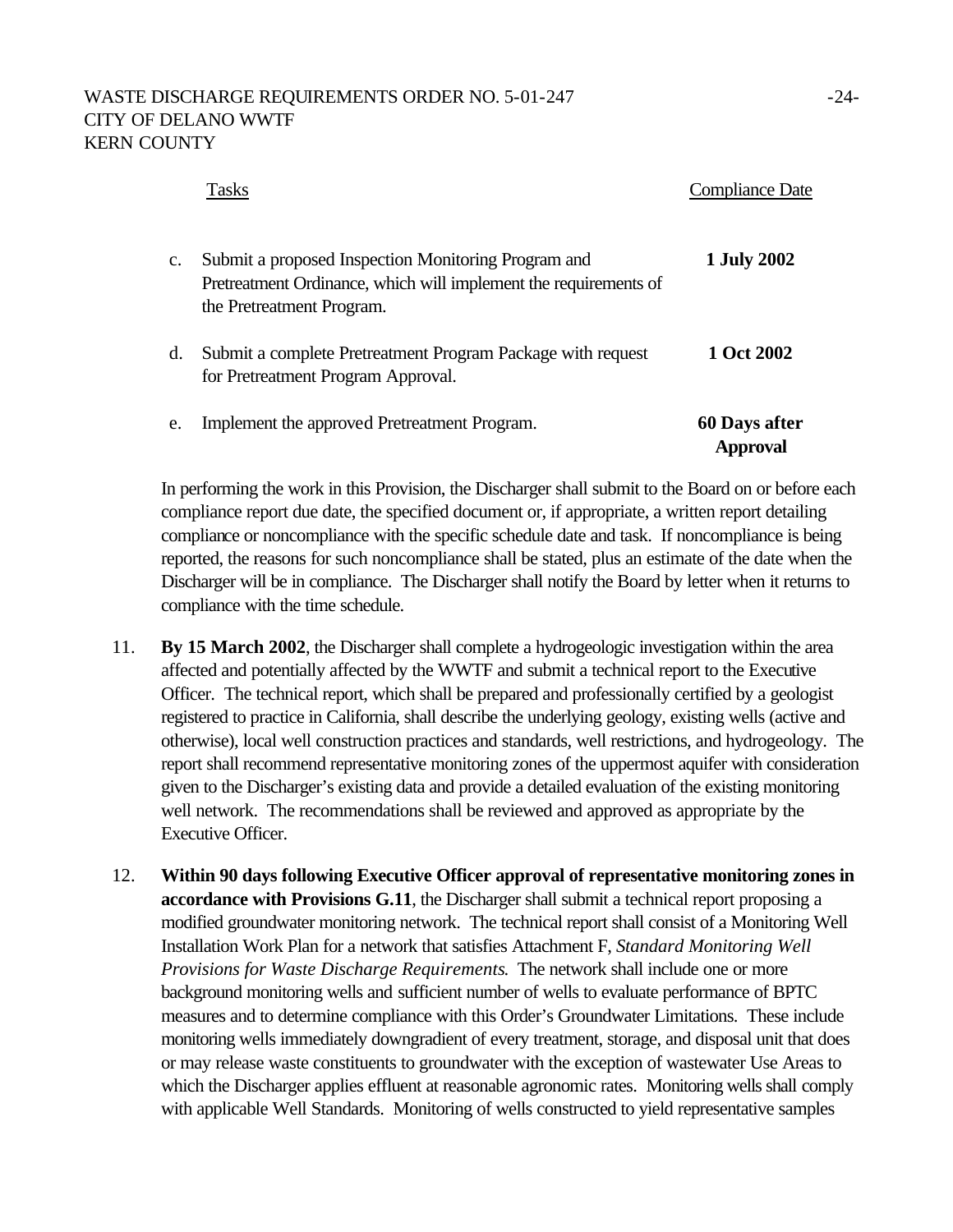| | Tasks | Compliance Date |
|---|---|---|
| c. | Submit a proposed Inspection Monitoring Program and Pretreatment Ordinance, which will implement the requirements of the Pretreatment Program. | **1 July 2002** |
| d. | Submit a complete Pretreatment Program Package with request for Pretreatment Program Approval. | **1 Oct 2002** |
| e. | Implement the approved Pretreatment Program. | **60 Days after Approval** |

In performing the work in this Provision, the Discharger shall submit to the Board on or before each compliance report due date, the specified document or, if appropriate, a written report detailing compliance or noncompliance with the specific schedule date and task. If noncompliance is being reported, the reasons for such noncompliance shall be stated, plus an estimate of the date when the Discharger will be in compliance. The Discharger shall notify the Board by letter when it returns to compliance with the time schedule.

11. **By 15 March 2002**, the Discharger shall complete a hydrogeologic investigation within the area affected and potentially affected by the WWTF and submit a technical report to the Executive Officer. The technical report, which shall be prepared and professionally certified by a geologist registered to practice in California, shall describe the underlying geology, existing wells (active and otherwise), local well construction practices and standards, well restrictions, and hydrogeology. The report shall recommend representative monitoring zones of the uppermost aquifer with consideration given to the Discharger's existing data and provide a detailed evaluation of the existing monitoring well network. The recommendations shall be reviewed and approved as appropriate by the Executive Officer.

12. **Within 90 days following Executive Officer approval of representative monitoring zones in accordance with Provisions G.11**, the Discharger shall submit a technical report proposing a modified groundwater monitoring network. The technical report shall consist of a Monitoring Well Installation Work Plan for a network that satisfies Attachment F, *Standard Monitoring Well Provisions for Waste Discharge Requirements.* The network shall include one or more background monitoring wells and sufficient number of wells to evaluate performance of BPTC measures and to determine compliance with this Order's Groundwater Limitations. These include monitoring wells immediately downgradient of every treatment, storage, and disposal unit that does or may release waste constituents to groundwater with the exception of wastewater Use Areas to which the Discharger applies effluent at reasonable agronomic rates. Monitoring wells shall comply with applicable Well Standards. Monitoring of wells constructed to yield representative samples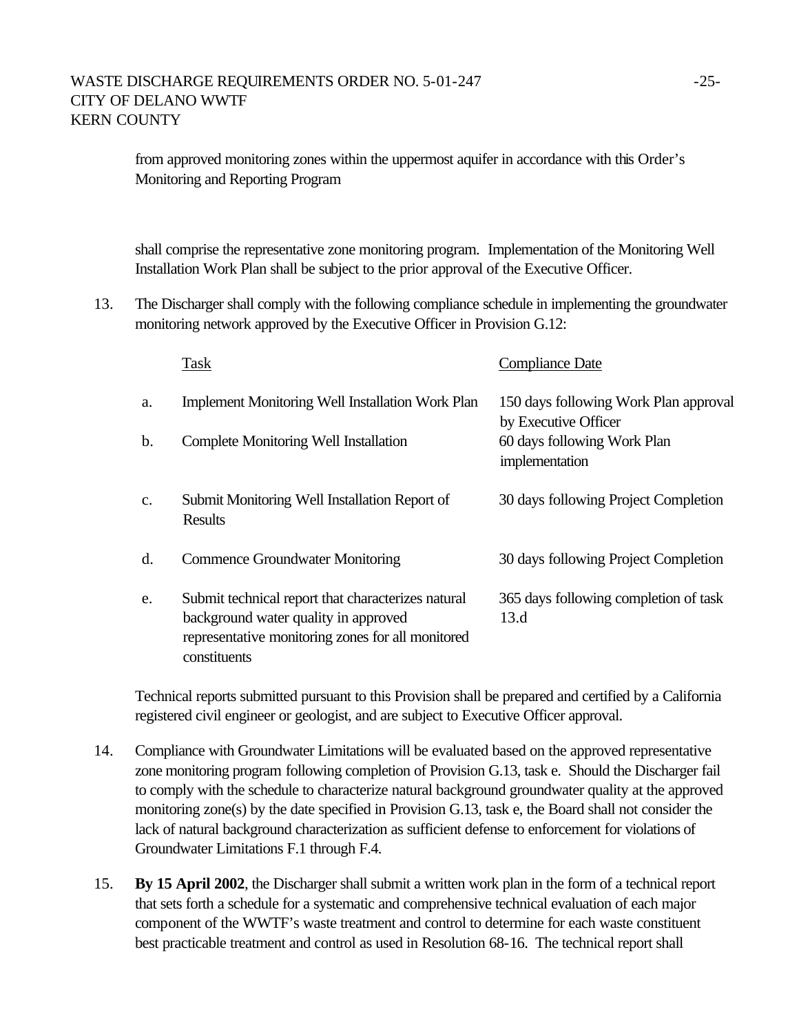from approved monitoring zones within the uppermost aquifer in accordance with this Order's Monitoring and Reporting Program

shall comprise the representative zone monitoring program. Implementation of the Monitoring Well Installation Work Plan shall be subject to the prior approval of the Executive Officer.

13. The Discharger shall comply with the following compliance schedule in implementing the groundwater monitoring network approved by the Executive Officer in Provision G.12:

| | Task | Compliance Date |
|---|---|---|
| a. | Implement Monitoring Well Installation Work Plan | 150 days following Work Plan approval by Executive Officer |
| b. | Complete Monitoring Well Installation | 60 days following Work Plan implementation |
| c. | Submit Monitoring Well Installation Report of Results | 30 days following Project Completion |
| d. | Commence Groundwater Monitoring | 30 days following Project Completion |
| e. | Submit technical report that characterizes natural background water quality in approved representative monitoring zones for all monitored constituents | 365 days following completion of task 13.d |

Technical reports submitted pursuant to this Provision shall be prepared and certified by a California registered civil engineer or geologist, and are subject to Executive Officer approval.

14. Compliance with Groundwater Limitations will be evaluated based on the approved representative zone monitoring program following completion of Provision G.13, task e. Should the Discharger fail to comply with the schedule to characterize natural background groundwater quality at the approved monitoring zone(s) by the date specified in Provision G.13, task e, the Board shall not consider the lack of natural background characterization as sufficient defense to enforcement for violations of Groundwater Limitations F.1 through F.4.

15. **By 15 April 2002**, the Discharger shall submit a written work plan in the form of a technical report that sets forth a schedule for a systematic and comprehensive technical evaluation of each major component of the WWTF's waste treatment and control to determine for each waste constituent best practicable treatment and control as used in Resolution 68-16. The technical report shall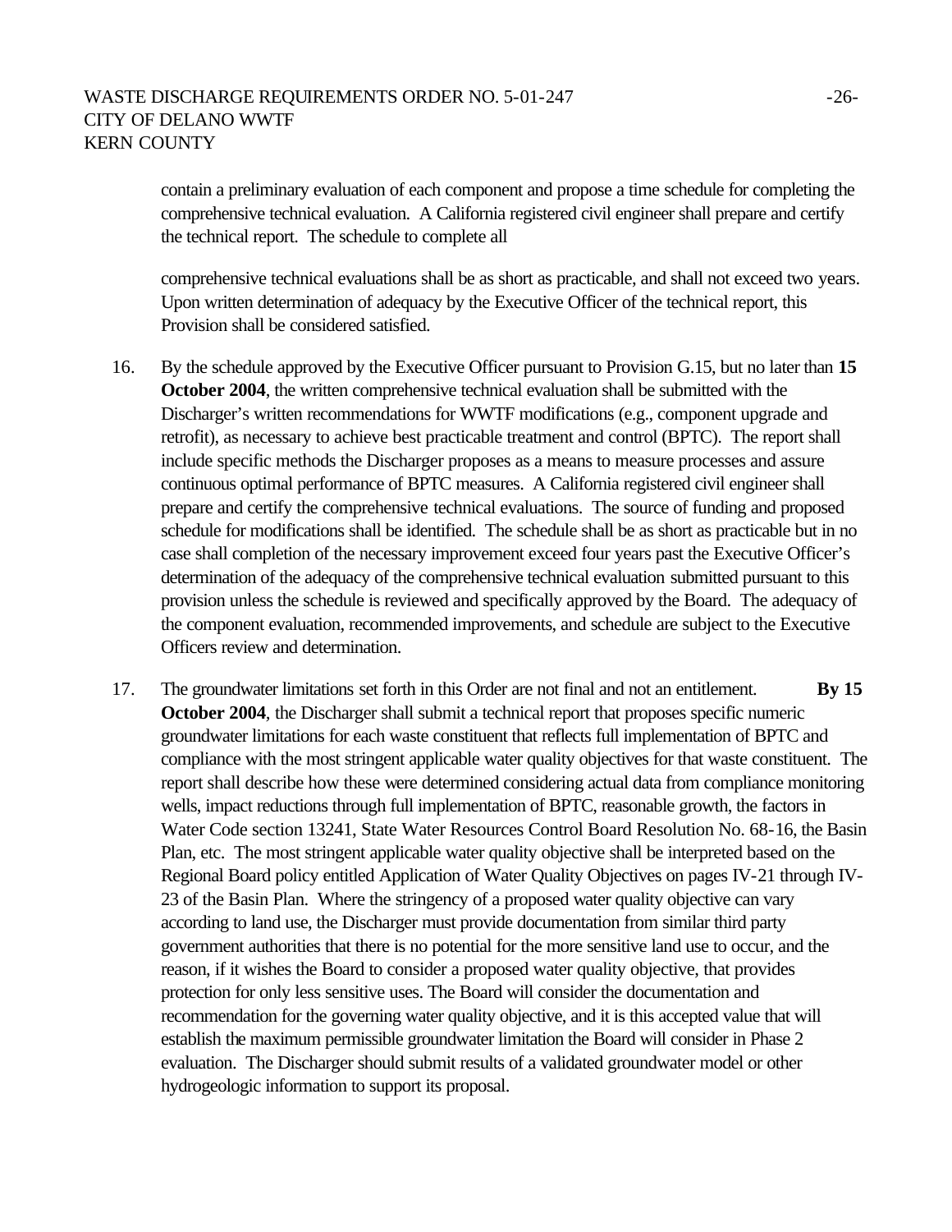contain a preliminary evaluation of each component and propose a time schedule for completing the comprehensive technical evaluation. A California registered civil engineer shall prepare and certify the technical report. The schedule to complete all

comprehensive technical evaluations shall be as short as practicable, and shall not exceed two years. Upon written determination of adequacy by the Executive Officer of the technical report, this Provision shall be considered satisfied.

16. By the schedule approved by the Executive Officer pursuant to Provision G.15, but no later than **15 October 2004**, the written comprehensive technical evaluation shall be submitted with the Discharger's written recommendations for WWTF modifications (e.g., component upgrade and retrofit), as necessary to achieve best practicable treatment and control (BPTC). The report shall include specific methods the Discharger proposes as a means to measure processes and assure continuous optimal performance of BPTC measures. A California registered civil engineer shall prepare and certify the comprehensive technical evaluations. The source of funding and proposed schedule for modifications shall be identified. The schedule shall be as short as practicable but in no case shall completion of the necessary improvement exceed four years past the Executive Officer's determination of the adequacy of the comprehensive technical evaluation submitted pursuant to this provision unless the schedule is reviewed and specifically approved by the Board. The adequacy of the component evaluation, recommended improvements, and schedule are subject to the Executive Officers review and determination.

17. The groundwater limitations set forth in this Order are not final and not an entitlement. **By 15 October 2004**, the Discharger shall submit a technical report that proposes specific numeric groundwater limitations for each waste constituent that reflects full implementation of BPTC and compliance with the most stringent applicable water quality objectives for that waste constituent. The report shall describe how these were determined considering actual data from compliance monitoring wells, impact reductions through full implementation of BPTC, reasonable growth, the factors in Water Code section 13241, State Water Resources Control Board Resolution No. 68-16, the Basin Plan, etc. The most stringent applicable water quality objective shall be interpreted based on the Regional Board policy entitled Application of Water Quality Objectives on pages IV-21 through IV-23 of the Basin Plan. Where the stringency of a proposed water quality objective can vary according to land use, the Discharger must provide documentation from similar third party government authorities that there is no potential for the more sensitive land use to occur, and the reason, if it wishes the Board to consider a proposed water quality objective, that provides protection for only less sensitive uses. The Board will consider the documentation and recommendation for the governing water quality objective, and it is this accepted value that will establish the maximum permissible groundwater limitation the Board will consider in Phase 2 evaluation. The Discharger should submit results of a validated groundwater model or other hydrogeologic information to support its proposal.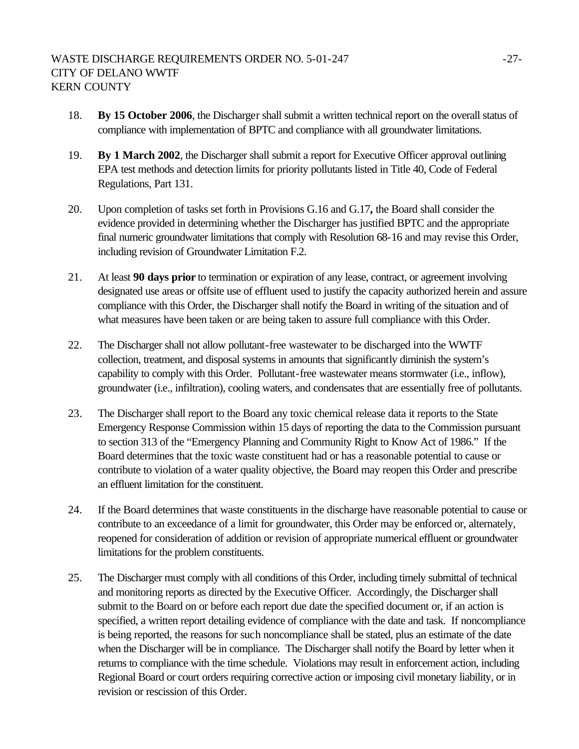18. **By 15 October 2006**, the Discharger shall submit a written technical report on the overall status of compliance with implementation of BPTC and compliance with all groundwater limitations.

19. **By 1 March 2002**, the Discharger shall submit a report for Executive Officer approval outlining EPA test methods and detection limits for priority pollutants listed in Title 40, Code of Federal Regulations, Part 131.

20. Upon completion of tasks set forth in Provisions G.16 and G.17**,** the Board shall consider the evidence provided in determining whether the Discharger has justified BPTC and the appropriate final numeric groundwater limitations that comply with Resolution 68-16 and may revise this Order, including revision of Groundwater Limitation F.2.

21. At least **90 days prior** to termination or expiration of any lease, contract, or agreement involving designated use areas or offsite use of effluent used to justify the capacity authorized herein and assure compliance with this Order, the Discharger shall notify the Board in writing of the situation and of what measures have been taken or are being taken to assure full compliance with this Order.

22. The Discharger shall not allow pollutant-free wastewater to be discharged into the WWTF collection, treatment, and disposal systems in amounts that significantly diminish the system's capability to comply with this Order. Pollutant-free wastewater means stormwater (i.e., inflow), groundwater (i.e., infiltration), cooling waters, and condensates that are essentially free of pollutants.

23. The Discharger shall report to the Board any toxic chemical release data it reports to the State Emergency Response Commission within 15 days of reporting the data to the Commission pursuant to section 313 of the "Emergency Planning and Community Right to Know Act of 1986." If the Board determines that the toxic waste constituent had or has a reasonable potential to cause or contribute to violation of a water quality objective, the Board may reopen this Order and prescribe an effluent limitation for the constituent.

24. If the Board determines that waste constituents in the discharge have reasonable potential to cause or contribute to an exceedance of a limit for groundwater, this Order may be enforced or, alternately, reopened for consideration of addition or revision of appropriate numerical effluent or groundwater limitations for the problem constituents.

25. The Discharger must comply with all conditions of this Order, including timely submittal of technical and monitoring reports as directed by the Executive Officer. Accordingly, the Discharger shall submit to the Board on or before each report due date the specified document or, if an action is specified, a written report detailing evidence of compliance with the date and task. If noncompliance is being reported, the reasons for such noncompliance shall be stated, plus an estimate of the date when the Discharger will be in compliance. The Discharger shall notify the Board by letter when it returns to compliance with the time schedule. Violations may result in enforcement action, including Regional Board or court orders requiring corrective action or imposing civil monetary liability, or in revision or rescission of this Order.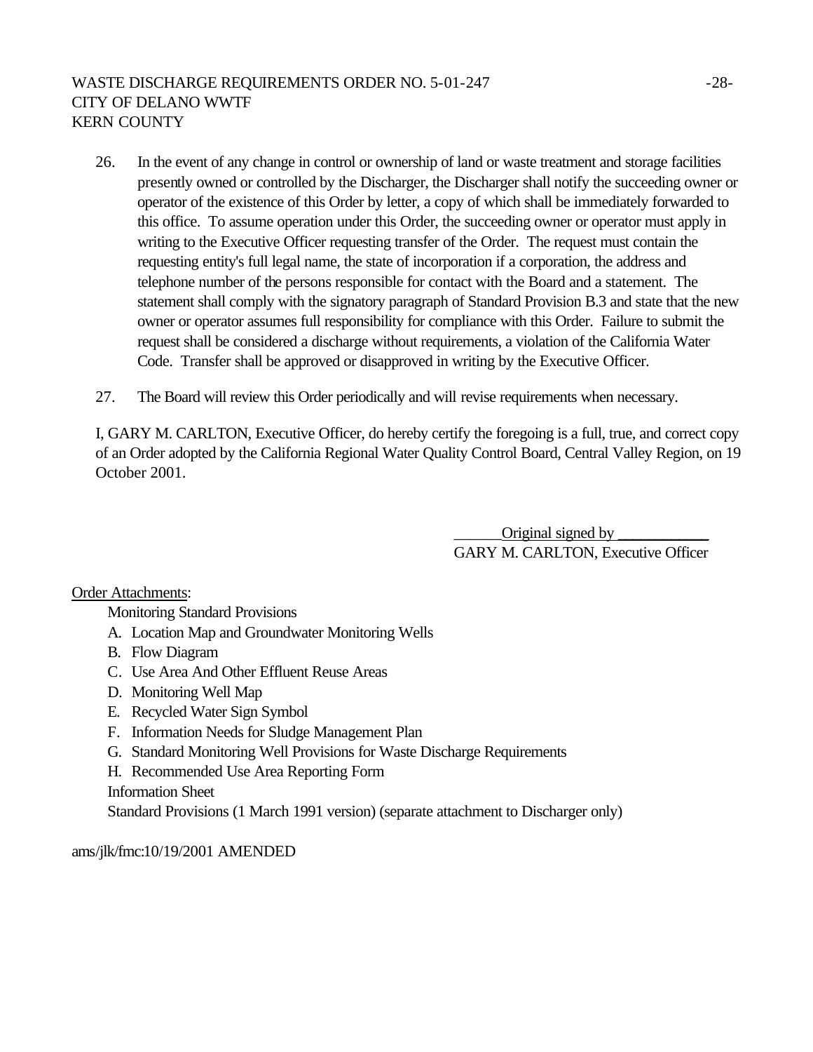26. In the event of any change in control or ownership of land or waste treatment and storage facilities presently owned or controlled by the Discharger, the Discharger shall notify the succeeding owner or operator of the existence of this Order by letter, a copy of which shall be immediately forwarded to this office. To assume operation under this Order, the succeeding owner or operator must apply in writing to the Executive Officer requesting transfer of the Order. The request must contain the requesting entity's full legal name, the state of incorporation if a corporation, the address and telephone number of the persons responsible for contact with the Board and a statement. The statement shall comply with the signatory paragraph of Standard Provision B.3 and state that the new owner or operator assumes full responsibility for compliance with this Order. Failure to submit the request shall be considered a discharge without requirements, a violation of the California Water Code. Transfer shall be approved or disapproved in writing by the Executive Officer.

27. The Board will review this Order periodically and will revise requirements when necessary.

I, GARY M. CARLTON, Executive Officer, do hereby certify the foregoing is a full, true, and correct copy of an Order adopted by the California Regional Water Quality Control Board, Central Valley Region, on 19 October 2001.

______Original signed by ____________
GARY M. CARLTON, Executive Officer

Order Attachments:

Monitoring Standard Provisions

A. Location Map and Groundwater Monitoring Wells
B. Flow Diagram
C. Use Area And Other Effluent Reuse Areas
D. Monitoring Well Map
E. Recycled Water Sign Symbol
F. Information Needs for Sludge Management Plan
G. Standard Monitoring Well Provisions for Waste Discharge Requirements
H. Recommended Use Area Reporting Form

Information Sheet

Standard Provisions (1 March 1991 version) (separate attachment to Discharger only)

ams/jlk/fmc:10/19/2001 AMENDED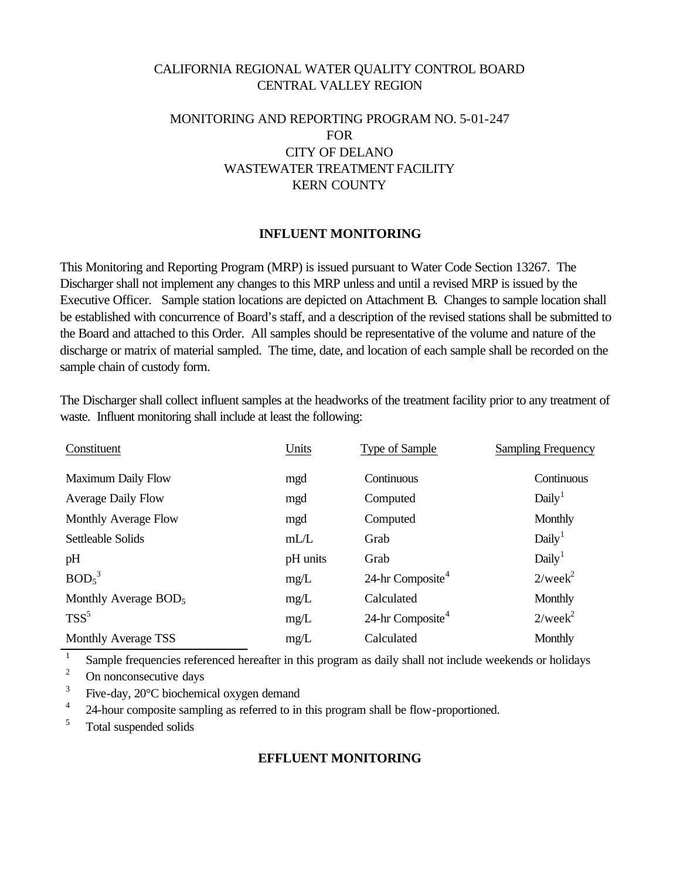CALIFORNIA REGIONAL WATER QUALITY CONTROL BOARD
CENTRAL VALLEY REGION

MONITORING AND REPORTING PROGRAM NO. 5-01-247
FOR
CITY OF DELANO
WASTEWATER TREATMENT FACILITY
KERN COUNTY

## INFLUENT MONITORING

This Monitoring and Reporting Program (MRP) is issued pursuant to Water Code Section 13267. The Discharger shall not implement any changes to this MRP unless and until a revised MRP is issued by the Executive Officer. Sample station locations are depicted on Attachment B. Changes to sample location shall be established with concurrence of Board's staff, and a description of the revised stations shall be submitted to the Board and attached to this Order. All samples should be representative of the volume and nature of the discharge or matrix of material sampled. The time, date, and location of each sample shall be recorded on the sample chain of custody form.

The Discharger shall collect influent samples at the headworks of the treatment facility prior to any treatment of waste. Influent monitoring shall include at least the following:

| Constituent | Units | Type of Sample | Sampling Frequency |
|---|---|---|---|
| Maximum Daily Flow | mgd | Continuous | Continuous |
| Average Daily Flow | mgd | Computed | Daily[1] |
| Monthly Average Flow | mgd | Computed | Monthly |
| Settleable Solids | mL/L | Grab | Daily[1] |
| pH | pH units | Grab | Daily[1] |
| $BOD_5$[3] | mg/L | 24-hr Composite[4] | 2/week[2] |
| Monthly Average $BOD_5$ | mg/L | Calculated | Monthly |
| TSS[5] | mg/L | 24-hr Composite[4] | 2/week[2] |
| Monthly Average TSS | mg/L | Calculated | Monthly |

[1] Sample frequencies referenced hereafter in this program as daily shall not include weekends or holidays

[2] On nonconsecutive days

[3] Five-day, 20°C biochemical oxygen demand

[4] 24-hour composite sampling as referred to in this program shall be flow-proportioned.

[5] Total suspended solids

## EFFLUENT MONITORING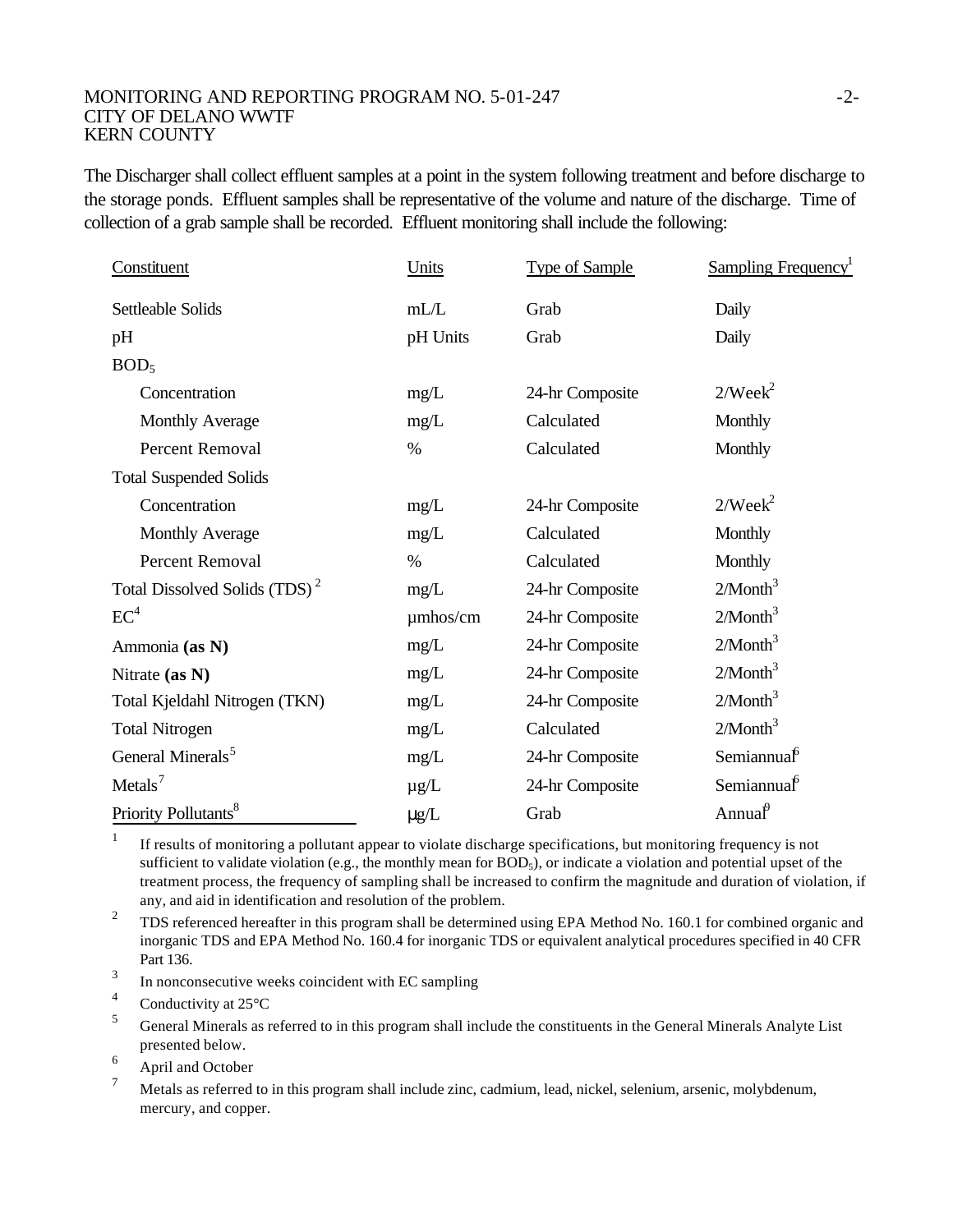The Discharger shall collect effluent samples at a point in the system following treatment and before discharge to the storage ponds. Effluent samples shall be representative of the volume and nature of the discharge. Time of collection of a grab sample shall be recorded. Effluent monitoring shall include the following:

| Constituent | Units | Type of Sample | Sampling Frequency[1] |
|---|---|---|---|
| Settleable Solids | mL/L | Grab | Daily |
| pH | pH Units | Grab | Daily |
| $BOD_5$ | | | |
| Concentration | mg/L | 24-hr Composite | 2/Week[2] |
| Monthly Average | mg/L | Calculated | Monthly |
| Percent Removal | % | Calculated | Monthly |
| Total Suspended Solids | | | |
| Concentration | mg/L | 24-hr Composite | 2/Week[2] |
| Monthly Average | mg/L | Calculated | Monthly |
| Percent Removal | % | Calculated | Monthly |
| Total Dissolved Solids (TDS)[2] | mg/L | 24-hr Composite | 2/Month[3] |
| EC[4] | µmhos/cm | 24-hr Composite | 2/Month[3] |
| Ammonia **(as N)** | mg/L | 24-hr Composite | 2/Month[3] |
| Nitrate **(as N)** | mg/L | 24-hr Composite | 2/Month[3] |
| Total Kjeldahl Nitrogen (TKN) | mg/L | 24-hr Composite | 2/Month[3] |
| Total Nitrogen | mg/L | Calculated | 2/Month[3] |
| General Minerals[5] | mg/L | 24-hr Composite | Semiannual[6] |
| Metals[7] | µg/L | 24-hr Composite | Semiannual[6] |
| Priority Pollutants[8] | µg/L | Grab | Annual[9] |

[1] If results of monitoring a pollutant appear to violate discharge specifications, but monitoring frequency is not sufficient to validate violation (e.g., the monthly mean for $BOD_5$), or indicate a violation and potential upset of the treatment process, the frequency of sampling shall be increased to confirm the magnitude and duration of violation, if any, and aid in identification and resolution of the problem.

[2] TDS referenced hereafter in this program shall be determined using EPA Method No. 160.1 for combined organic and inorganic TDS and EPA Method No. 160.4 for inorganic TDS or equivalent analytical procedures specified in 40 CFR Part 136.

[3] In nonconsecutive weeks coincident with EC sampling

[4] Conductivity at 25°C

[5] General Minerals as referred to in this program shall include the constituents in the General Minerals Analyte List presented below.

[6] April and October

[7] Metals as referred to in this program shall include zinc, cadmium, lead, nickel, selenium, arsenic, molybdenum, mercury, and copper.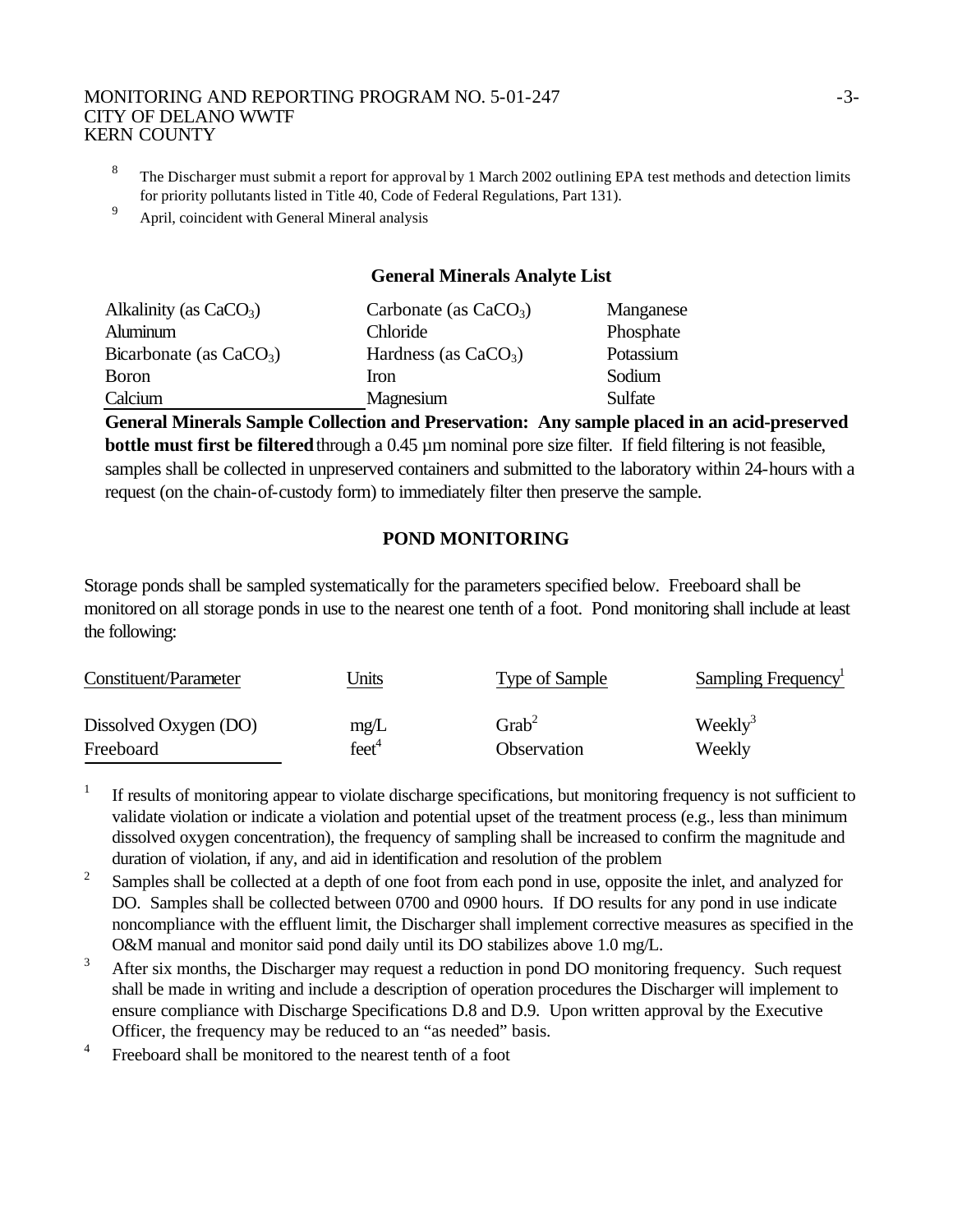[8] The Discharger must submit a report for approval by 1 March 2002 outlining EPA test methods and detection limits for priority pollutants listed in Title 40, Code of Federal Regulations, Part 131).

[9] April, coincident with General Mineral analysis

### General Minerals Analyte List

| | | |
|---|---|---|
| Alkalinity (as $CaCO_3$) | Carbonate (as $CaCO_3$) | Manganese |
| Aluminum | Chloride | Phosphate |
| Bicarbonate (as $CaCO_3$) | Hardness (as $CaCO_3$) | Potassium |
| Boron | Iron | Sodium |
| Calcium | Magnesium | Sulfate |

**General Minerals Sample Collection and Preservation: Any sample placed in an acid-preserved bottle must first be filtered** through a 0.45 µm nominal pore size filter. If field filtering is not feasible, samples shall be collected in unpreserved containers and submitted to the laboratory within 24-hours with a request (on the chain-of-custody form) to immediately filter then preserve the sample.

## POND MONITORING

Storage ponds shall be sampled systematically for the parameters specified below. Freeboard shall be monitored on all storage ponds in use to the nearest one tenth of a foot. Pond monitoring shall include at least the following:

| Constituent/Parameter | Units | Type of Sample | Sampling Frequency[1] |
|---|---|---|---|
| Dissolved Oxygen (DO) | mg/L | Grab[2] | Weekly[3] |
| Freeboard | feet[4] | Observation | Weekly |

[1] If results of monitoring appear to violate discharge specifications, but monitoring frequency is not sufficient to validate violation or indicate a violation and potential upset of the treatment process (e.g., less than minimum dissolved oxygen concentration), the frequency of sampling shall be increased to confirm the magnitude and duration of violation, if any, and aid in identification and resolution of the problem

[2] Samples shall be collected at a depth of one foot from each pond in use, opposite the inlet, and analyzed for DO. Samples shall be collected between 0700 and 0900 hours. If DO results for any pond in use indicate noncompliance with the effluent limit, the Discharger shall implement corrective measures as specified in the O&M manual and monitor said pond daily until its DO stabilizes above 1.0 mg/L.

[3] After six months, the Discharger may request a reduction in pond DO monitoring frequency. Such request shall be made in writing and include a description of operation procedures the Discharger will implement to ensure compliance with Discharge Specifications D.8 and D.9. Upon written approval by the Executive Officer, the frequency may be reduced to an "as needed" basis.

[4] Freeboard shall be monitored to the nearest tenth of a foot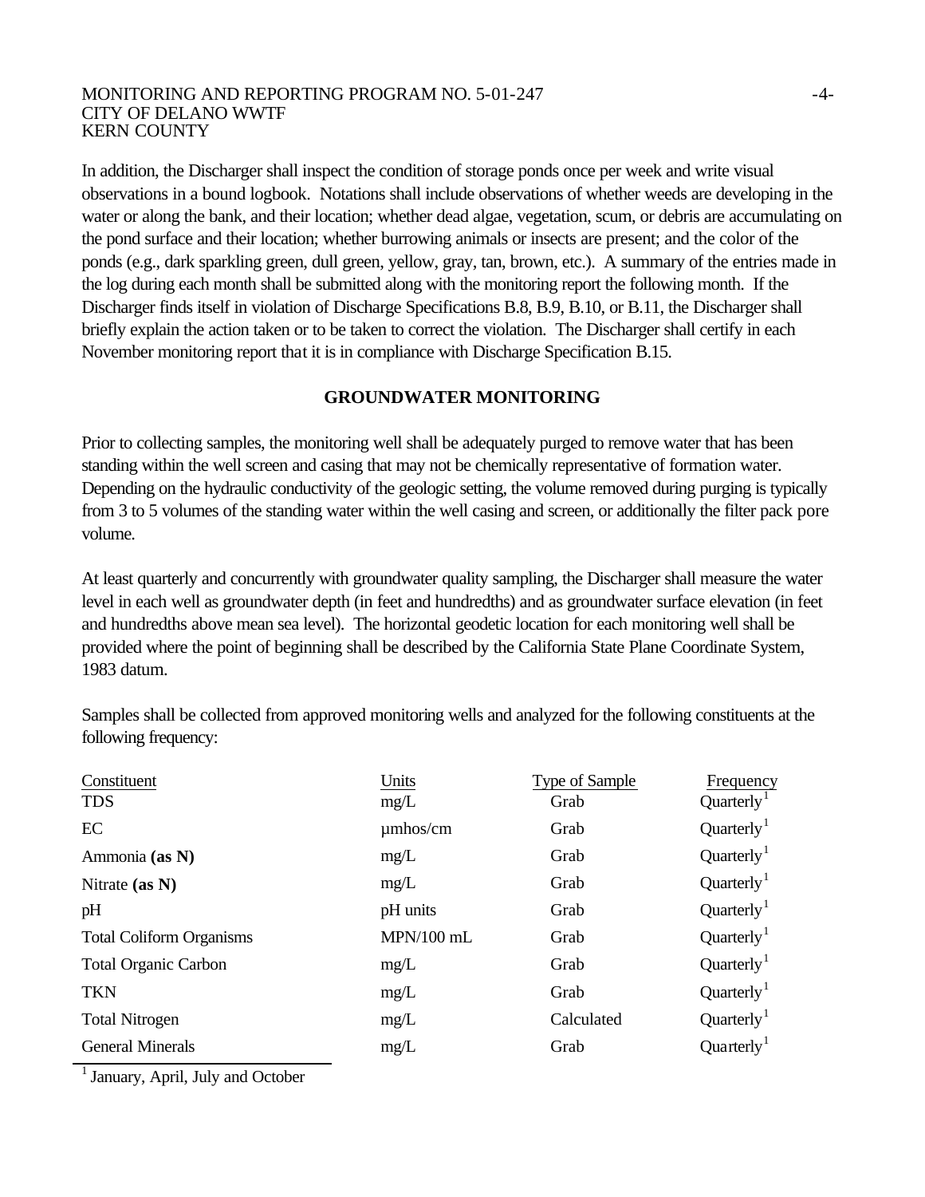In addition, the Discharger shall inspect the condition of storage ponds once per week and write visual observations in a bound logbook. Notations shall include observations of whether weeds are developing in the water or along the bank, and their location; whether dead algae, vegetation, scum, or debris are accumulating on the pond surface and their location; whether burrowing animals or insects are present; and the color of the ponds (e.g., dark sparkling green, dull green, yellow, gray, tan, brown, etc.). A summary of the entries made in the log during each month shall be submitted along with the monitoring report the following month. If the Discharger finds itself in violation of Discharge Specifications B.8, B.9, B.10, or B.11, the Discharger shall briefly explain the action taken or to be taken to correct the violation. The Discharger shall certify in each November monitoring report that it is in compliance with Discharge Specification B.15.

## GROUNDWATER MONITORING

Prior to collecting samples, the monitoring well shall be adequately purged to remove water that has been standing within the well screen and casing that may not be chemically representative of formation water. Depending on the hydraulic conductivity of the geologic setting, the volume removed during purging is typically from 3 to 5 volumes of the standing water within the well casing and screen, or additionally the filter pack pore volume.

At least quarterly and concurrently with groundwater quality sampling, the Discharger shall measure the water level in each well as groundwater depth (in feet and hundredths) and as groundwater surface elevation (in feet and hundredths above mean sea level). The horizontal geodetic location for each monitoring well shall be provided where the point of beginning shall be described by the California State Plane Coordinate System, 1983 datum.

Samples shall be collected from approved monitoring wells and analyzed for the following constituents at the following frequency:

| Constituent | Units | Type of Sample | Frequency |
|---|---|---|---|
| TDS | mg/L | Grab | Quarterly[1] |
| EC | µmhos/cm | Grab | Quarterly[1] |
| Ammonia **(as N)** | mg/L | Grab | Quarterly[1] |
| Nitrate **(as N)** | mg/L | Grab | Quarterly[1] |
| pH | pH units | Grab | Quarterly[1] |
| Total Coliform Organisms | MPN/100 mL | Grab | Quarterly[1] |
| Total Organic Carbon | mg/L | Grab | Quarterly[1] |
| TKN | mg/L | Grab | Quarterly[1] |
| Total Nitrogen | mg/L | Calculated | Quarterly[1] |
| General Minerals | mg/L | Grab | Quarterly[1] |

[1] January, April, July and October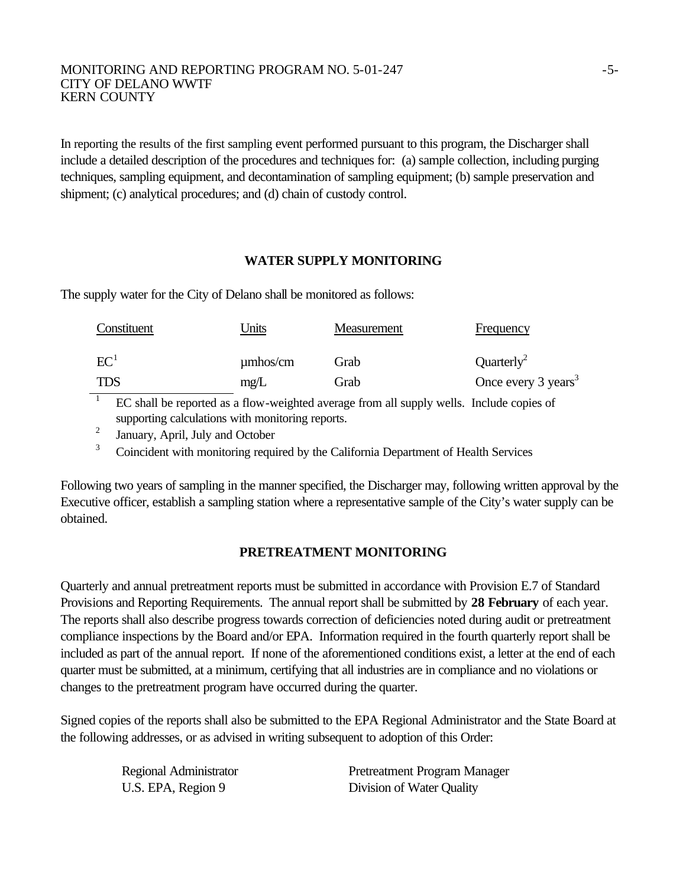In reporting the results of the first sampling event performed pursuant to this program, the Discharger shall include a detailed description of the procedures and techniques for: (a) sample collection, including purging techniques, sampling equipment, and decontamination of sampling equipment; (b) sample preservation and shipment; (c) analytical procedures; and (d) chain of custody control.

## WATER SUPPLY MONITORING

The supply water for the City of Delano shall be monitored as follows:

| Constituent | Units | Measurement | Frequency |
|---|---|---|---|
| EC[1] | µmhos/cm | Grab | Quarterly[2] |
| TDS | mg/L | Grab | Once every 3 years[3] |

[1] EC shall be reported as a flow-weighted average from all supply wells. Include copies of supporting calculations with monitoring reports.

[2] January, April, July and October

[3] Coincident with monitoring required by the California Department of Health Services

Following two years of sampling in the manner specified, the Discharger may, following written approval by the Executive officer, establish a sampling station where a representative sample of the City's water supply can be obtained.

## PRETREATMENT MONITORING

Quarterly and annual pretreatment reports must be submitted in accordance with Provision E.7 of Standard Provisions and Reporting Requirements. The annual report shall be submitted by **28 February** of each year. The reports shall also describe progress towards correction of deficiencies noted during audit or pretreatment compliance inspections by the Board and/or EPA. Information required in the fourth quarterly report shall be included as part of the annual report. If none of the aforementioned conditions exist, a letter at the end of each quarter must be submitted, at a minimum, certifying that all industries are in compliance and no violations or changes to the pretreatment program have occurred during the quarter.

Signed copies of the reports shall also be submitted to the EPA Regional Administrator and the State Board at the following addresses, or as advised in writing subsequent to adoption of this Order:

| | |
|---|---|
| Regional Administrator | Pretreatment Program Manager |
| U.S. EPA, Region 9 | Division of Water Quality |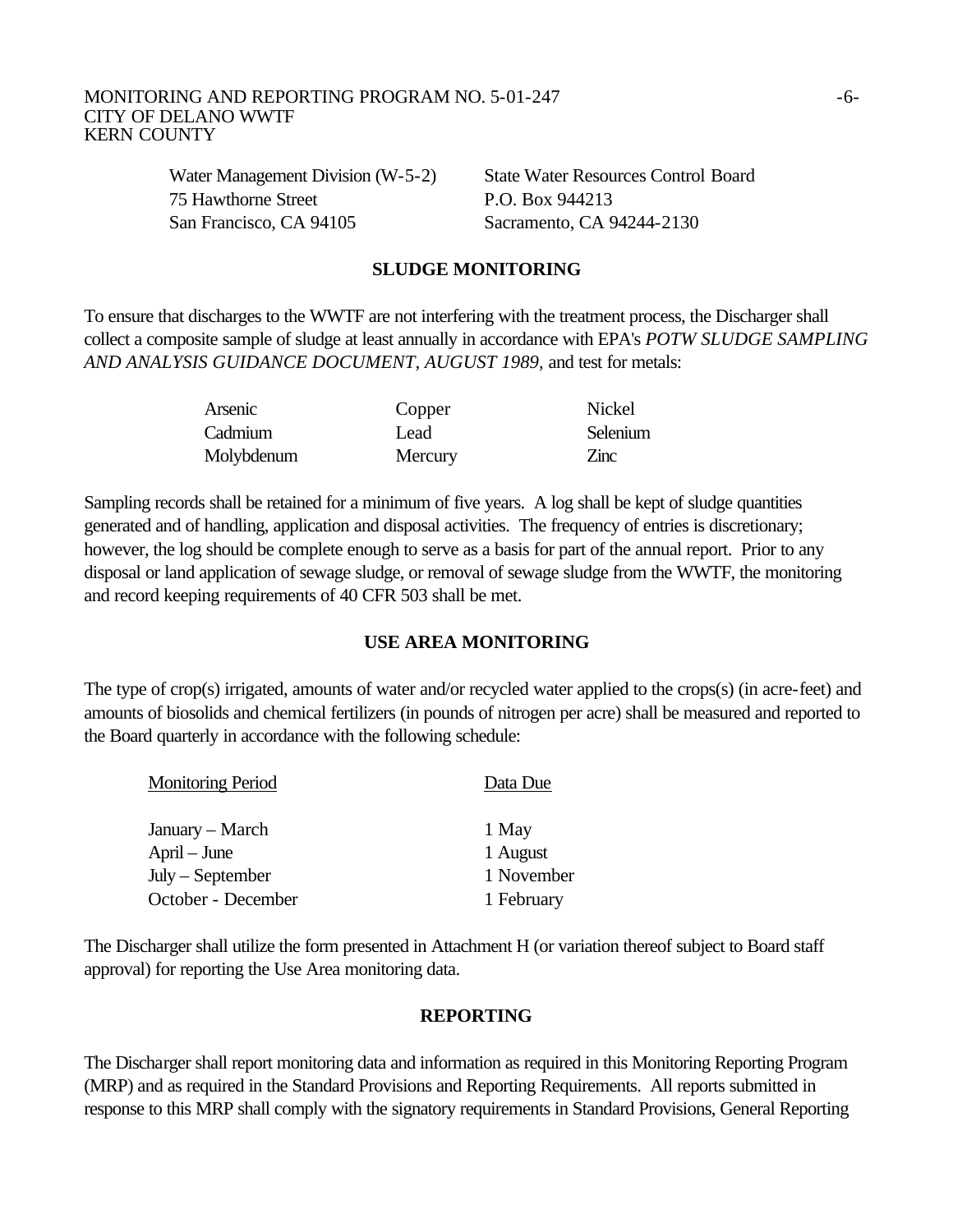Water Management Division (W-5-2)
75 Hawthorne Street
San Francisco, CA 94105

State Water Resources Control Board
P.O. Box 944213
Sacramento, CA 94244-2130

## SLUDGE MONITORING

To ensure that discharges to the WWTF are not interfering with the treatment process, the Discharger shall collect a composite sample of sludge at least annually in accordance with EPA's *POTW SLUDGE SAMPLING AND ANALYSIS GUIDANCE DOCUMENT, AUGUST 1989,* and test for metals:

| | | |
|---|---|---|
| Arsenic | Copper | Nickel |
| Cadmium | Lead | Selenium |
| Molybdenum | Mercury | Zinc |

Sampling records shall be retained for a minimum of five years. A log shall be kept of sludge quantities generated and of handling, application and disposal activities. The frequency of entries is discretionary; however, the log should be complete enough to serve as a basis for part of the annual report. Prior to any disposal or land application of sewage sludge, or removal of sewage sludge from the WWTF, the monitoring and record keeping requirements of 40 CFR 503 shall be met.

## USE AREA MONITORING

The type of crop(s) irrigated, amounts of water and/or recycled water applied to the crops(s) (in acre-feet) and amounts of biosolids and chemical fertilizers (in pounds of nitrogen per acre) shall be measured and reported to the Board quarterly in accordance with the following schedule:

| Monitoring Period | Data Due |
|---|---|
| January – March | 1 May |
| April – June | 1 August |
| July – September | 1 November |
| October - December | 1 February |

The Discharger shall utilize the form presented in Attachment H (or variation thereof subject to Board staff approval) for reporting the Use Area monitoring data.

## REPORTING

The Discharger shall report monitoring data and information as required in this Monitoring Reporting Program (MRP) and as required in the Standard Provisions and Reporting Requirements. All reports submitted in response to this MRP shall comply with the signatory requirements in Standard Provisions, General Reporting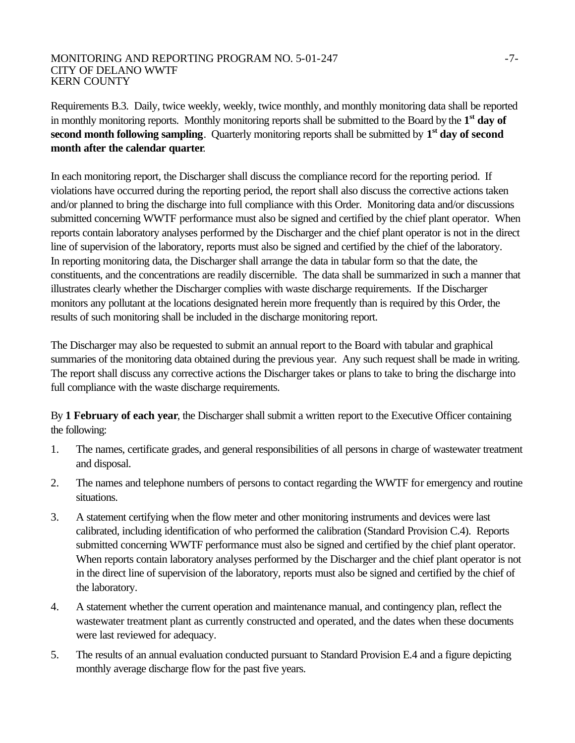Requirements B.3. Daily, twice weekly, weekly, twice monthly, and monthly monitoring data shall be reported in monthly monitoring reports. Monthly monitoring reports shall be submitted to the Board by the **1st day of second month following sampling**. Quarterly monitoring reports shall be submitted by **1st day of second month after the calendar quarter**.

In each monitoring report, the Discharger shall discuss the compliance record for the reporting period. If violations have occurred during the reporting period, the report shall also discuss the corrective actions taken and/or planned to bring the discharge into full compliance with this Order. Monitoring data and/or discussions submitted concerning WWTF performance must also be signed and certified by the chief plant operator. When reports contain laboratory analyses performed by the Discharger and the chief plant operator is not in the direct line of supervision of the laboratory, reports must also be signed and certified by the chief of the laboratory. In reporting monitoring data, the Discharger shall arrange the data in tabular form so that the date, the constituents, and the concentrations are readily discernible. The data shall be summarized in such a manner that illustrates clearly whether the Discharger complies with waste discharge requirements. If the Discharger monitors any pollutant at the locations designated herein more frequently than is required by this Order, the results of such monitoring shall be included in the discharge monitoring report.

The Discharger may also be requested to submit an annual report to the Board with tabular and graphical summaries of the monitoring data obtained during the previous year. Any such request shall be made in writing. The report shall discuss any corrective actions the Discharger takes or plans to take to bring the discharge into full compliance with the waste discharge requirements.

By **1 February of each year**, the Discharger shall submit a written report to the Executive Officer containing the following:

1. The names, certificate grades, and general responsibilities of all persons in charge of wastewater treatment and disposal.
2. The names and telephone numbers of persons to contact regarding the WWTF for emergency and routine situations.
3. A statement certifying when the flow meter and other monitoring instruments and devices were last calibrated, including identification of who performed the calibration (Standard Provision C.4). Reports submitted concerning WWTF performance must also be signed and certified by the chief plant operator. When reports contain laboratory analyses performed by the Discharger and the chief plant operator is not in the direct line of supervision of the laboratory, reports must also be signed and certified by the chief of the laboratory.
4. A statement whether the current operation and maintenance manual, and contingency plan, reflect the wastewater treatment plant as currently constructed and operated, and the dates when these documents were last reviewed for adequacy.
5. The results of an annual evaluation conducted pursuant to Standard Provision E.4 and a figure depicting monthly average discharge flow for the past five years.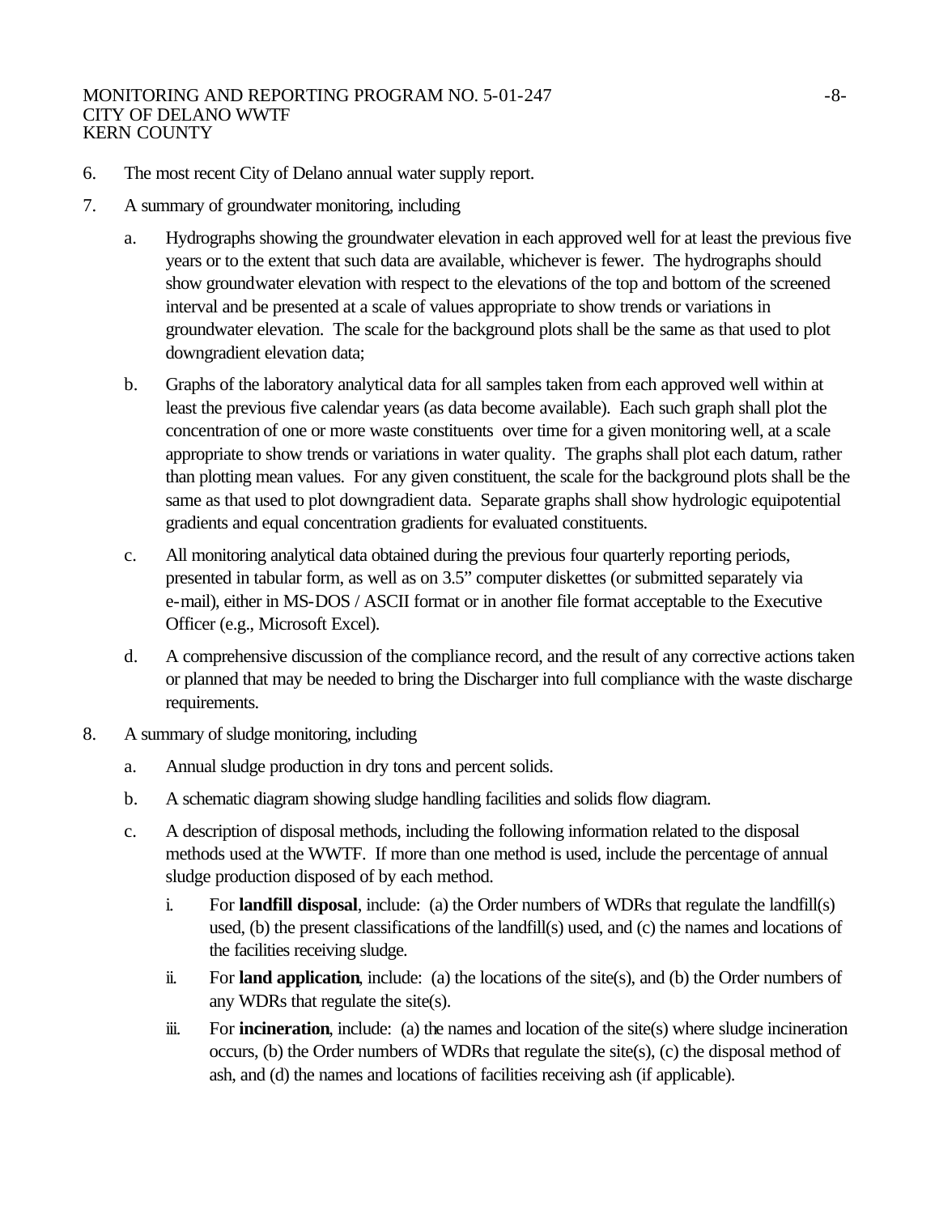6. The most recent City of Delano annual water supply report.

7. A summary of groundwater monitoring, including

   a. Hydrographs showing the groundwater elevation in each approved well for at least the previous five years or to the extent that such data are available, whichever is fewer. The hydrographs should show groundwater elevation with respect to the elevations of the top and bottom of the screened interval and be presented at a scale of values appropriate to show trends or variations in groundwater elevation. The scale for the background plots shall be the same as that used to plot downgradient elevation data;

   b. Graphs of the laboratory analytical data for all samples taken from each approved well within at least the previous five calendar years (as data become available). Each such graph shall plot the concentration of one or more waste constituents over time for a given monitoring well, at a scale appropriate to show trends or variations in water quality. The graphs shall plot each datum, rather than plotting mean values. For any given constituent, the scale for the background plots shall be the same as that used to plot downgradient data. Separate graphs shall show hydrologic equipotential gradients and equal concentration gradients for evaluated constituents.

   c. All monitoring analytical data obtained during the previous four quarterly reporting periods, presented in tabular form, as well as on 3.5" computer diskettes (or submitted separately via e-mail), either in MS-DOS / ASCII format or in another file format acceptable to the Executive Officer (e.g., Microsoft Excel).

   d. A comprehensive discussion of the compliance record, and the result of any corrective actions taken or planned that may be needed to bring the Discharger into full compliance with the waste discharge requirements.

8. A summary of sludge monitoring, including

   a. Annual sludge production in dry tons and percent solids.

   b. A schematic diagram showing sludge handling facilities and solids flow diagram.

   c. A description of disposal methods, including the following information related to the disposal methods used at the WWTF. If more than one method is used, include the percentage of annual sludge production disposed of by each method.

      i. For **landfill disposal**, include: (a) the Order numbers of WDRs that regulate the landfill(s) used, (b) the present classifications of the landfill(s) used, and (c) the names and locations of the facilities receiving sludge.

      ii. For **land application**, include: (a) the locations of the site(s), and (b) the Order numbers of any WDRs that regulate the site(s).

      iii. For **incineration**, include: (a) the names and location of the site(s) where sludge incineration occurs, (b) the Order numbers of WDRs that regulate the site(s), (c) the disposal method of ash, and (d) the names and locations of facilities receiving ash (if applicable).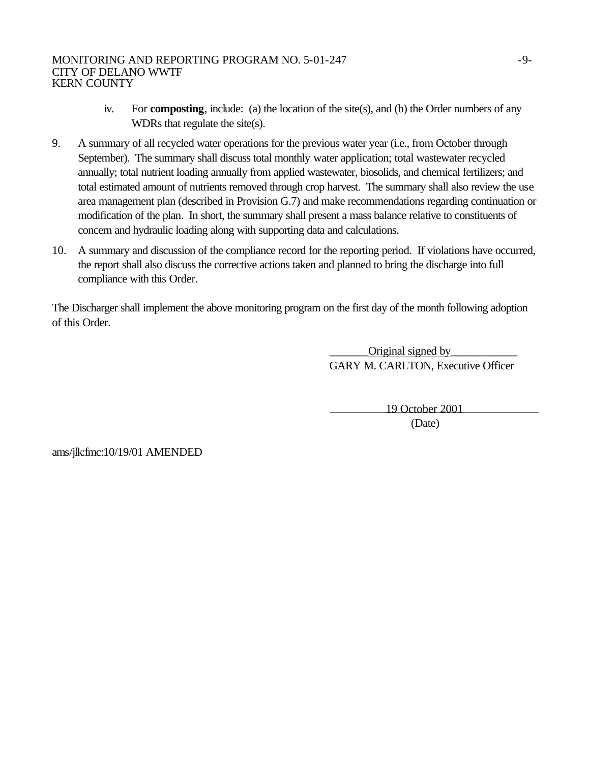iv. For **composting**, include: (a) the location of the site(s), and (b) the Order numbers of any WDRs that regulate the site(s).

9. A summary of all recycled water operations for the previous water year (i.e., from October through September). The summary shall discuss total monthly water application; total wastewater recycled annually; total nutrient loading annually from applied wastewater, biosolids, and chemical fertilizers; and total estimated amount of nutrients removed through crop harvest. The summary shall also review the use area management plan (described in Provision G.7) and make recommendations regarding continuation or modification of the plan. In short, the summary shall present a mass balance relative to constituents of concern and hydraulic loading along with supporting data and calculations.

10. A summary and discussion of the compliance record for the reporting period. If violations have occurred, the report shall also discuss the corrective actions taken and planned to bring the discharge into full compliance with this Order.

The Discharger shall implement the above monitoring program on the first day of the month following adoption of this Order.

Original signed by
GARY M. CARLTON, Executive Officer

19 October 2001
(Date)

ams/jlk:fmc:10/19/01 AMENDED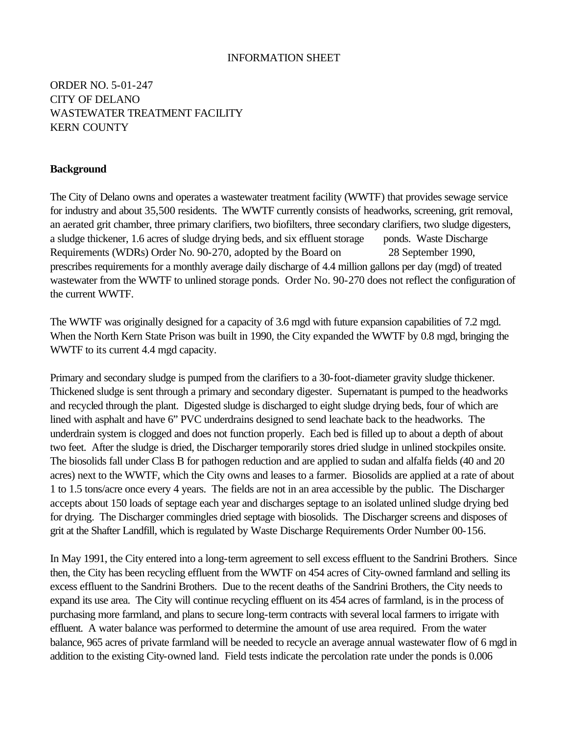INFORMATION SHEET

ORDER NO. 5-01-247
CITY OF DELANO
WASTEWATER TREATMENT FACILITY
KERN COUNTY

**Background**

The City of Delano owns and operates a wastewater treatment facility (WWTF) that provides sewage service for industry and about 35,500 residents. The WWTF currently consists of headworks, screening, grit removal, an aerated grit chamber, three primary clarifiers, two biofilters, three secondary clarifiers, two sludge digesters, a sludge thickener, 1.6 acres of sludge drying beds, and six effluent storage ponds. Waste Discharge Requirements (WDRs) Order No. 90-270, adopted by the Board on 28 September 1990, prescribes requirements for a monthly average daily discharge of 4.4 million gallons per day (mgd) of treated wastewater from the WWTF to unlined storage ponds. Order No. 90-270 does not reflect the configuration of the current WWTF.

The WWTF was originally designed for a capacity of 3.6 mgd with future expansion capabilities of 7.2 mgd. When the North Kern State Prison was built in 1990, the City expanded the WWTF by 0.8 mgd, bringing the WWTF to its current 4.4 mgd capacity.

Primary and secondary sludge is pumped from the clarifiers to a 30-foot-diameter gravity sludge thickener. Thickened sludge is sent through a primary and secondary digester. Supernatant is pumped to the headworks and recycled through the plant. Digested sludge is discharged to eight sludge drying beds, four of which are lined with asphalt and have 6" PVC underdrains designed to send leachate back to the headworks. The underdrain system is clogged and does not function properly. Each bed is filled up to about a depth of about two feet. After the sludge is dried, the Discharger temporarily stores dried sludge in unlined stockpiles onsite. The biosolids fall under Class B for pathogen reduction and are applied to sudan and alfalfa fields (40 and 20 acres) next to the WWTF, which the City owns and leases to a farmer. Biosolids are applied at a rate of about 1 to 1.5 tons/acre once every 4 years. The fields are not in an area accessible by the public. The Discharger accepts about 150 loads of septage each year and discharges septage to an isolated unlined sludge drying bed for drying. The Discharger commingles dried septage with biosolids. The Discharger screens and disposes of grit at the Shafter Landfill, which is regulated by Waste Discharge Requirements Order Number 00-156.

In May 1991, the City entered into a long-term agreement to sell excess effluent to the Sandrini Brothers. Since then, the City has been recycling effluent from the WWTF on 454 acres of City-owned farmland and selling its excess effluent to the Sandrini Brothers. Due to the recent deaths of the Sandrini Brothers, the City needs to expand its use area. The City will continue recycling effluent on its 454 acres of farmland, is in the process of purchasing more farmland, and plans to secure long-term contracts with several local farmers to irrigate with effluent. A water balance was performed to determine the amount of use area required. From the water balance, 965 acres of private farmland will be needed to recycle an average annual wastewater flow of 6 mgd in addition to the existing City-owned land. Field tests indicate the percolation rate under the ponds is 0.006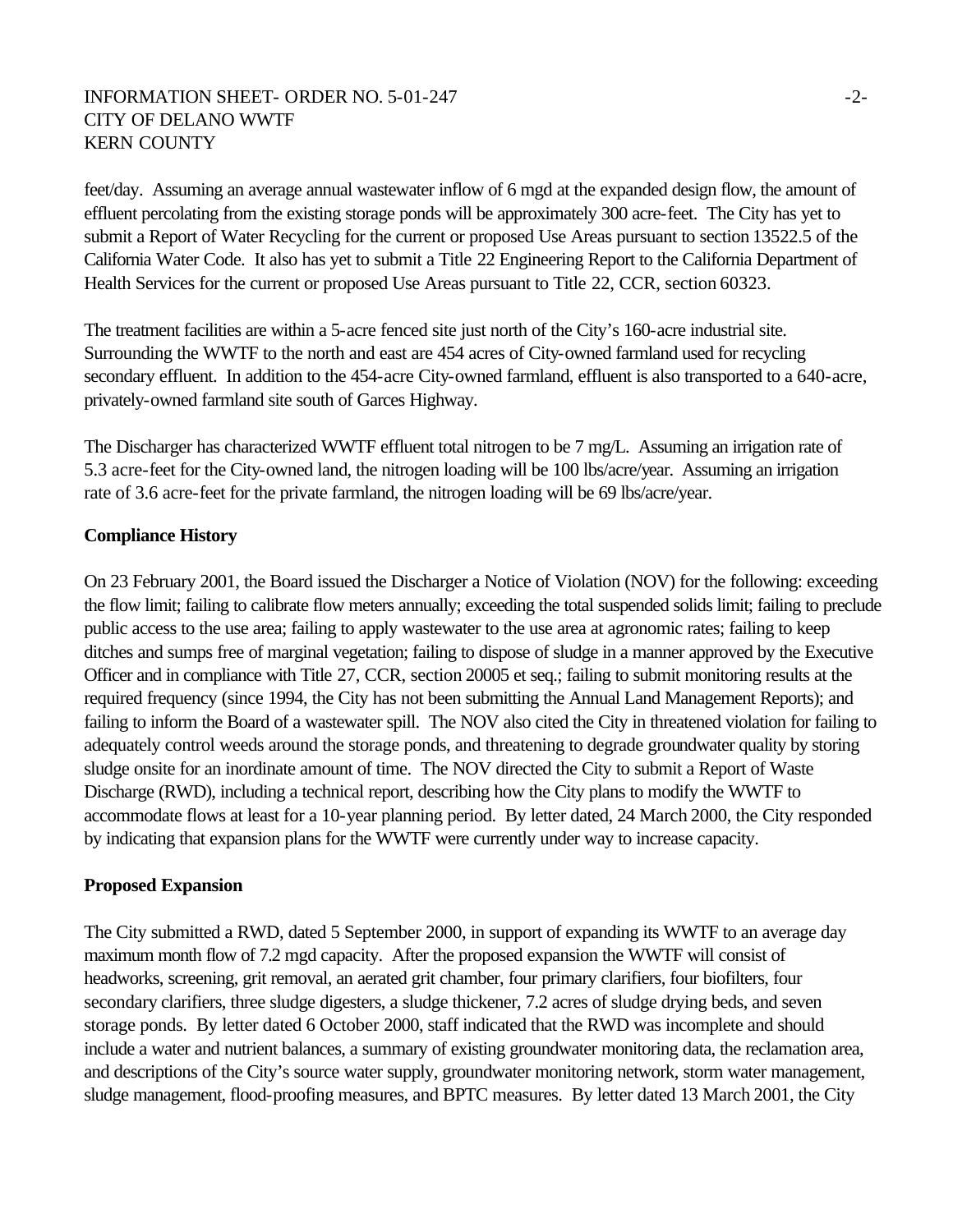feet/day. Assuming an average annual wastewater inflow of 6 mgd at the expanded design flow, the amount of effluent percolating from the existing storage ponds will be approximately 300 acre-feet. The City has yet to submit a Report of Water Recycling for the current or proposed Use Areas pursuant to section 13522.5 of the California Water Code. It also has yet to submit a Title 22 Engineering Report to the California Department of Health Services for the current or proposed Use Areas pursuant to Title 22, CCR, section 60323.

The treatment facilities are within a 5-acre fenced site just north of the City's 160-acre industrial site. Surrounding the WWTF to the north and east are 454 acres of City-owned farmland used for recycling secondary effluent. In addition to the 454-acre City-owned farmland, effluent is also transported to a 640-acre, privately-owned farmland site south of Garces Highway.

The Discharger has characterized WWTF effluent total nitrogen to be 7 mg/L. Assuming an irrigation rate of 5.3 acre-feet for the City-owned land, the nitrogen loading will be 100 lbs/acre/year. Assuming an irrigation rate of 3.6 acre-feet for the private farmland, the nitrogen loading will be 69 lbs/acre/year.

**Compliance History**

On 23 February 2001, the Board issued the Discharger a Notice of Violation (NOV) for the following: exceeding the flow limit; failing to calibrate flow meters annually; exceeding the total suspended solids limit; failing to preclude public access to the use area; failing to apply wastewater to the use area at agronomic rates; failing to keep ditches and sumps free of marginal vegetation; failing to dispose of sludge in a manner approved by the Executive Officer and in compliance with Title 27, CCR, section 20005 et seq.; failing to submit monitoring results at the required frequency (since 1994, the City has not been submitting the Annual Land Management Reports); and failing to inform the Board of a wastewater spill. The NOV also cited the City in threatened violation for failing to adequately control weeds around the storage ponds, and threatening to degrade groundwater quality by storing sludge onsite for an inordinate amount of time. The NOV directed the City to submit a Report of Waste Discharge (RWD), including a technical report, describing how the City plans to modify the WWTF to accommodate flows at least for a 10-year planning period. By letter dated, 24 March 2000, the City responded by indicating that expansion plans for the WWTF were currently under way to increase capacity.

**Proposed Expansion**

The City submitted a RWD, dated 5 September 2000, in support of expanding its WWTF to an average day maximum month flow of 7.2 mgd capacity. After the proposed expansion the WWTF will consist of headworks, screening, grit removal, an aerated grit chamber, four primary clarifiers, four biofilters, four secondary clarifiers, three sludge digesters, a sludge thickener, 7.2 acres of sludge drying beds, and seven storage ponds. By letter dated 6 October 2000, staff indicated that the RWD was incomplete and should include a water and nutrient balances, a summary of existing groundwater monitoring data, the reclamation area, and descriptions of the City's source water supply, groundwater monitoring network, storm water management, sludge management, flood-proofing measures, and BPTC measures. By letter dated 13 March 2001, the City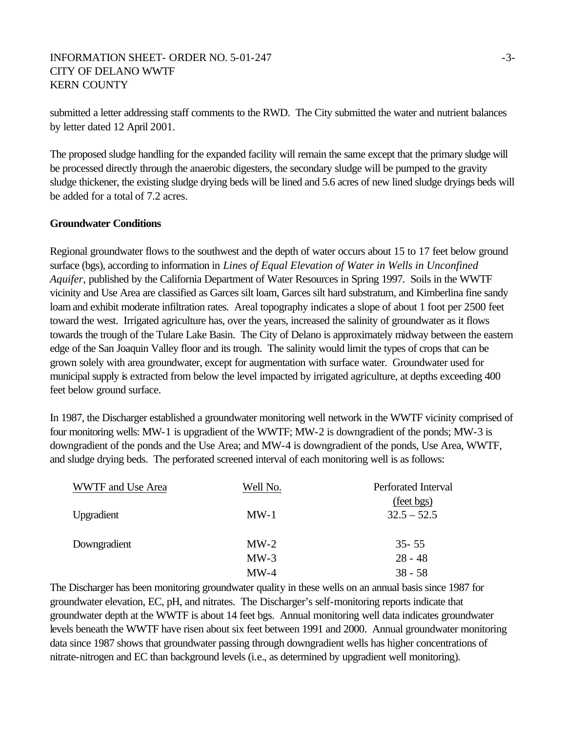submitted a letter addressing staff comments to the RWD. The City submitted the water and nutrient balances by letter dated 12 April 2001.

The proposed sludge handling for the expanded facility will remain the same except that the primary sludge will be processed directly through the anaerobic digesters, the secondary sludge will be pumped to the gravity sludge thickener, the existing sludge drying beds will be lined and 5.6 acres of new lined sludge dryings beds will be added for a total of 7.2 acres.

**Groundwater Conditions**

Regional groundwater flows to the southwest and the depth of water occurs about 15 to 17 feet below ground surface (bgs), according to information in *Lines of Equal Elevation of Water in Wells in Unconfined Aquifer*, published by the California Department of Water Resources in Spring 1997. Soils in the WWTF vicinity and Use Area are classified as Garces silt loam, Garces silt hard substratum, and Kimberlina fine sandy loam and exhibit moderate infiltration rates. Areal topography indicates a slope of about 1 foot per 2500 feet toward the west. Irrigated agriculture has, over the years, increased the salinity of groundwater as it flows towards the trough of the Tulare Lake Basin. The City of Delano is approximately midway between the eastern edge of the San Joaquin Valley floor and its trough. The salinity would limit the types of crops that can be grown solely with area groundwater, except for augmentation with surface water. Groundwater used for municipal supply is extracted from below the level impacted by irrigated agriculture, at depths exceeding 400 feet below ground surface.

In 1987, the Discharger established a groundwater monitoring well network in the WWTF vicinity comprised of four monitoring wells: MW-1 is upgradient of the WWTF; MW-2 is downgradient of the ponds; MW-3 is downgradient of the ponds and the Use Area; and MW-4 is downgradient of the ponds, Use Area, WWTF, and sludge drying beds. The perforated screened interval of each monitoring well is as follows:

| WWTF and Use Area | Well No. | Perforated Interval (feet bgs) |
|---|---|---|
| Upgradient | MW-1 | 32.5 – 52.5 |
| Downgradient | MW-2 | 35- 55 |
| | MW-3 | 28 - 48 |
| | MW-4 | 38 - 58 |

The Discharger has been monitoring groundwater quality in these wells on an annual basis since 1987 for groundwater elevation, EC, pH, and nitrates. The Discharger's self-monitoring reports indicate that groundwater depth at the WWTF is about 14 feet bgs. Annual monitoring well data indicates groundwater levels beneath the WWTF have risen about six feet between 1991 and 2000. Annual groundwater monitoring data since 1987 shows that groundwater passing through downgradient wells has higher concentrations of nitrate-nitrogen and EC than background levels (i.e., as determined by upgradient well monitoring).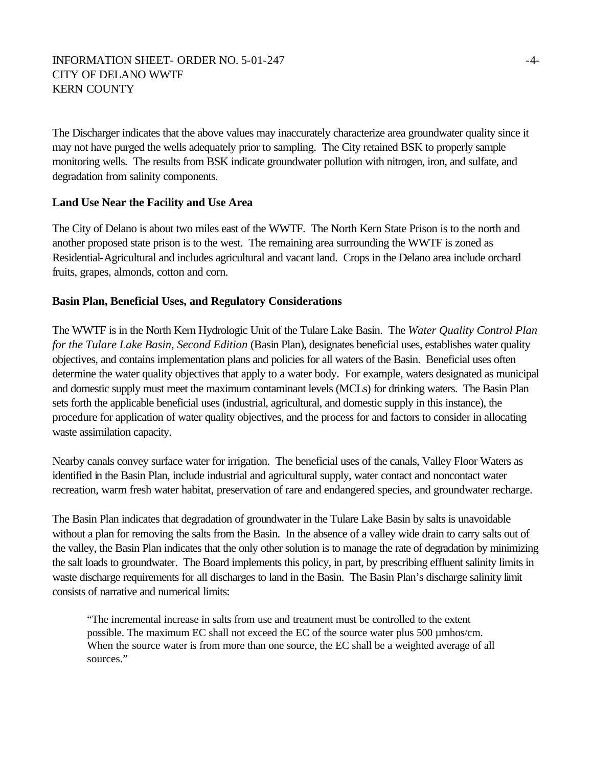The Discharger indicates that the above values may inaccurately characterize area groundwater quality since it may not have purged the wells adequately prior to sampling. The City retained BSK to properly sample monitoring wells. The results from BSK indicate groundwater pollution with nitrogen, iron, and sulfate, and degradation from salinity components.

**Land Use Near the Facility and Use Area**

The City of Delano is about two miles east of the WWTF. The North Kern State Prison is to the north and another proposed state prison is to the west. The remaining area surrounding the WWTF is zoned as Residential-Agricultural and includes agricultural and vacant land. Crops in the Delano area include orchard fruits, grapes, almonds, cotton and corn.

**Basin Plan, Beneficial Uses, and Regulatory Considerations**

The WWTF is in the North Kern Hydrologic Unit of the Tulare Lake Basin. The *Water Quality Control Plan for the Tulare Lake Basin, Second Edition* (Basin Plan), designates beneficial uses, establishes water quality objectives, and contains implementation plans and policies for all waters of the Basin. Beneficial uses often determine the water quality objectives that apply to a water body. For example, waters designated as municipal and domestic supply must meet the maximum contaminant levels (MCLs) for drinking waters. The Basin Plan sets forth the applicable beneficial uses (industrial, agricultural, and domestic supply in this instance), the procedure for application of water quality objectives, and the process for and factors to consider in allocating waste assimilation capacity.

Nearby canals convey surface water for irrigation. The beneficial uses of the canals, Valley Floor Waters as identified in the Basin Plan, include industrial and agricultural supply, water contact and noncontact water recreation, warm fresh water habitat, preservation of rare and endangered species, and groundwater recharge.

The Basin Plan indicates that degradation of groundwater in the Tulare Lake Basin by salts is unavoidable without a plan for removing the salts from the Basin. In the absence of a valley wide drain to carry salts out of the valley, the Basin Plan indicates that the only other solution is to manage the rate of degradation by minimizing the salt loads to groundwater. The Board implements this policy, in part, by prescribing effluent salinity limits in waste discharge requirements for all discharges to land in the Basin. The Basin Plan's discharge salinity limit consists of narrative and numerical limits:

> "The incremental increase in salts from use and treatment must be controlled to the extent possible. The maximum EC shall not exceed the EC of the source water plus 500 µmhos/cm. When the source water is from more than one source, the EC shall be a weighted average of all sources."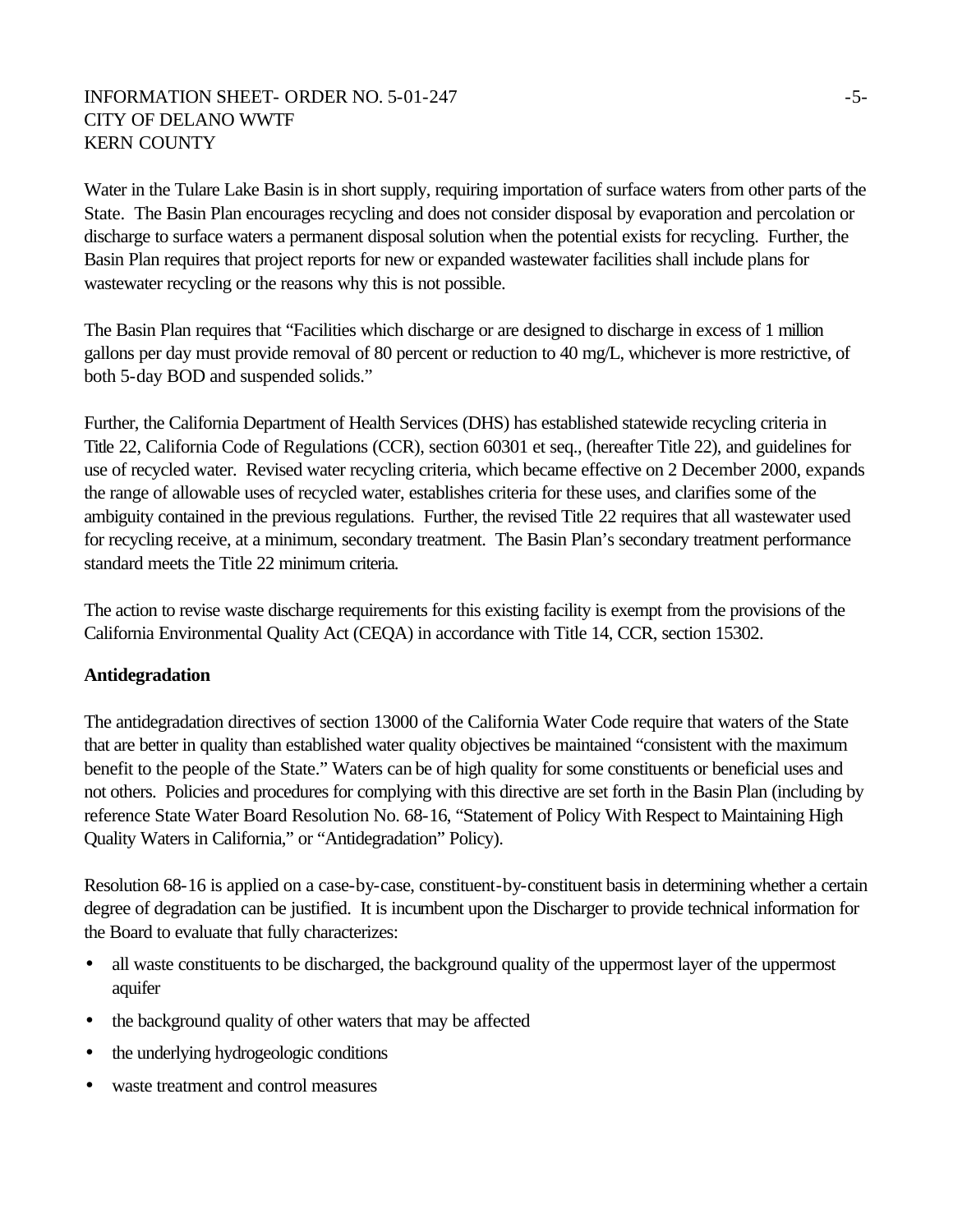Water in the Tulare Lake Basin is in short supply, requiring importation of surface waters from other parts of the State. The Basin Plan encourages recycling and does not consider disposal by evaporation and percolation or discharge to surface waters a permanent disposal solution when the potential exists for recycling. Further, the Basin Plan requires that project reports for new or expanded wastewater facilities shall include plans for wastewater recycling or the reasons why this is not possible.

The Basin Plan requires that "Facilities which discharge or are designed to discharge in excess of 1 million gallons per day must provide removal of 80 percent or reduction to 40 mg/L, whichever is more restrictive, of both 5-day BOD and suspended solids."

Further, the California Department of Health Services (DHS) has established statewide recycling criteria in Title 22, California Code of Regulations (CCR), section 60301 et seq., (hereafter Title 22), and guidelines for use of recycled water. Revised water recycling criteria, which became effective on 2 December 2000, expands the range of allowable uses of recycled water, establishes criteria for these uses, and clarifies some of the ambiguity contained in the previous regulations. Further, the revised Title 22 requires that all wastewater used for recycling receive, at a minimum, secondary treatment. The Basin Plan's secondary treatment performance standard meets the Title 22 minimum criteria.

The action to revise waste discharge requirements for this existing facility is exempt from the provisions of the California Environmental Quality Act (CEQA) in accordance with Title 14, CCR, section 15302.

**Antidegradation**

The antidegradation directives of section 13000 of the California Water Code require that waters of the State that are better in quality than established water quality objectives be maintained "consistent with the maximum benefit to the people of the State." Waters can be of high quality for some constituents or beneficial uses and not others. Policies and procedures for complying with this directive are set forth in the Basin Plan (including by reference State Water Board Resolution No. 68-16, "Statement of Policy With Respect to Maintaining High Quality Waters in California," or "Antidegradation" Policy).

Resolution 68-16 is applied on a case-by-case, constituent-by-constituent basis in determining whether a certain degree of degradation can be justified. It is incumbent upon the Discharger to provide technical information for the Board to evaluate that fully characterizes:

- all waste constituents to be discharged, the background quality of the uppermost layer of the uppermost aquifer
- the background quality of other waters that may be affected
- the underlying hydrogeologic conditions
- waste treatment and control measures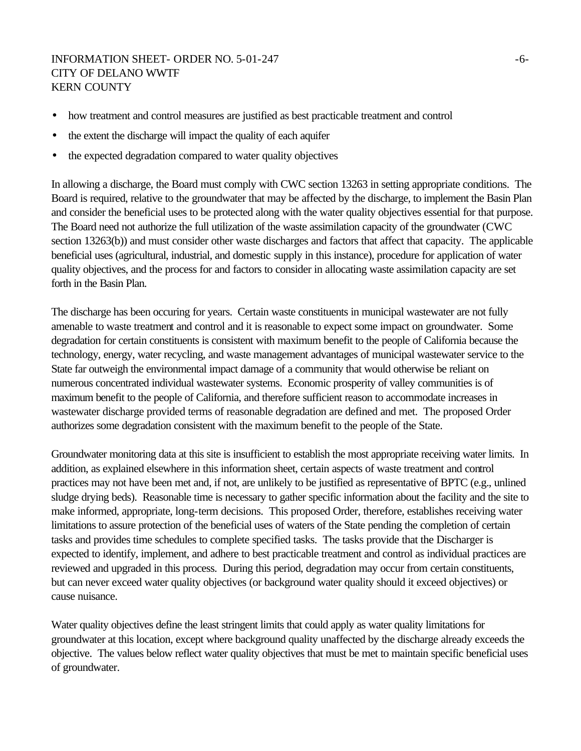- how treatment and control measures are justified as best practicable treatment and control
- the extent the discharge will impact the quality of each aquifer
- the expected degradation compared to water quality objectives

In allowing a discharge, the Board must comply with CWC section 13263 in setting appropriate conditions. The Board is required, relative to the groundwater that may be affected by the discharge, to implement the Basin Plan and consider the beneficial uses to be protected along with the water quality objectives essential for that purpose. The Board need not authorize the full utilization of the waste assimilation capacity of the groundwater (CWC section 13263(b)) and must consider other waste discharges and factors that affect that capacity. The applicable beneficial uses (agricultural, industrial, and domestic supply in this instance), procedure for application of water quality objectives, and the process for and factors to consider in allocating waste assimilation capacity are set forth in the Basin Plan.

The discharge has been occuring for years. Certain waste constituents in municipal wastewater are not fully amenable to waste treatment and control and it is reasonable to expect some impact on groundwater. Some degradation for certain constituents is consistent with maximum benefit to the people of California because the technology, energy, water recycling, and waste management advantages of municipal wastewater service to the State far outweigh the environmental impact damage of a community that would otherwise be reliant on numerous concentrated individual wastewater systems. Economic prosperity of valley communities is of maximum benefit to the people of California, and therefore sufficient reason to accommodate increases in wastewater discharge provided terms of reasonable degradation are defined and met. The proposed Order authorizes some degradation consistent with the maximum benefit to the people of the State.

Groundwater monitoring data at this site is insufficient to establish the most appropriate receiving water limits. In addition, as explained elsewhere in this information sheet, certain aspects of waste treatment and control practices may not have been met and, if not, are unlikely to be justified as representative of BPTC (e.g., unlined sludge drying beds). Reasonable time is necessary to gather specific information about the facility and the site to make informed, appropriate, long-term decisions. This proposed Order, therefore, establishes receiving water limitations to assure protection of the beneficial uses of waters of the State pending the completion of certain tasks and provides time schedules to complete specified tasks. The tasks provide that the Discharger is expected to identify, implement, and adhere to best practicable treatment and control as individual practices are reviewed and upgraded in this process. During this period, degradation may occur from certain constituents, but can never exceed water quality objectives (or background water quality should it exceed objectives) or cause nuisance.

Water quality objectives define the least stringent limits that could apply as water quality limitations for groundwater at this location, except where background quality unaffected by the discharge already exceeds the objective. The values below reflect water quality objectives that must be met to maintain specific beneficial uses of groundwater.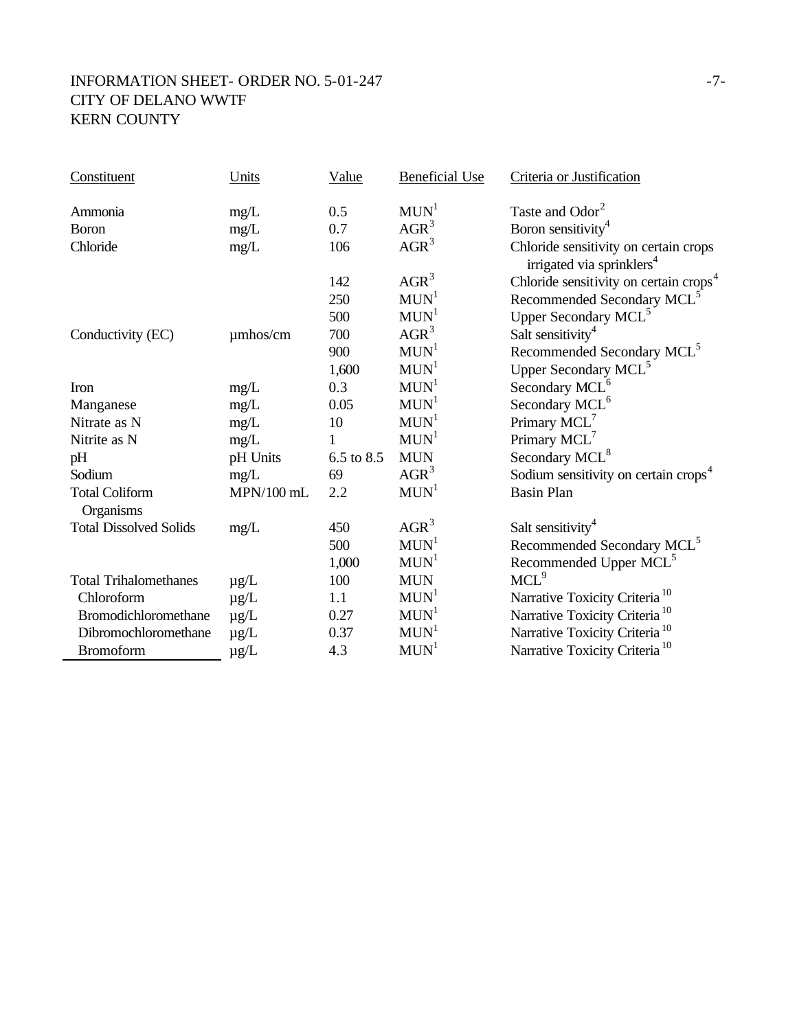| Constituent | Units | Value | Beneficial Use | Criteria or Justification |
|---|---|---|---|---|
| Ammonia | mg/L | 0.5 | MUN[1] | Taste and Odor[2] |
| Boron | mg/L | 0.7 | AGR[3] | Boron sensitivity[4] |
| Chloride | mg/L | 106 | AGR[3] | Chloride sensitivity on certain crops irrigated via sprinklers[4] |
| | | 142 | AGR[3] | Chloride sensitivity on certain crops[4] |
| | | 250 | MUN[1] | Recommended Secondary MCL[5] |
| | | 500 | MUN[1] | Upper Secondary MCL[5] |
| Conductivity (EC) | µmhos/cm | 700 | AGR[3] | Salt sensitivity[4] |
| | | 900 | MUN[1] | Recommended Secondary MCL[5] |
| | | 1,600 | MUN[1] | Upper Secondary MCL[5] |
| Iron | mg/L | 0.3 | MUN[1] | Secondary MCL[6] |
| Manganese | mg/L | 0.05 | MUN[1] | Secondary MCL[6] |
| Nitrate as N | mg/L | 10 | MUN[1] | Primary MCL[7] |
| Nitrite as N | mg/L | 1 | MUN[1] | Primary MCL[7] |
| pH | pH Units | 6.5 to 8.5 | MUN | Secondary MCL[8] |
| Sodium | mg/L | 69 | AGR[3] | Sodium sensitivity on certain crops[4] |
| Total Coliform Organisms | MPN/100 mL | 2.2 | MUN[1] | Basin Plan |
| Total Dissolved Solids | mg/L | 450 | AGR[3] | Salt sensitivity[4] |
| | | 500 | MUN[1] | Recommended Secondary MCL[5] |
| | | 1,000 | MUN[1] | Recommended Upper MCL[5] |
| Total Trihalomethanes | µg/L | 100 | MUN | MCL[9] |
| Chloroform | µg/L | 1.1 | MUN[1] | Narrative Toxicity Criteria[10] |
| Bromodichloromethane | µg/L | 0.27 | MUN[1] | Narrative Toxicity Criteria[10] |
| Dibromochloromethane | µg/L | 0.37 | MUN[1] | Narrative Toxicity Criteria[10] |
| Bromoform | µg/L | 4.3 | MUN[1] | Narrative Toxicity Criteria[10] |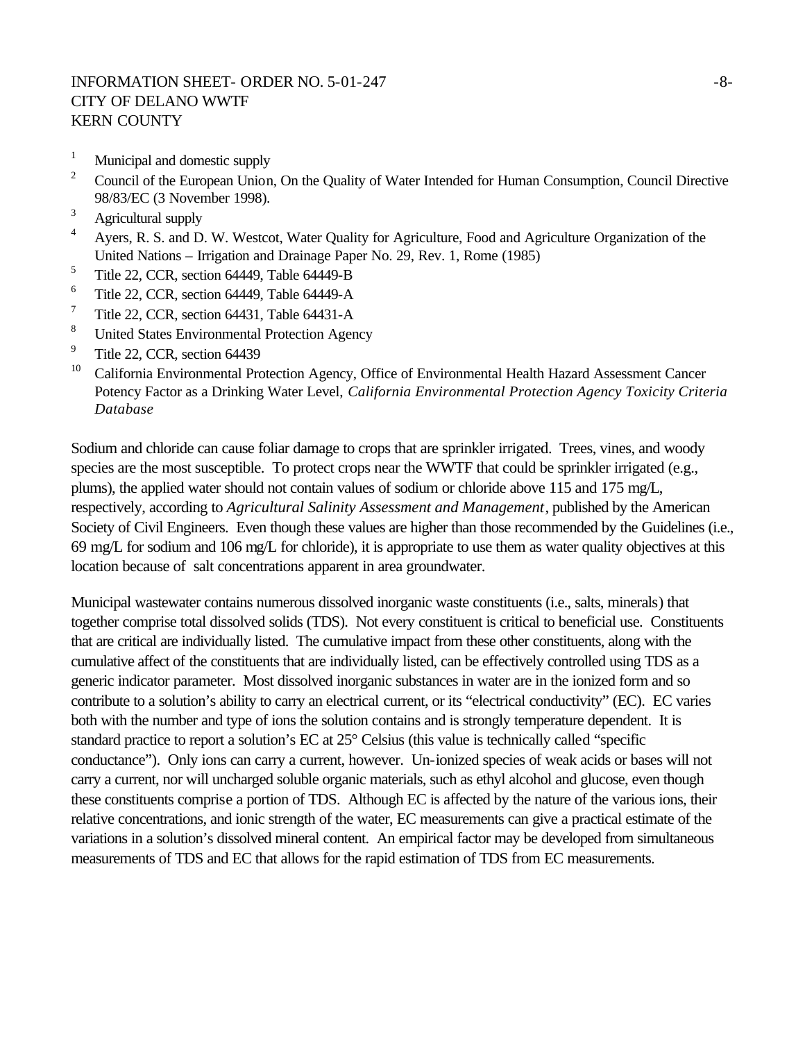[1] Municipal and domestic supply

[2] Council of the European Union, On the Quality of Water Intended for Human Consumption, Council Directive 98/83/EC (3 November 1998).

[3] Agricultural supply

[4] Ayers, R. S. and D. W. Westcot, Water Quality for Agriculture, Food and Agriculture Organization of the United Nations – Irrigation and Drainage Paper No. 29, Rev. 1, Rome (1985)

[5] Title 22, CCR, section 64449, Table 64449-B

[6] Title 22, CCR, section 64449, Table 64449-A

[7] Title 22, CCR, section 64431, Table 64431-A

[8] United States Environmental Protection Agency

[9] Title 22, CCR, section 64439

[10] California Environmental Protection Agency, Office of Environmental Health Hazard Assessment Cancer Potency Factor as a Drinking Water Level, *California Environmental Protection Agency Toxicity Criteria Database*

Sodium and chloride can cause foliar damage to crops that are sprinkler irrigated. Trees, vines, and woody species are the most susceptible. To protect crops near the WWTF that could be sprinkler irrigated (e.g., plums), the applied water should not contain values of sodium or chloride above 115 and 175 mg/L, respectively, according to *Agricultural Salinity Assessment and Management*, published by the American Society of Civil Engineers. Even though these values are higher than those recommended by the Guidelines (i.e., 69 mg/L for sodium and 106 mg/L for chloride), it is appropriate to use them as water quality objectives at this location because of salt concentrations apparent in area groundwater.

Municipal wastewater contains numerous dissolved inorganic waste constituents (i.e., salts, minerals) that together comprise total dissolved solids (TDS). Not every constituent is critical to beneficial use. Constituents that are critical are individually listed. The cumulative impact from these other constituents, along with the cumulative affect of the constituents that are individually listed, can be effectively controlled using TDS as a generic indicator parameter. Most dissolved inorganic substances in water are in the ionized form and so contribute to a solution's ability to carry an electrical current, or its "electrical conductivity" (EC). EC varies both with the number and type of ions the solution contains and is strongly temperature dependent. It is standard practice to report a solution's EC at 25° Celsius (this value is technically called "specific conductance"). Only ions can carry a current, however. Un-ionized species of weak acids or bases will not carry a current, nor will uncharged soluble organic materials, such as ethyl alcohol and glucose, even though these constituents comprise a portion of TDS. Although EC is affected by the nature of the various ions, their relative concentrations, and ionic strength of the water, EC measurements can give a practical estimate of the variations in a solution's dissolved mineral content. An empirical factor may be developed from simultaneous measurements of TDS and EC that allows for the rapid estimation of TDS from EC measurements.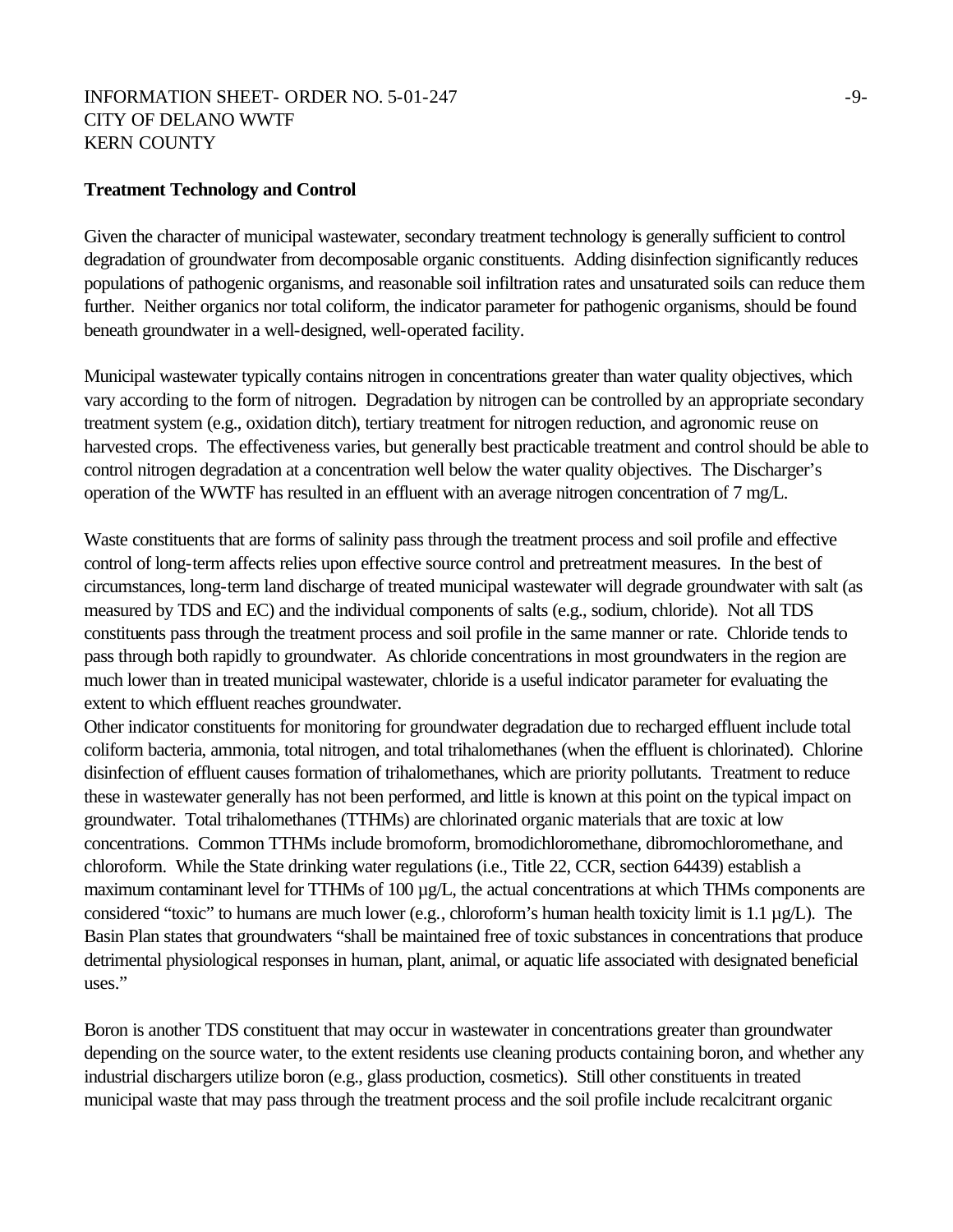**Treatment Technology and Control**

Given the character of municipal wastewater, secondary treatment technology is generally sufficient to control degradation of groundwater from decomposable organic constituents. Adding disinfection significantly reduces populations of pathogenic organisms, and reasonable soil infiltration rates and unsaturated soils can reduce them further. Neither organics nor total coliform, the indicator parameter for pathogenic organisms, should be found beneath groundwater in a well-designed, well-operated facility.

Municipal wastewater typically contains nitrogen in concentrations greater than water quality objectives, which vary according to the form of nitrogen. Degradation by nitrogen can be controlled by an appropriate secondary treatment system (e.g., oxidation ditch), tertiary treatment for nitrogen reduction, and agronomic reuse on harvested crops. The effectiveness varies, but generally best practicable treatment and control should be able to control nitrogen degradation at a concentration well below the water quality objectives. The Discharger's operation of the WWTF has resulted in an effluent with an average nitrogen concentration of 7 mg/L.

Waste constituents that are forms of salinity pass through the treatment process and soil profile and effective control of long-term affects relies upon effective source control and pretreatment measures. In the best of circumstances, long-term land discharge of treated municipal wastewater will degrade groundwater with salt (as measured by TDS and EC) and the individual components of salts (e.g., sodium, chloride). Not all TDS constituents pass through the treatment process and soil profile in the same manner or rate. Chloride tends to pass through both rapidly to groundwater. As chloride concentrations in most groundwaters in the region are much lower than in treated municipal wastewater, chloride is a useful indicator parameter for evaluating the extent to which effluent reaches groundwater.

Other indicator constituents for monitoring for groundwater degradation due to recharged effluent include total coliform bacteria, ammonia, total nitrogen, and total trihalomethanes (when the effluent is chlorinated). Chlorine disinfection of effluent causes formation of trihalomethanes, which are priority pollutants. Treatment to reduce these in wastewater generally has not been performed, and little is known at this point on the typical impact on groundwater. Total trihalomethanes (TTHMs) are chlorinated organic materials that are toxic at low concentrations. Common TTHMs include bromoform, bromodichloromethane, dibromochloromethane, and chloroform. While the State drinking water regulations (i.e., Title 22, CCR, section 64439) establish a maximum contaminant level for TTHMs of 100 µg/L, the actual concentrations at which THMs components are considered "toxic" to humans are much lower (e.g., chloroform's human health toxicity limit is 1.1 µg/L). The Basin Plan states that groundwaters "shall be maintained free of toxic substances in concentrations that produce detrimental physiological responses in human, plant, animal, or aquatic life associated with designated beneficial uses."

Boron is another TDS constituent that may occur in wastewater in concentrations greater than groundwater depending on the source water, to the extent residents use cleaning products containing boron, and whether any industrial dischargers utilize boron (e.g., glass production, cosmetics). Still other constituents in treated municipal waste that may pass through the treatment process and the soil profile include recalcitrant organic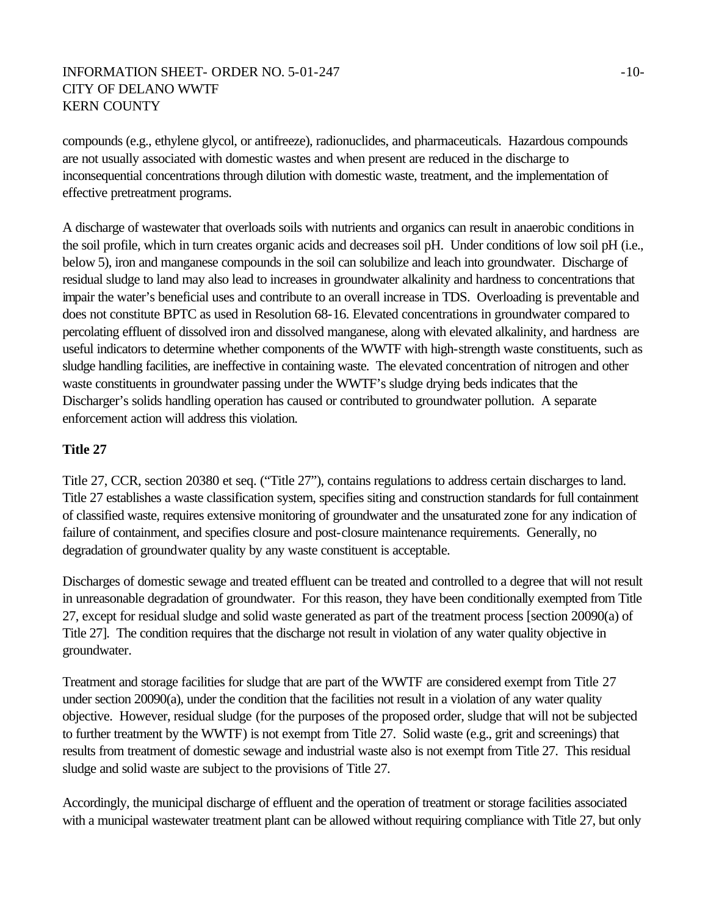compounds (e.g., ethylene glycol, or antifreeze), radionuclides, and pharmaceuticals. Hazardous compounds are not usually associated with domestic wastes and when present are reduced in the discharge to inconsequential concentrations through dilution with domestic waste, treatment, and the implementation of effective pretreatment programs.

A discharge of wastewater that overloads soils with nutrients and organics can result in anaerobic conditions in the soil profile, which in turn creates organic acids and decreases soil pH. Under conditions of low soil pH (i.e., below 5), iron and manganese compounds in the soil can solubilize and leach into groundwater. Discharge of residual sludge to land may also lead to increases in groundwater alkalinity and hardness to concentrations that impair the water's beneficial uses and contribute to an overall increase in TDS. Overloading is preventable and does not constitute BPTC as used in Resolution 68-16. Elevated concentrations in groundwater compared to percolating effluent of dissolved iron and dissolved manganese, along with elevated alkalinity, and hardness are useful indicators to determine whether components of the WWTF with high-strength waste constituents, such as sludge handling facilities, are ineffective in containing waste. The elevated concentration of nitrogen and other waste constituents in groundwater passing under the WWTF's sludge drying beds indicates that the Discharger's solids handling operation has caused or contributed to groundwater pollution. A separate enforcement action will address this violation.

**Title 27**

Title 27, CCR, section 20380 et seq. ("Title 27"), contains regulations to address certain discharges to land. Title 27 establishes a waste classification system, specifies siting and construction standards for full containment of classified waste, requires extensive monitoring of groundwater and the unsaturated zone for any indication of failure of containment, and specifies closure and post-closure maintenance requirements. Generally, no degradation of groundwater quality by any waste constituent is acceptable.

Discharges of domestic sewage and treated effluent can be treated and controlled to a degree that will not result in unreasonable degradation of groundwater. For this reason, they have been conditionally exempted from Title 27, except for residual sludge and solid waste generated as part of the treatment process [section 20090(a) of Title 27]. The condition requires that the discharge not result in violation of any water quality objective in groundwater.

Treatment and storage facilities for sludge that are part of the WWTF are considered exempt from Title 27 under section 20090(a), under the condition that the facilities not result in a violation of any water quality objective. However, residual sludge (for the purposes of the proposed order, sludge that will not be subjected to further treatment by the WWTF) is not exempt from Title 27. Solid waste (e.g., grit and screenings) that results from treatment of domestic sewage and industrial waste also is not exempt from Title 27. This residual sludge and solid waste are subject to the provisions of Title 27.

Accordingly, the municipal discharge of effluent and the operation of treatment or storage facilities associated with a municipal wastewater treatment plant can be allowed without requiring compliance with Title 27, but only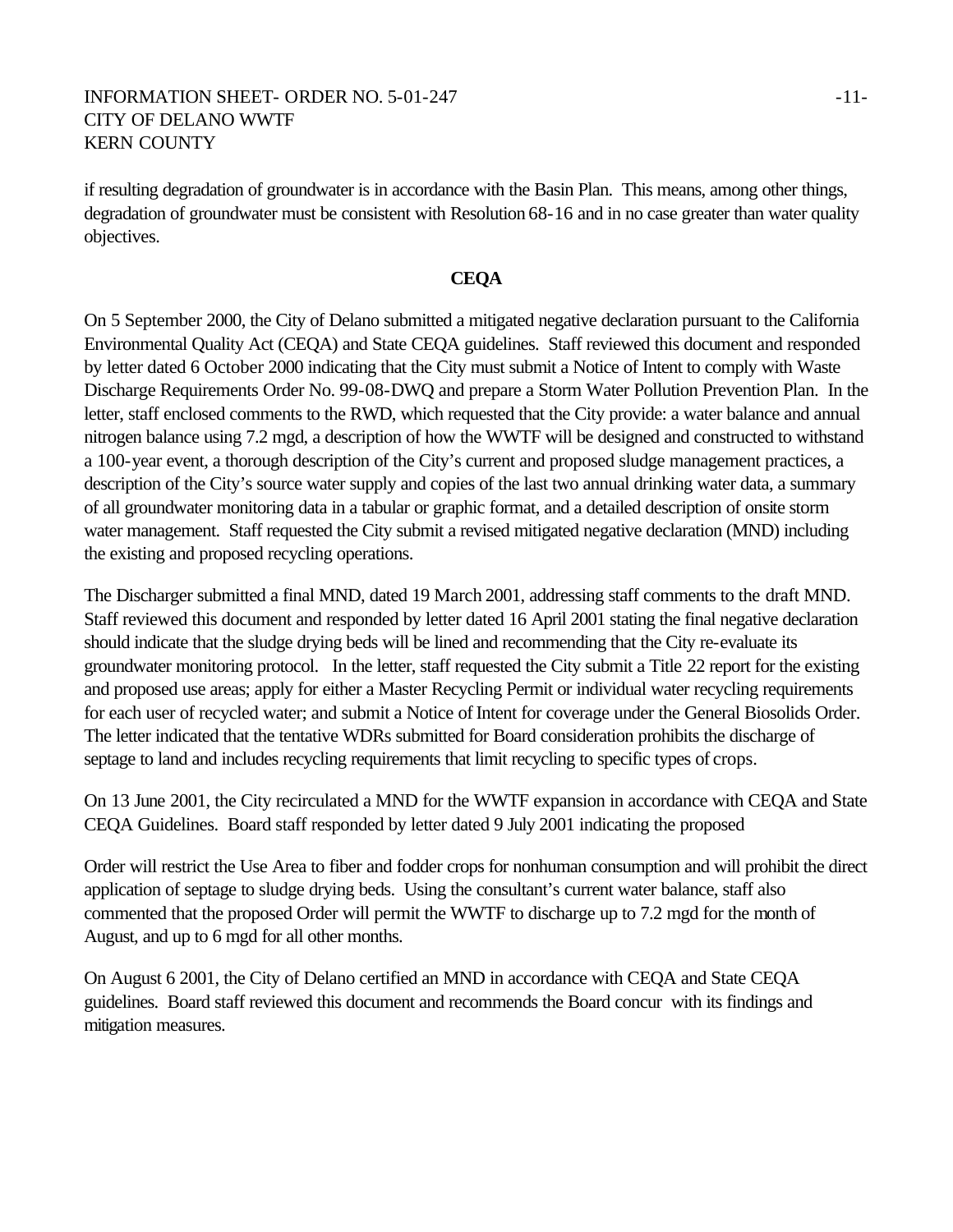if resulting degradation of groundwater is in accordance with the Basin Plan. This means, among other things, degradation of groundwater must be consistent with Resolution 68-16 and in no case greater than water quality objectives.

**CEQA**

On 5 September 2000, the City of Delano submitted a mitigated negative declaration pursuant to the California Environmental Quality Act (CEQA) and State CEQA guidelines. Staff reviewed this document and responded by letter dated 6 October 2000 indicating that the City must submit a Notice of Intent to comply with Waste Discharge Requirements Order No. 99-08-DWQ and prepare a Storm Water Pollution Prevention Plan. In the letter, staff enclosed comments to the RWD, which requested that the City provide: a water balance and annual nitrogen balance using 7.2 mgd, a description of how the WWTF will be designed and constructed to withstand a 100-year event, a thorough description of the City's current and proposed sludge management practices, a description of the City's source water supply and copies of the last two annual drinking water data, a summary of all groundwater monitoring data in a tabular or graphic format, and a detailed description of onsite storm water management. Staff requested the City submit a revised mitigated negative declaration (MND) including the existing and proposed recycling operations.

The Discharger submitted a final MND, dated 19 March 2001, addressing staff comments to the draft MND. Staff reviewed this document and responded by letter dated 16 April 2001 stating the final negative declaration should indicate that the sludge drying beds will be lined and recommending that the City re-evaluate its groundwater monitoring protocol. In the letter, staff requested the City submit a Title 22 report for the existing and proposed use areas; apply for either a Master Recycling Permit or individual water recycling requirements for each user of recycled water; and submit a Notice of Intent for coverage under the General Biosolids Order. The letter indicated that the tentative WDRs submitted for Board consideration prohibits the discharge of septage to land and includes recycling requirements that limit recycling to specific types of crops.

On 13 June 2001, the City recirculated a MND for the WWTF expansion in accordance with CEQA and State CEQA Guidelines. Board staff responded by letter dated 9 July 2001 indicating the proposed

Order will restrict the Use Area to fiber and fodder crops for nonhuman consumption and will prohibit the direct application of septage to sludge drying beds. Using the consultant's current water balance, staff also commented that the proposed Order will permit the WWTF to discharge up to 7.2 mgd for the month of August, and up to 6 mgd for all other months.

On August 6 2001, the City of Delano certified an MND in accordance with CEQA and State CEQA guidelines. Board staff reviewed this document and recommends the Board concur with its findings and mitigation measures.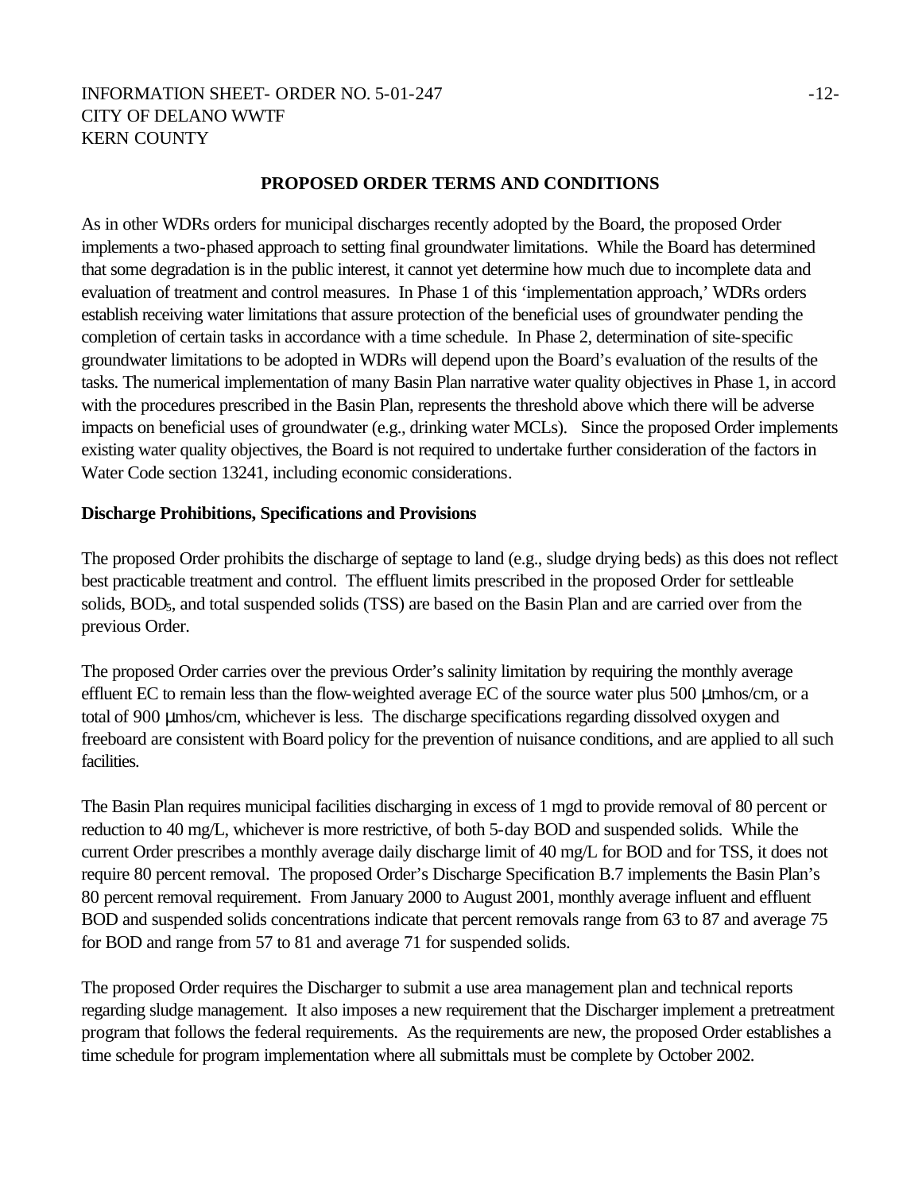## PROPOSED ORDER TERMS AND CONDITIONS

As in other WDRs orders for municipal discharges recently adopted by the Board, the proposed Order implements a two-phased approach to setting final groundwater limitations. While the Board has determined that some degradation is in the public interest, it cannot yet determine how much due to incomplete data and evaluation of treatment and control measures. In Phase 1 of this 'implementation approach,' WDRs orders establish receiving water limitations that assure protection of the beneficial uses of groundwater pending the completion of certain tasks in accordance with a time schedule. In Phase 2, determination of site-specific groundwater limitations to be adopted in WDRs will depend upon the Board's evaluation of the results of the tasks. The numerical implementation of many Basin Plan narrative water quality objectives in Phase 1, in accord with the procedures prescribed in the Basin Plan, represents the threshold above which there will be adverse impacts on beneficial uses of groundwater (e.g., drinking water MCLs). Since the proposed Order implements existing water quality objectives, the Board is not required to undertake further consideration of the factors in Water Code section 13241, including economic considerations.

### Discharge Prohibitions, Specifications and Provisions

The proposed Order prohibits the discharge of septage to land (e.g., sludge drying beds) as this does not reflect best practicable treatment and control. The effluent limits prescribed in the proposed Order for settleable solids, $BOD_5$, and total suspended solids (TSS) are based on the Basin Plan and are carried over from the previous Order.

The proposed Order carries over the previous Order's salinity limitation by requiring the monthly average effluent EC to remain less than the flow-weighted average EC of the source water plus 500 μmhos/cm, or a total of 900 μmhos/cm, whichever is less. The discharge specifications regarding dissolved oxygen and freeboard are consistent with Board policy for the prevention of nuisance conditions, and are applied to all such facilities.

The Basin Plan requires municipal facilities discharging in excess of 1 mgd to provide removal of 80 percent or reduction to 40 mg/L, whichever is more restrictive, of both 5-day BOD and suspended solids. While the current Order prescribes a monthly average daily discharge limit of 40 mg/L for BOD and for TSS, it does not require 80 percent removal. The proposed Order's Discharge Specification B.7 implements the Basin Plan's 80 percent removal requirement. From January 2000 to August 2001, monthly average influent and effluent BOD and suspended solids concentrations indicate that percent removals range from 63 to 87 and average 75 for BOD and range from 57 to 81 and average 71 for suspended solids.

The proposed Order requires the Discharger to submit a use area management plan and technical reports regarding sludge management. It also imposes a new requirement that the Discharger implement a pretreatment program that follows the federal requirements. As the requirements are new, the proposed Order establishes a time schedule for program implementation where all submittals must be complete by October 2002.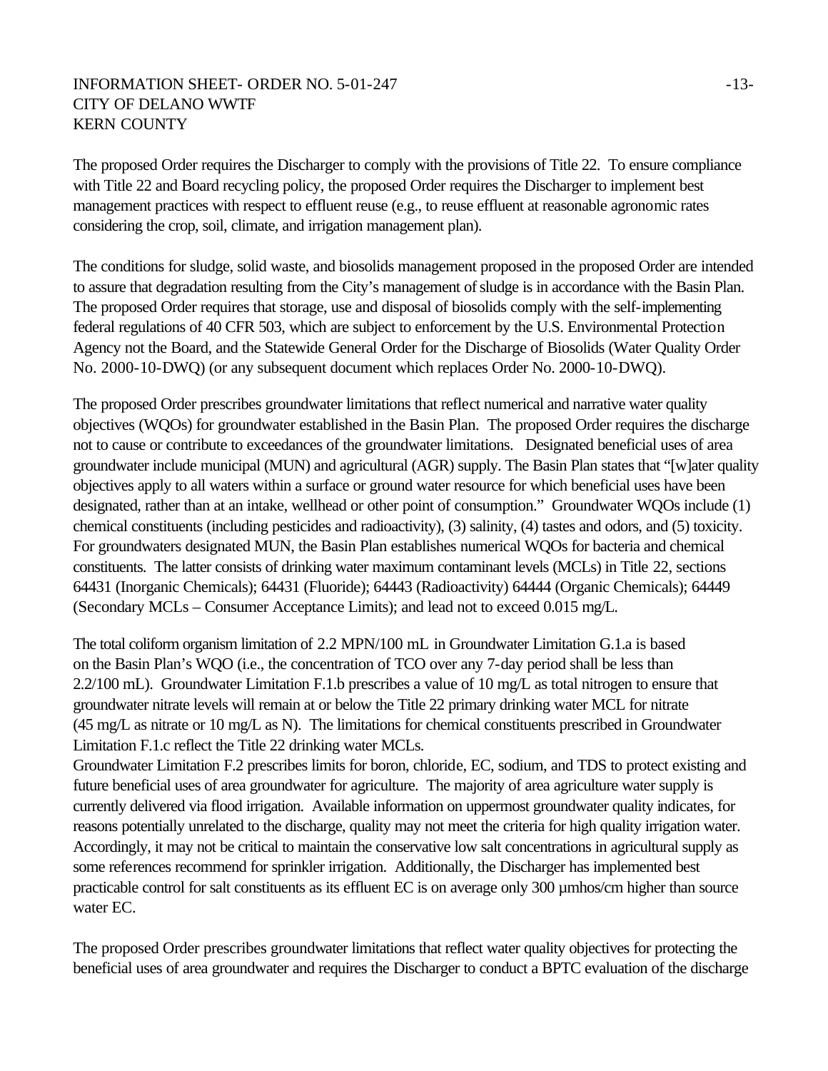The proposed Order requires the Discharger to comply with the provisions of Title 22. To ensure compliance with Title 22 and Board recycling policy, the proposed Order requires the Discharger to implement best management practices with respect to effluent reuse (e.g., to reuse effluent at reasonable agronomic rates considering the crop, soil, climate, and irrigation management plan).

The conditions for sludge, solid waste, and biosolids management proposed in the proposed Order are intended to assure that degradation resulting from the City's management of sludge is in accordance with the Basin Plan. The proposed Order requires that storage, use and disposal of biosolids comply with the self-implementing federal regulations of 40 CFR 503, which are subject to enforcement by the U.S. Environmental Protection Agency not the Board, and the Statewide General Order for the Discharge of Biosolids (Water Quality Order No. 2000-10-DWQ) (or any subsequent document which replaces Order No. 2000-10-DWQ).

The proposed Order prescribes groundwater limitations that reflect numerical and narrative water quality objectives (WQOs) for groundwater established in the Basin Plan. The proposed Order requires the discharge not to cause or contribute to exceedances of the groundwater limitations. Designated beneficial uses of area groundwater include municipal (MUN) and agricultural (AGR) supply. The Basin Plan states that "[w]ater quality objectives apply to all waters within a surface or ground water resource for which beneficial uses have been designated, rather than at an intake, wellhead or other point of consumption." Groundwater WQOs include (1) chemical constituents (including pesticides and radioactivity), (3) salinity, (4) tastes and odors, and (5) toxicity. For groundwaters designated MUN, the Basin Plan establishes numerical WQOs for bacteria and chemical constituents. The latter consists of drinking water maximum contaminant levels (MCLs) in Title 22, sections 64431 (Inorganic Chemicals); 64431 (Fluoride); 64443 (Radioactivity) 64444 (Organic Chemicals); 64449 (Secondary MCLs – Consumer Acceptance Limits); and lead not to exceed 0.015 mg/L.

The total coliform organism limitation of 2.2 MPN/100 mL in Groundwater Limitation G.1.a is based on the Basin Plan's WQO (i.e., the concentration of TCO over any 7-day period shall be less than 2.2/100 mL). Groundwater Limitation F.1.b prescribes a value of 10 mg/L as total nitrogen to ensure that groundwater nitrate levels will remain at or below the Title 22 primary drinking water MCL for nitrate (45 mg/L as nitrate or 10 mg/L as N). The limitations for chemical constituents prescribed in Groundwater Limitation F.1.c reflect the Title 22 drinking water MCLs.
Groundwater Limitation F.2 prescribes limits for boron, chloride, EC, sodium, and TDS to protect existing and future beneficial uses of area groundwater for agriculture. The majority of area agriculture water supply is currently delivered via flood irrigation. Available information on uppermost groundwater quality indicates, for reasons potentially unrelated to the discharge, quality may not meet the criteria for high quality irrigation water. Accordingly, it may not be critical to maintain the conservative low salt concentrations in agricultural supply as some references recommend for sprinkler irrigation. Additionally, the Discharger has implemented best practicable control for salt constituents as its effluent EC is on average only 300 µmhos/cm higher than source water EC.

The proposed Order prescribes groundwater limitations that reflect water quality objectives for protecting the beneficial uses of area groundwater and requires the Discharger to conduct a BPTC evaluation of the discharge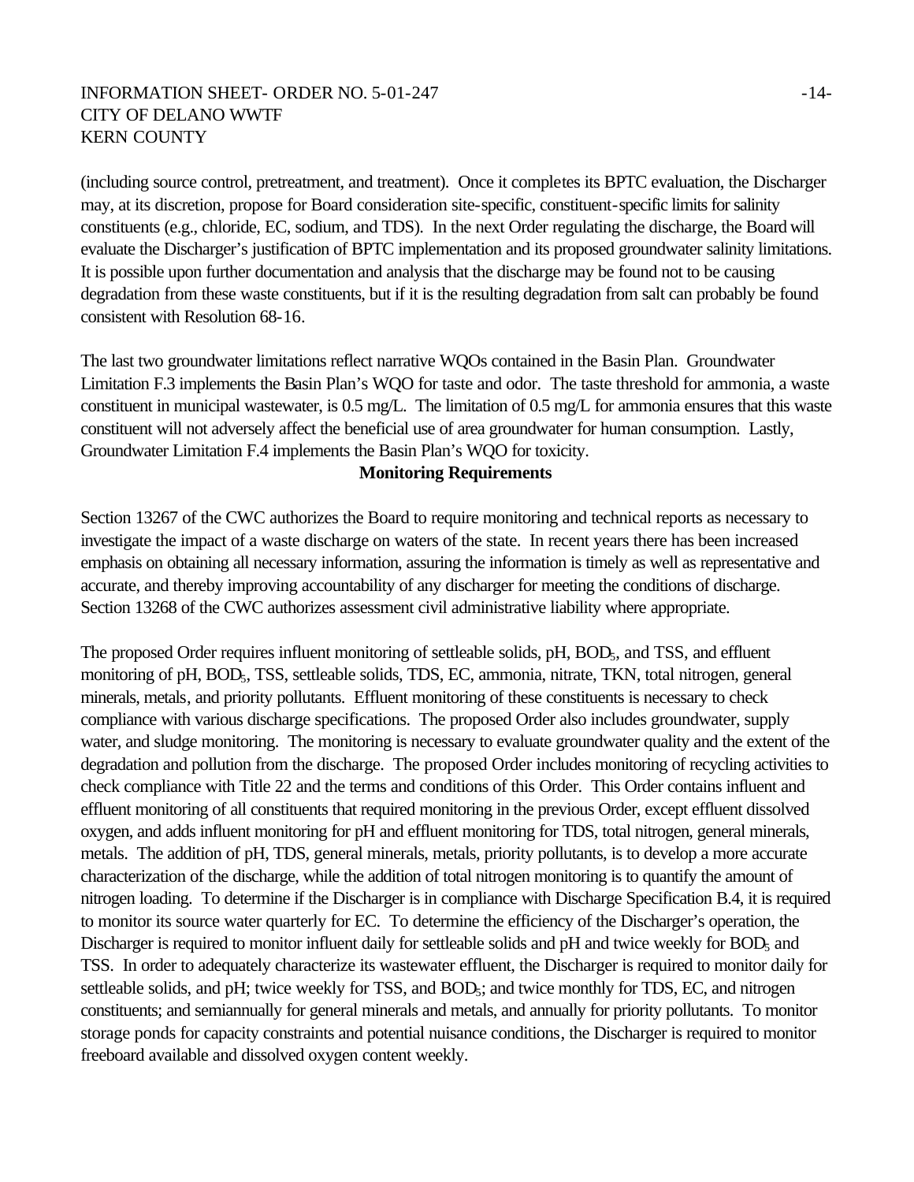(including source control, pretreatment, and treatment). Once it completes its BPTC evaluation, the Discharger may, at its discretion, propose for Board consideration site-specific, constituent-specific limits for salinity constituents (e.g., chloride, EC, sodium, and TDS). In the next Order regulating the discharge, the Board will evaluate the Discharger's justification of BPTC implementation and its proposed groundwater salinity limitations. It is possible upon further documentation and analysis that the discharge may be found not to be causing degradation from these waste constituents, but if it is the resulting degradation from salt can probably be found consistent with Resolution 68-16.

The last two groundwater limitations reflect narrative WQOs contained in the Basin Plan. Groundwater Limitation F.3 implements the Basin Plan's WQO for taste and odor. The taste threshold for ammonia, a waste constituent in municipal wastewater, is 0.5 mg/L. The limitation of 0.5 mg/L for ammonia ensures that this waste constituent will not adversely affect the beneficial use of area groundwater for human consumption. Lastly, Groundwater Limitation F.4 implements the Basin Plan's WQO for toxicity.

**Monitoring Requirements**

Section 13267 of the CWC authorizes the Board to require monitoring and technical reports as necessary to investigate the impact of a waste discharge on waters of the state. In recent years there has been increased emphasis on obtaining all necessary information, assuring the information is timely as well as representative and accurate, and thereby improving accountability of any discharger for meeting the conditions of discharge. Section 13268 of the CWC authorizes assessment civil administrative liability where appropriate.

The proposed Order requires influent monitoring of settleable solids, pH, $BOD_5$, and TSS, and effluent monitoring of pH, $BOD_5$, TSS, settleable solids, TDS, EC, ammonia, nitrate, TKN, total nitrogen, general minerals, metals, and priority pollutants. Effluent monitoring of these constituents is necessary to check compliance with various discharge specifications. The proposed Order also includes groundwater, supply water, and sludge monitoring. The monitoring is necessary to evaluate groundwater quality and the extent of the degradation and pollution from the discharge. The proposed Order includes monitoring of recycling activities to check compliance with Title 22 and the terms and conditions of this Order. This Order contains influent and effluent monitoring of all constituents that required monitoring in the previous Order, except effluent dissolved oxygen, and adds influent monitoring for pH and effluent monitoring for TDS, total nitrogen, general minerals, metals. The addition of pH, TDS, general minerals, metals, priority pollutants, is to develop a more accurate characterization of the discharge, while the addition of total nitrogen monitoring is to quantify the amount of nitrogen loading. To determine if the Discharger is in compliance with Discharge Specification B.4, it is required to monitor its source water quarterly for EC. To determine the efficiency of the Discharger's operation, the Discharger is required to monitor influent daily for settleable solids and pH and twice weekly for $BOD_5$ and TSS. In order to adequately characterize its wastewater effluent, the Discharger is required to monitor daily for settleable solids, and pH; twice weekly for TSS, and $BOD_5$; and twice monthly for TDS, EC, and nitrogen constituents; and semiannually for general minerals and metals, and annually for priority pollutants. To monitor storage ponds for capacity constraints and potential nuisance conditions, the Discharger is required to monitor freeboard available and dissolved oxygen content weekly.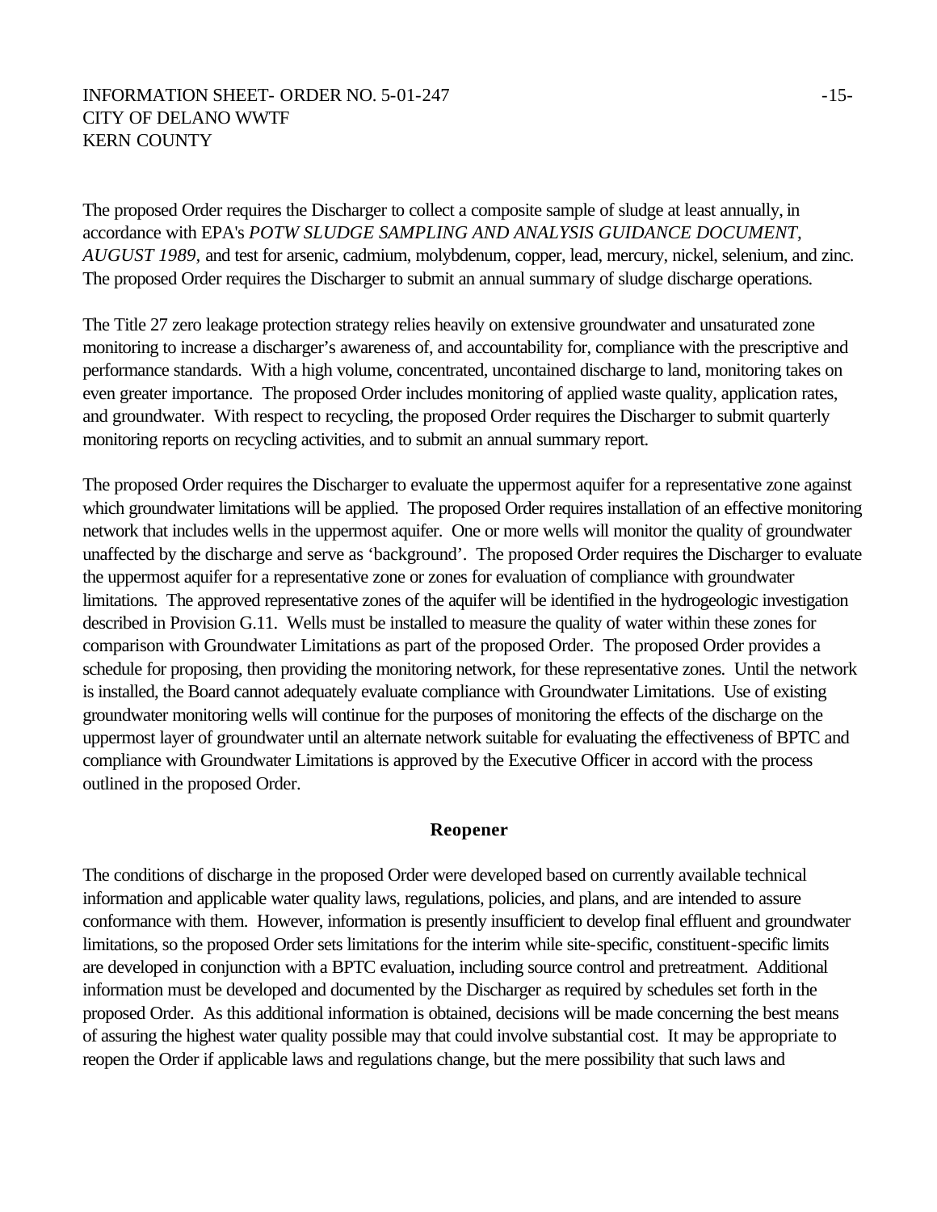The proposed Order requires the Discharger to collect a composite sample of sludge at least annually, in accordance with EPA's *POTW SLUDGE SAMPLING AND ANALYSIS GUIDANCE DOCUMENT, AUGUST 1989*, and test for arsenic, cadmium, molybdenum, copper, lead, mercury, nickel, selenium, and zinc. The proposed Order requires the Discharger to submit an annual summary of sludge discharge operations.

The Title 27 zero leakage protection strategy relies heavily on extensive groundwater and unsaturated zone monitoring to increase a discharger's awareness of, and accountability for, compliance with the prescriptive and performance standards. With a high volume, concentrated, uncontained discharge to land, monitoring takes on even greater importance. The proposed Order includes monitoring of applied waste quality, application rates, and groundwater. With respect to recycling, the proposed Order requires the Discharger to submit quarterly monitoring reports on recycling activities, and to submit an annual summary report.

The proposed Order requires the Discharger to evaluate the uppermost aquifer for a representative zone against which groundwater limitations will be applied. The proposed Order requires installation of an effective monitoring network that includes wells in the uppermost aquifer. One or more wells will monitor the quality of groundwater unaffected by the discharge and serve as 'background'. The proposed Order requires the Discharger to evaluate the uppermost aquifer for a representative zone or zones for evaluation of compliance with groundwater limitations. The approved representative zones of the aquifer will be identified in the hydrogeologic investigation described in Provision G.11. Wells must be installed to measure the quality of water within these zones for comparison with Groundwater Limitations as part of the proposed Order. The proposed Order provides a schedule for proposing, then providing the monitoring network, for these representative zones. Until the network is installed, the Board cannot adequately evaluate compliance with Groundwater Limitations. Use of existing groundwater monitoring wells will continue for the purposes of monitoring the effects of the discharge on the uppermost layer of groundwater until an alternate network suitable for evaluating the effectiveness of BPTC and compliance with Groundwater Limitations is approved by the Executive Officer in accord with the process outlined in the proposed Order.

## Reopener

The conditions of discharge in the proposed Order were developed based on currently available technical information and applicable water quality laws, regulations, policies, and plans, and are intended to assure conformance with them. However, information is presently insufficient to develop final effluent and groundwater limitations, so the proposed Order sets limitations for the interim while site-specific, constituent-specific limits are developed in conjunction with a BPTC evaluation, including source control and pretreatment. Additional information must be developed and documented by the Discharger as required by schedules set forth in the proposed Order. As this additional information is obtained, decisions will be made concerning the best means of assuring the highest water quality possible may that could involve substantial cost. It may be appropriate to reopen the Order if applicable laws and regulations change, but the mere possibility that such laws and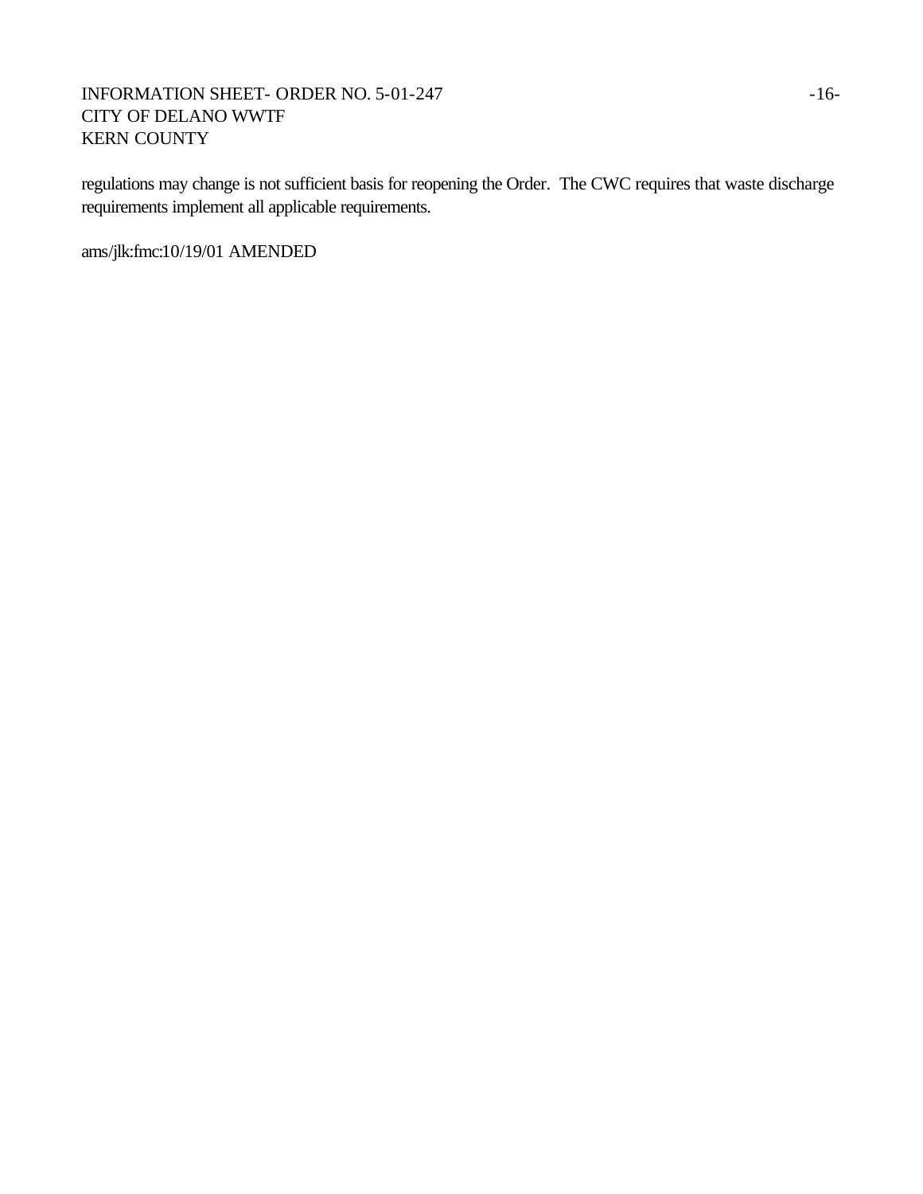regulations may change is not sufficient basis for reopening the Order. The CWC requires that waste discharge requirements implement all applicable requirements.

ams/jlk:fmc:10/19/01 AMENDED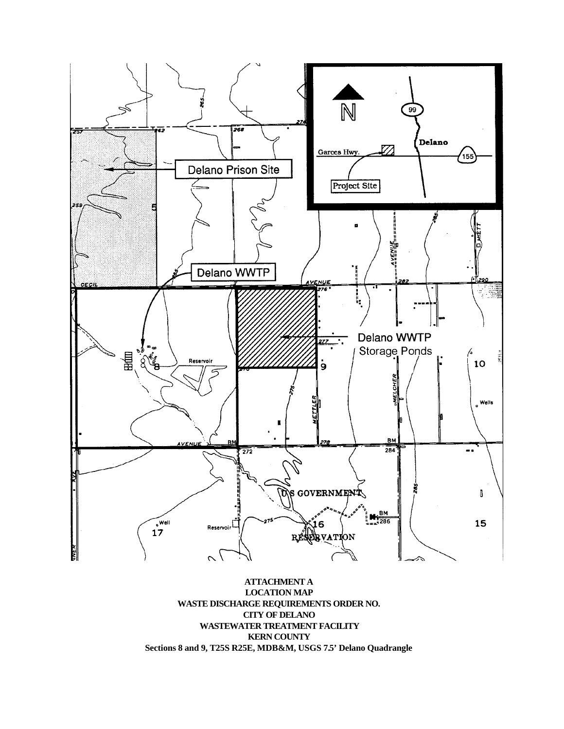**ATTACHMENT A**
**LOCATION MAP**
**WASTE DISCHARGE REQUIREMENTS ORDER NO.**
**CITY OF DELANO**
**WASTEWATER TREATMENT FACILITY**
**KERN COUNTY**
**Sections 8 and 9, T25S R25E, MDB&M, USGS 7.5' Delano Quadrangle**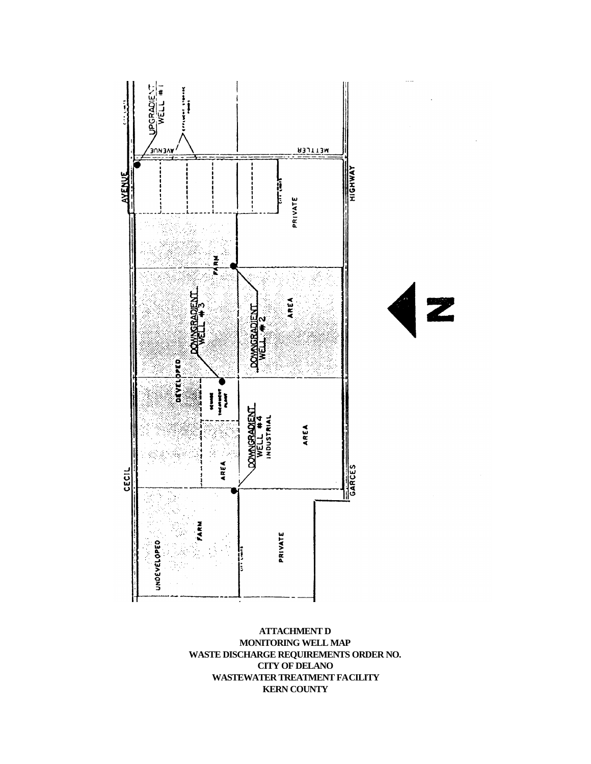UPGRADIENT WELL #1

EFFLUENT STORAGE PONDS

AVENUE

METTLER

AVENUE

HIGHWAY

CITY LIMITS

PRIVATE

FARM

DOWNGRADIENT WELL #3

DOWNGRADIENT WELL #2

AREA

DEVELOPED

SEWAGE TREATMENT PLANT

DOWNGRADIENT WELL #4

INDUSTRIAL

AREA

AREA

CECIL

GARCES

UNDEVELOPED

FARM

CITY LIMITS

PRIVATE

N

**ATTACHMENT D**
**MONITORING WELL MAP**
**WASTE DISCHARGE REQUIREMENTS ORDER NO.**
**CITY OF DELANO**
**WASTEWATER TREATMENT FACILITY**
**KERN COUNTY**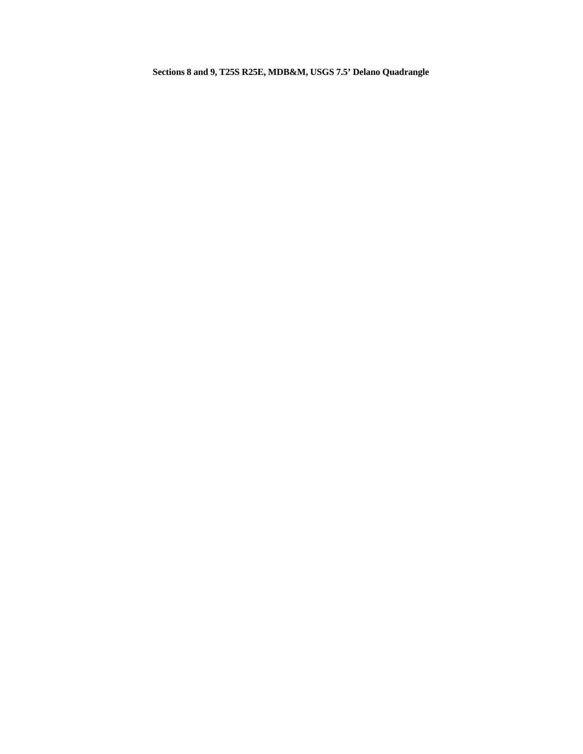**Sections 8 and 9, T25S R25E, MDB&M, USGS 7.5' Delano Quadrangle**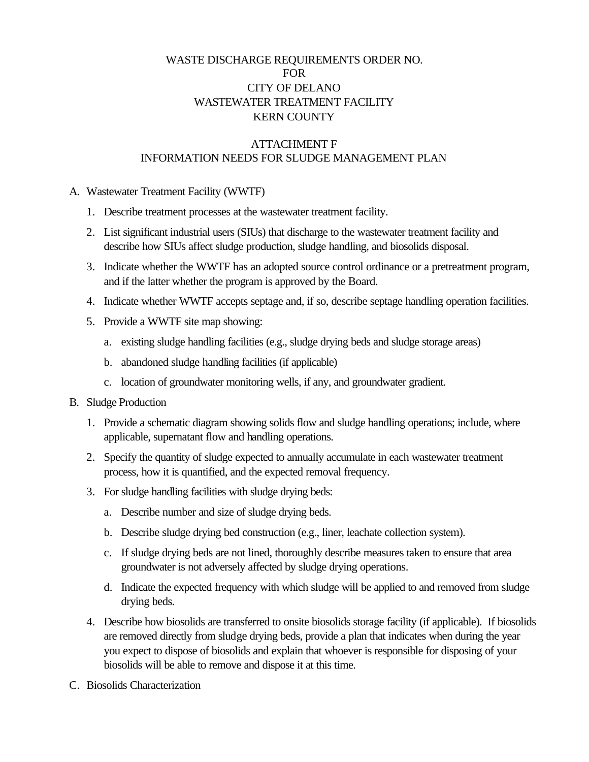WASTE DISCHARGE REQUIREMENTS ORDER NO.
FOR
CITY OF DELANO
WASTEWATER TREATMENT FACILITY
KERN COUNTY

ATTACHMENT F
INFORMATION NEEDS FOR SLUDGE MANAGEMENT PLAN

A. Wastewater Treatment Facility (WWTF)

1. Describe treatment processes at the wastewater treatment facility.
2. List significant industrial users (SIUs) that discharge to the wastewater treatment facility and describe how SIUs affect sludge production, sludge handling, and biosolids disposal.
3. Indicate whether the WWTF has an adopted source control ordinance or a pretreatment program, and if the latter whether the program is approved by the Board.
4. Indicate whether WWTF accepts septage and, if so, describe septage handling operation facilities.
5. Provide a WWTF site map showing:
   a. existing sludge handling facilities (e.g., sludge drying beds and sludge storage areas)
   b. abandoned sludge handling facilities (if applicable)
   c. location of groundwater monitoring wells, if any, and groundwater gradient.

B. Sludge Production

1. Provide a schematic diagram showing solids flow and sludge handling operations; include, where applicable, supernatant flow and handling operations.
2. Specify the quantity of sludge expected to annually accumulate in each wastewater treatment process, how it is quantified, and the expected removal frequency.
3. For sludge handling facilities with sludge drying beds:
   a. Describe number and size of sludge drying beds.
   b. Describe sludge drying bed construction (e.g., liner, leachate collection system).
   c. If sludge drying beds are not lined, thoroughly describe measures taken to ensure that area groundwater is not adversely affected by sludge drying operations.
   d. Indicate the expected frequency with which sludge will be applied to and removed from sludge drying beds.
4. Describe how biosolids are transferred to onsite biosolids storage facility (if applicable). If biosolids are removed directly from sludge drying beds, provide a plan that indicates when during the year you expect to dispose of biosolids and explain that whoever is responsible for disposing of your biosolids will be able to remove and dispose it at this time.

C. Biosolids Characterization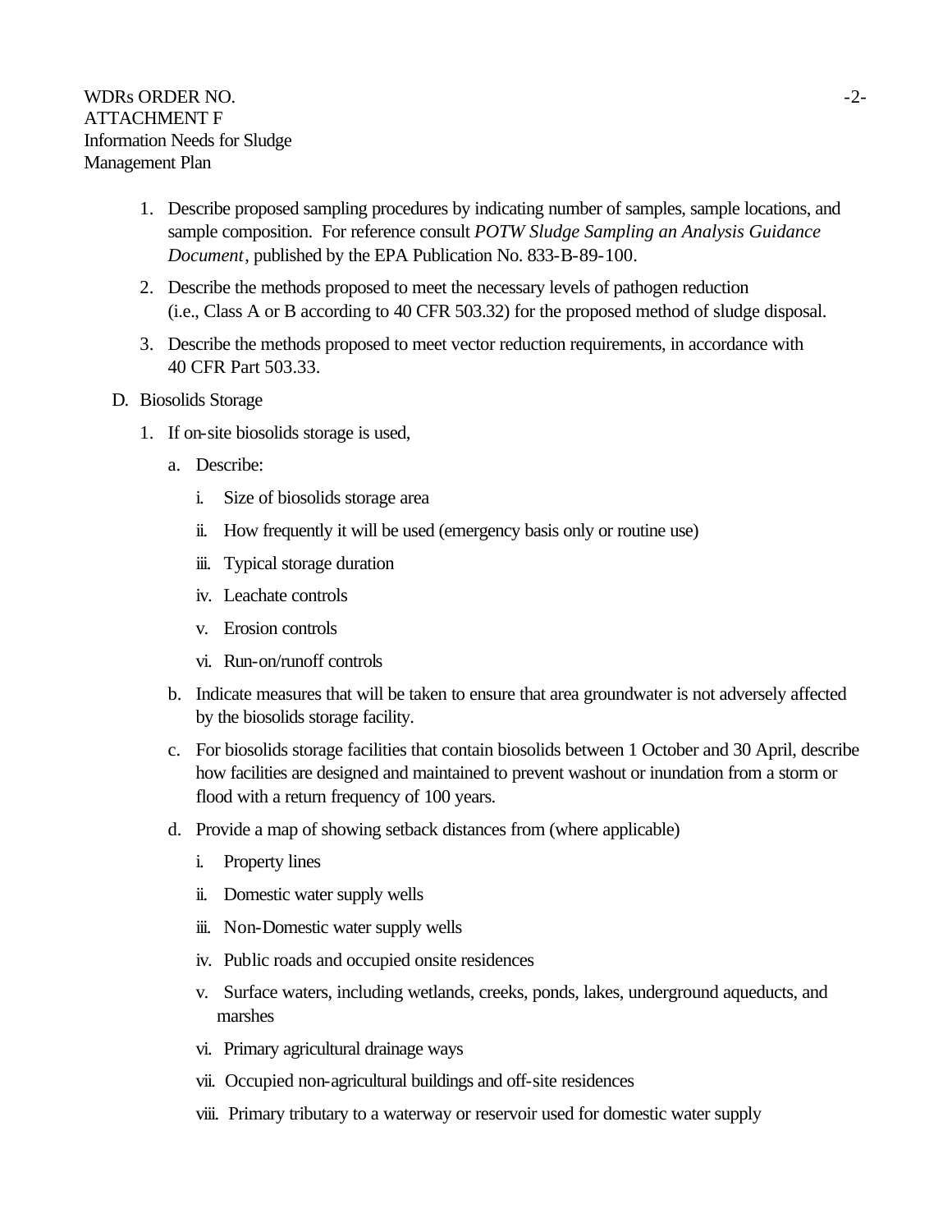1. Describe proposed sampling procedures by indicating number of samples, sample locations, and sample composition. For reference consult *POTW Sludge Sampling an Analysis Guidance Document*, published by the EPA Publication No. 833-B-89-100.
2. Describe the methods proposed to meet the necessary levels of pathogen reduction (i.e., Class A or B according to 40 CFR 503.32) for the proposed method of sludge disposal.
3. Describe the methods proposed to meet vector reduction requirements, in accordance with 40 CFR Part 503.33.

D. Biosolids Storage

1. If on-site biosolids storage is used,
    a. Describe:
        i. Size of biosolids storage area
        ii. How frequently it will be used (emergency basis only or routine use)
        iii. Typical storage duration
        iv. Leachate controls
        v. Erosion controls
        vi. Run-on/runoff controls
    b. Indicate measures that will be taken to ensure that area groundwater is not adversely affected by the biosolids storage facility.
    c. For biosolids storage facilities that contain biosolids between 1 October and 30 April, describe how facilities are designed and maintained to prevent washout or inundation from a storm or flood with a return frequency of 100 years.
    d. Provide a map of showing setback distances from (where applicable)
        i. Property lines
        ii. Domestic water supply wells
        iii. Non-Domestic water supply wells
        iv. Public roads and occupied onsite residences
        v. Surface waters, including wetlands, creeks, ponds, lakes, underground aqueducts, and marshes
        vi. Primary agricultural drainage ways
        vii. Occupied non-agricultural buildings and off-site residences
        viii. Primary tributary to a waterway or reservoir used for domestic water supply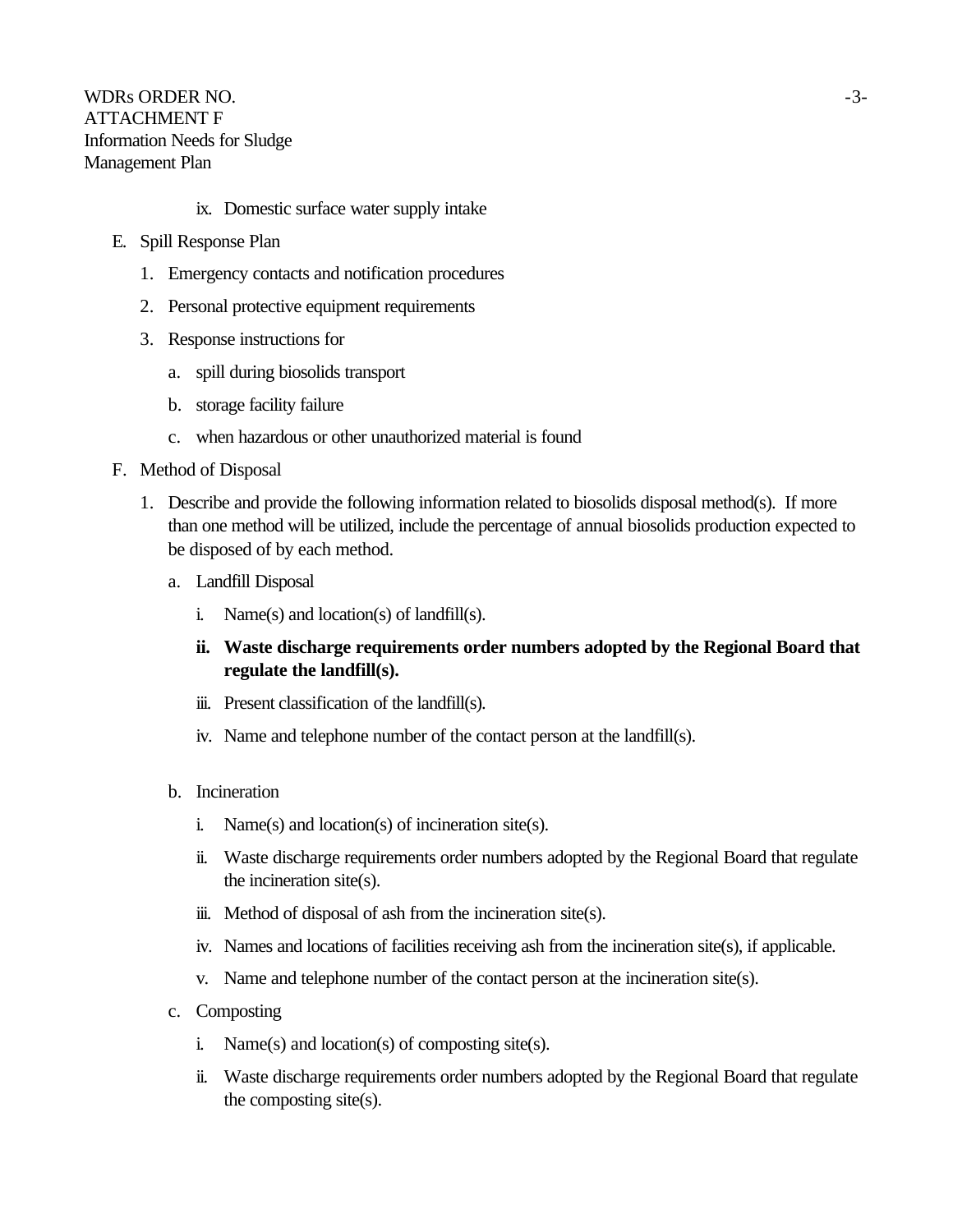ix. Domestic surface water supply intake

E. Spill Response Plan

1. Emergency contacts and notification procedures
2. Personal protective equipment requirements
3. Response instructions for
   a. spill during biosolids transport
   b. storage facility failure
   c. when hazardous or other unauthorized material is found

F. Method of Disposal

1. Describe and provide the following information related to biosolids disposal method(s). If more than one method will be utilized, include the percentage of annual biosolids production expected to be disposed of by each method.
   a. Landfill Disposal
      i. Name(s) and location(s) of landfill(s).
      ii. **Waste discharge requirements order numbers adopted by the Regional Board that regulate the landfill(s).**
      iii. Present classification of the landfill(s).
      iv. Name and telephone number of the contact person at the landfill(s).

   b. Incineration
      i. Name(s) and location(s) of incineration site(s).
      ii. Waste discharge requirements order numbers adopted by the Regional Board that regulate the incineration site(s).
      iii. Method of disposal of ash from the incineration site(s).
      iv. Names and locations of facilities receiving ash from the incineration site(s), if applicable.
      v. Name and telephone number of the contact person at the incineration site(s).
   c. Composting
      i. Name(s) and location(s) of composting site(s).
      ii. Waste discharge requirements order numbers adopted by the Regional Board that regulate the composting site(s).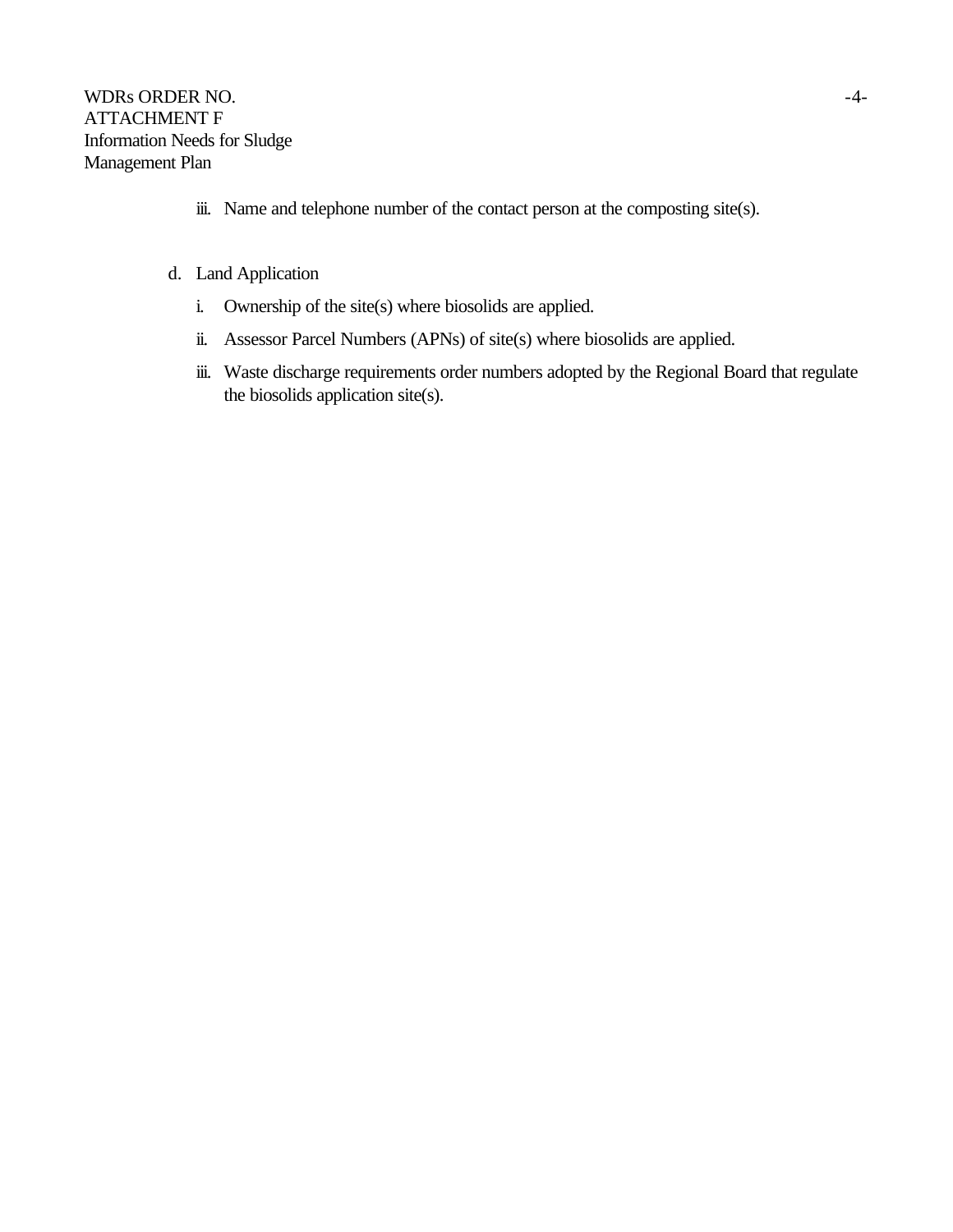iii. Name and telephone number of the contact person at the composting site(s).

d. Land Application

i. Ownership of the site(s) where biosolids are applied.

ii. Assessor Parcel Numbers (APNs) of site(s) where biosolids are applied.

iii. Waste discharge requirements order numbers adopted by the Regional Board that regulate the biosolids application site(s).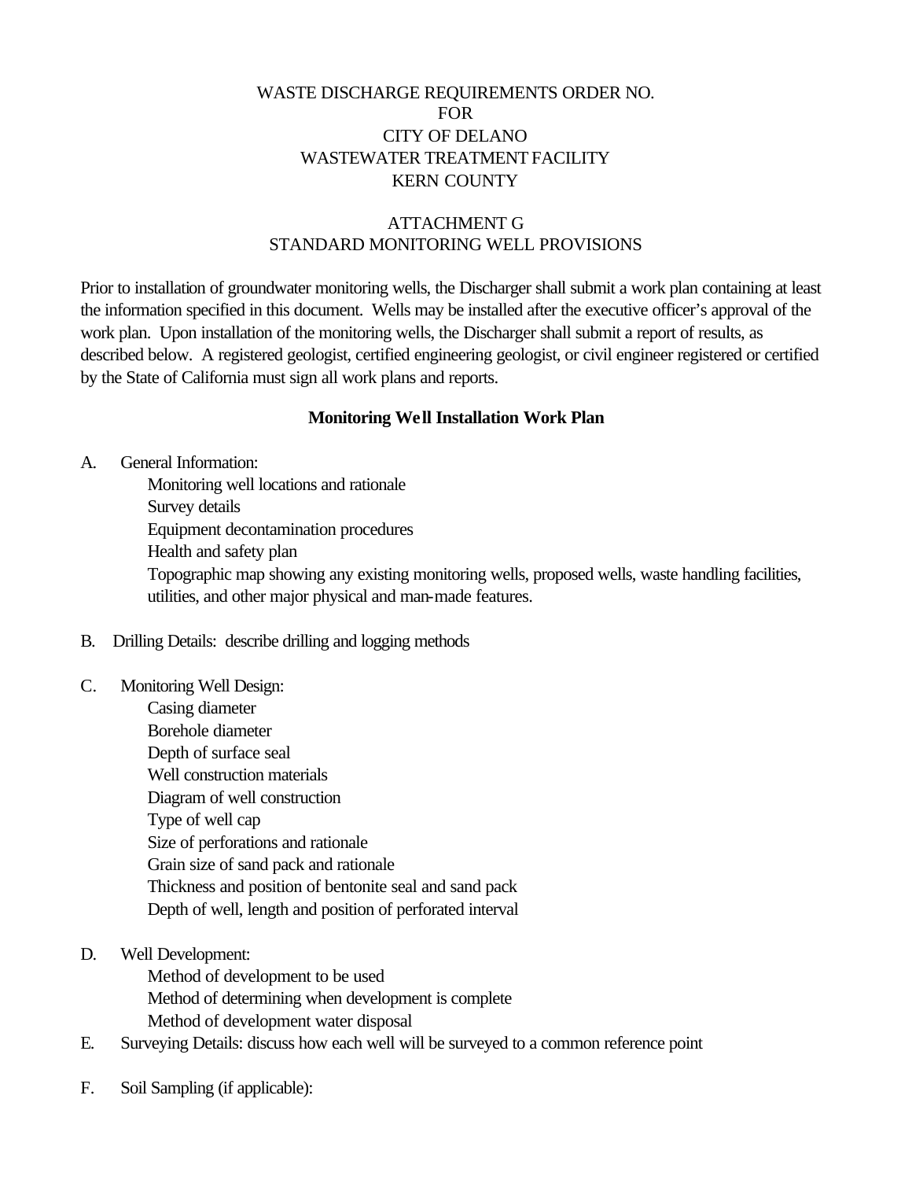WASTE DISCHARGE REQUIREMENTS ORDER NO.
FOR
CITY OF DELANO
WASTEWATER TREATMENT FACILITY
KERN COUNTY

ATTACHMENT G
STANDARD MONITORING WELL PROVISIONS

Prior to installation of groundwater monitoring wells, the Discharger shall submit a work plan containing at least the information specified in this document. Wells may be installed after the executive officer's approval of the work plan. Upon installation of the monitoring wells, the Discharger shall submit a report of results, as described below. A registered geologist, certified engineering geologist, or civil engineer registered or certified by the State of California must sign all work plans and reports.

**Monitoring Well Installation Work Plan**

A. General Information:
   - Monitoring well locations and rationale
   - Survey details
   - Equipment decontamination procedures
   - Health and safety plan
   - Topographic map showing any existing monitoring wells, proposed wells, waste handling facilities, utilities, and other major physical and man-made features.

B. Drilling Details: describe drilling and logging methods

C. Monitoring Well Design:
   - Casing diameter
   - Borehole diameter
   - Depth of surface seal
   - Well construction materials
   - Diagram of well construction
   - Type of well cap
   - Size of perforations and rationale
   - Grain size of sand pack and rationale
   - Thickness and position of bentonite seal and sand pack
   - Depth of well, length and position of perforated interval

D. Well Development:
   - Method of development to be used
   - Method of determining when development is complete
   - Method of development water disposal

E. Surveying Details: discuss how each well will be surveyed to a common reference point

F. Soil Sampling (if applicable):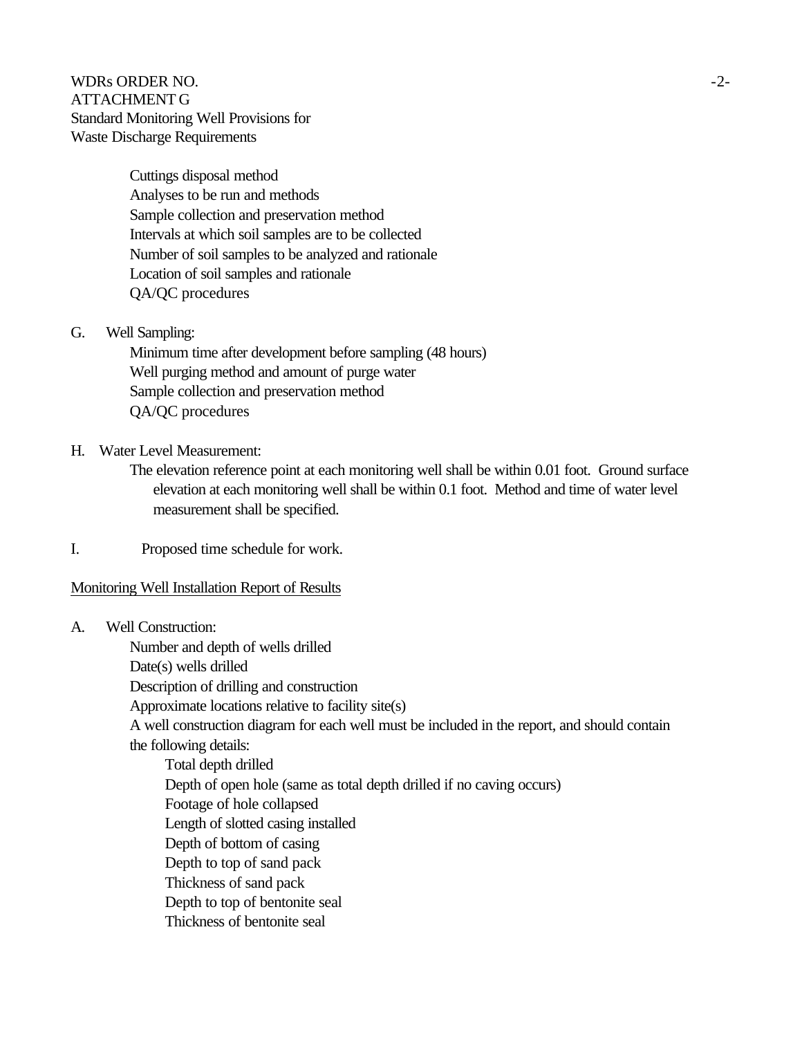Cuttings disposal method
Analyses to be run and methods
Sample collection and preservation method
Intervals at which soil samples are to be collected
Number of soil samples to be analyzed and rationale
Location of soil samples and rationale
QA/QC procedures

G. Well Sampling:

Minimum time after development before sampling (48 hours)
Well purging method and amount of purge water
Sample collection and preservation method
QA/QC procedures

H. Water Level Measurement:

The elevation reference point at each monitoring well shall be within 0.01 foot. Ground surface elevation at each monitoring well shall be within 0.1 foot. Method and time of water level measurement shall be specified.

I. Proposed time schedule for work.

<u>Monitoring Well Installation Report of Results</u>

A. Well Construction:

Number and depth of wells drilled
Date(s) wells drilled
Description of drilling and construction
Approximate locations relative to facility site(s)
A well construction diagram for each well must be included in the report, and should contain the following details:

- Total depth drilled
- Depth of open hole (same as total depth drilled if no caving occurs)
- Footage of hole collapsed
- Length of slotted casing installed
- Depth of bottom of casing
- Depth to top of sand pack
- Thickness of sand pack
- Depth to top of bentonite seal
- Thickness of bentonite seal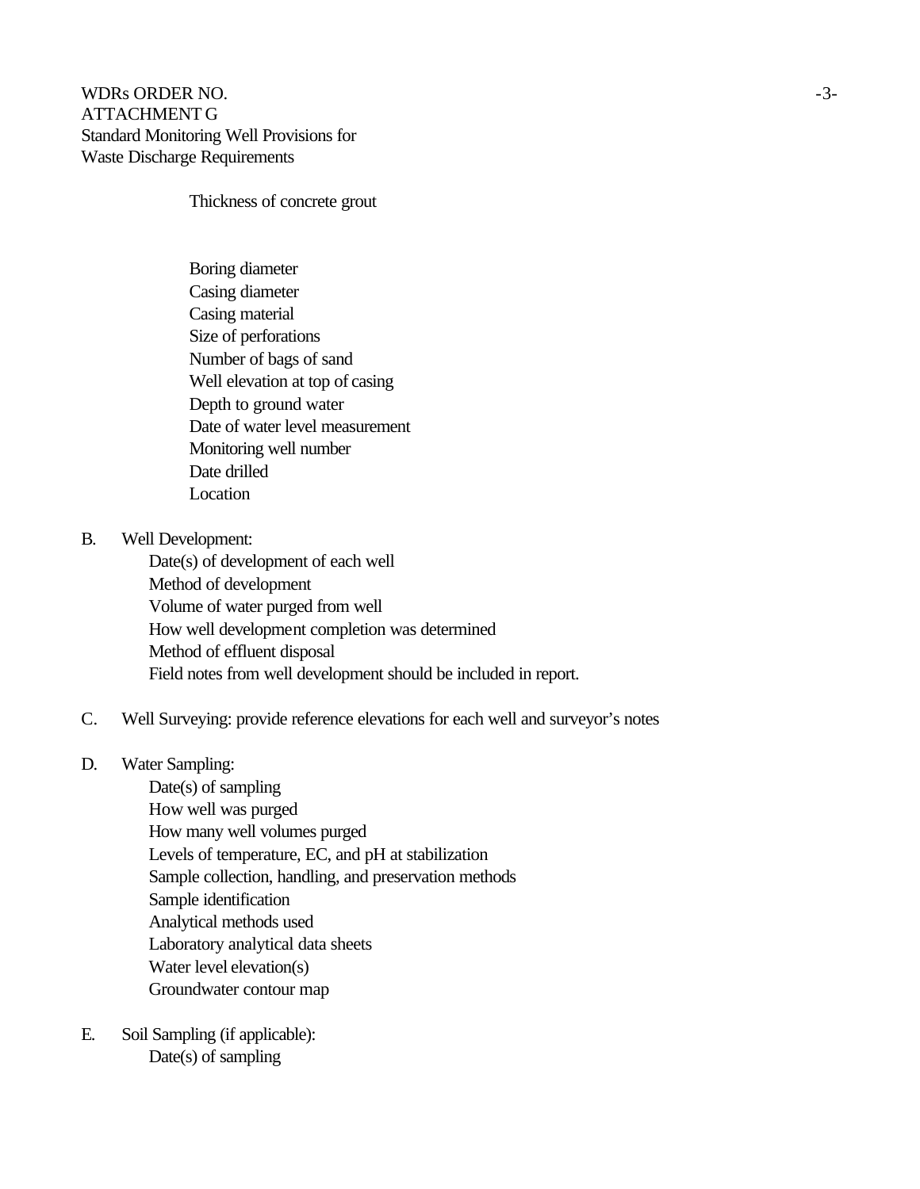Thickness of concrete grout

Boring diameter
Casing diameter
Casing material
Size of perforations
Number of bags of sand
Well elevation at top of casing
Depth to ground water
Date of water level measurement
Monitoring well number
Date drilled
Location

B. Well Development:
   - Date(s) of development of each well
   - Method of development
   - Volume of water purged from well
   - How well development completion was determined
   - Method of effluent disposal
   - Field notes from well development should be included in report.

C. Well Surveying: provide reference elevations for each well and surveyor's notes

D. Water Sampling:
   - Date(s) of sampling
   - How well was purged
   - How many well volumes purged
   - Levels of temperature, EC, and pH at stabilization
   - Sample collection, handling, and preservation methods
   - Sample identification
   - Analytical methods used
   - Laboratory analytical data sheets
   - Water level elevation(s)
   - Groundwater contour map

E. Soil Sampling (if applicable):
   - Date(s) of sampling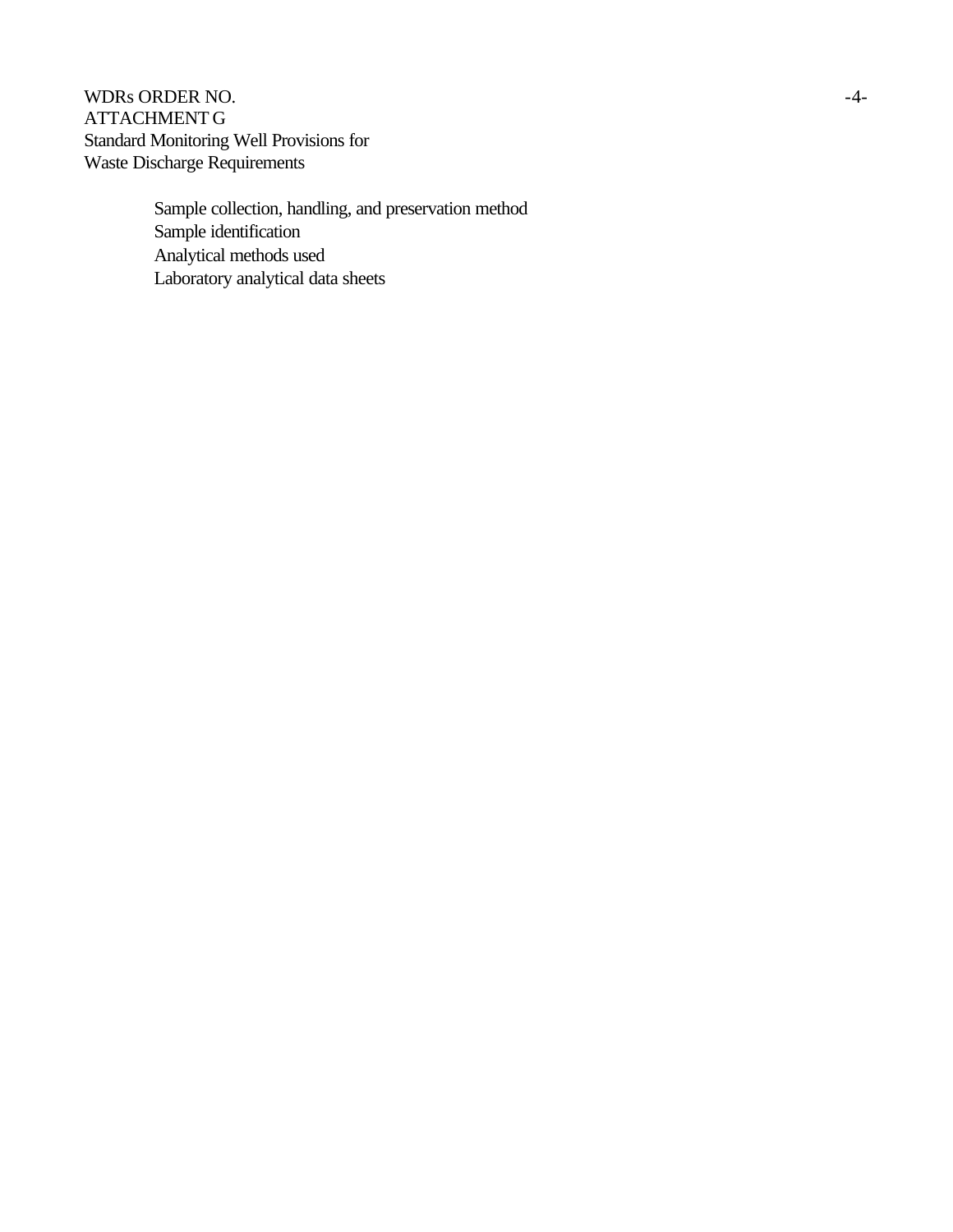Sample collection, handling, and preservation method
Sample identification
Analytical methods used
Laboratory analytical data sheets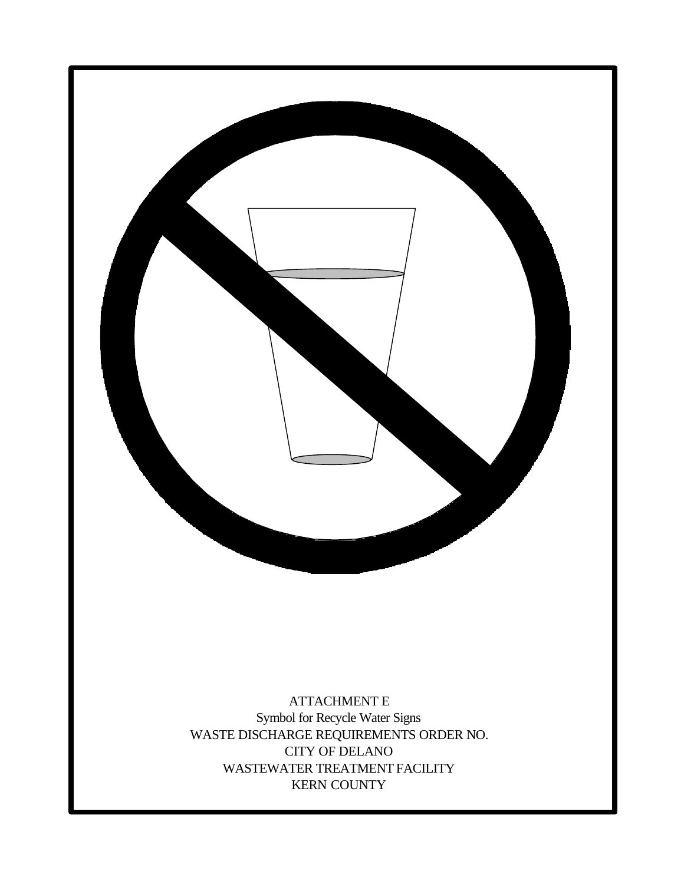ATTACHMENT E

Symbol for Recycle Water Signs

WASTE DISCHARGE REQUIREMENTS ORDER NO.

CITY OF DELANO

WASTEWATER TREATMENT FACILITY

KERN COUNTY